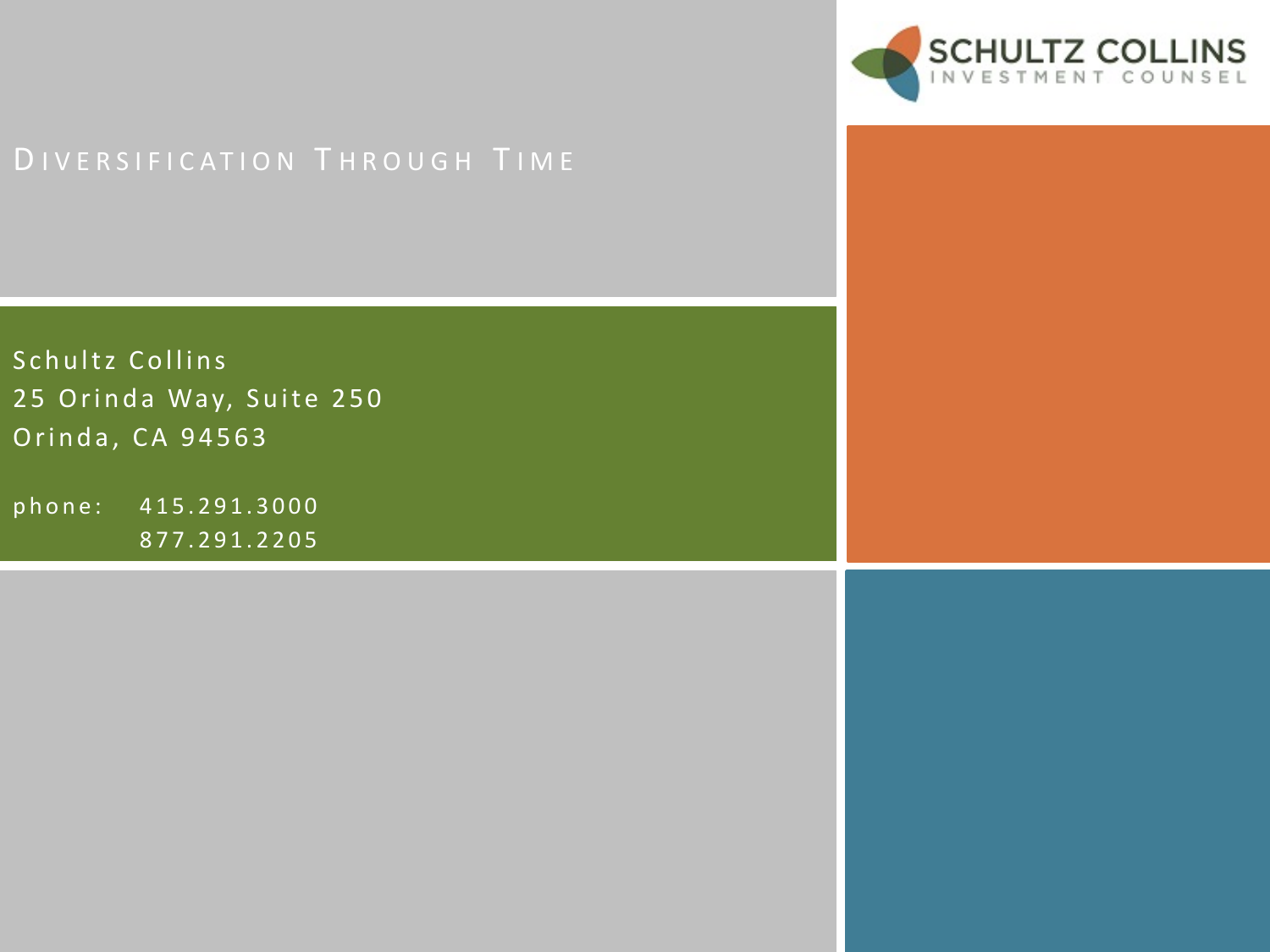SCHULTZ COLLINS
INVESTMENT COUNSEL

# Diversification Through Time

Schultz Collins
25 Orinda Way, Suite 250
Orinda, CA 94563

phone: 415.291.3000
877.291.2205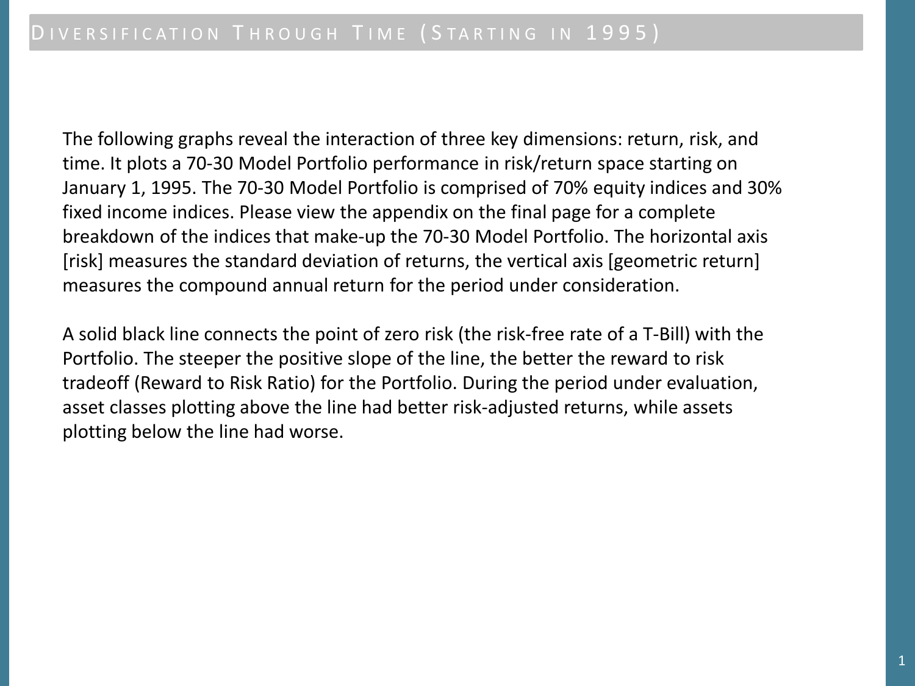# Diversification Through Time (Starting in 1995)

The following graphs reveal the interaction of three key dimensions: return, risk, and time. It plots a 70-30 Model Portfolio performance in risk/return space starting on January 1, 1995. The 70-30 Model Portfolio is comprised of 70% equity indices and 30% fixed income indices. Please view the appendix on the final page for a complete breakdown of the indices that make-up the 70-30 Model Portfolio. The horizontal axis [risk] measures the standard deviation of returns, the vertical axis [geometric return] measures the compound annual return for the period under consideration.

A solid black line connects the point of zero risk (the risk-free rate of a T-Bill) with the Portfolio. The steeper the positive slope of the line, the better the reward to risk tradeoff (Reward to Risk Ratio) for the Portfolio. During the period under evaluation, asset classes plotting above the line had better risk-adjusted returns, while assets plotting below the line had worse.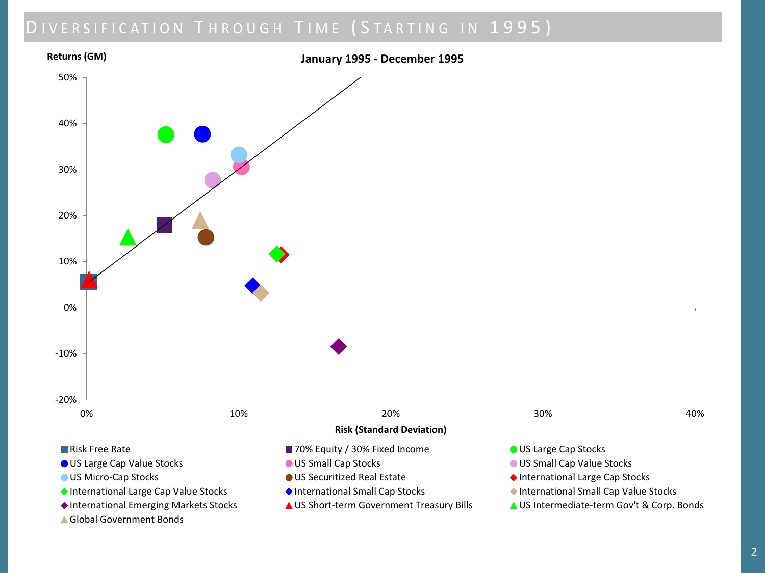# Diversification Through Time (Starting in 1995)

**January 1995 - December 1995**

Returns (GM)

50%
40%
30%
20%
10%
0%
-10%
-20%

0% 10% 20% 30% 40%

Risk (Standard Deviation)

- Risk Free Rate
- 70% Equity / 30% Fixed Income
- US Large Cap Stocks
- US Large Cap Value Stocks
- US Small Cap Stocks
- US Small Cap Value Stocks
- US Micro-Cap Stocks
- US Securitized Real Estate
- International Large Cap Stocks
- International Large Cap Value Stocks
- International Small Cap Stocks
- International Small Cap Value Stocks
- International Emerging Markets Stocks
- US Short-term Government Treasury Bills
- US Intermediate-term Gov't & Corp. Bonds
- Global Government Bonds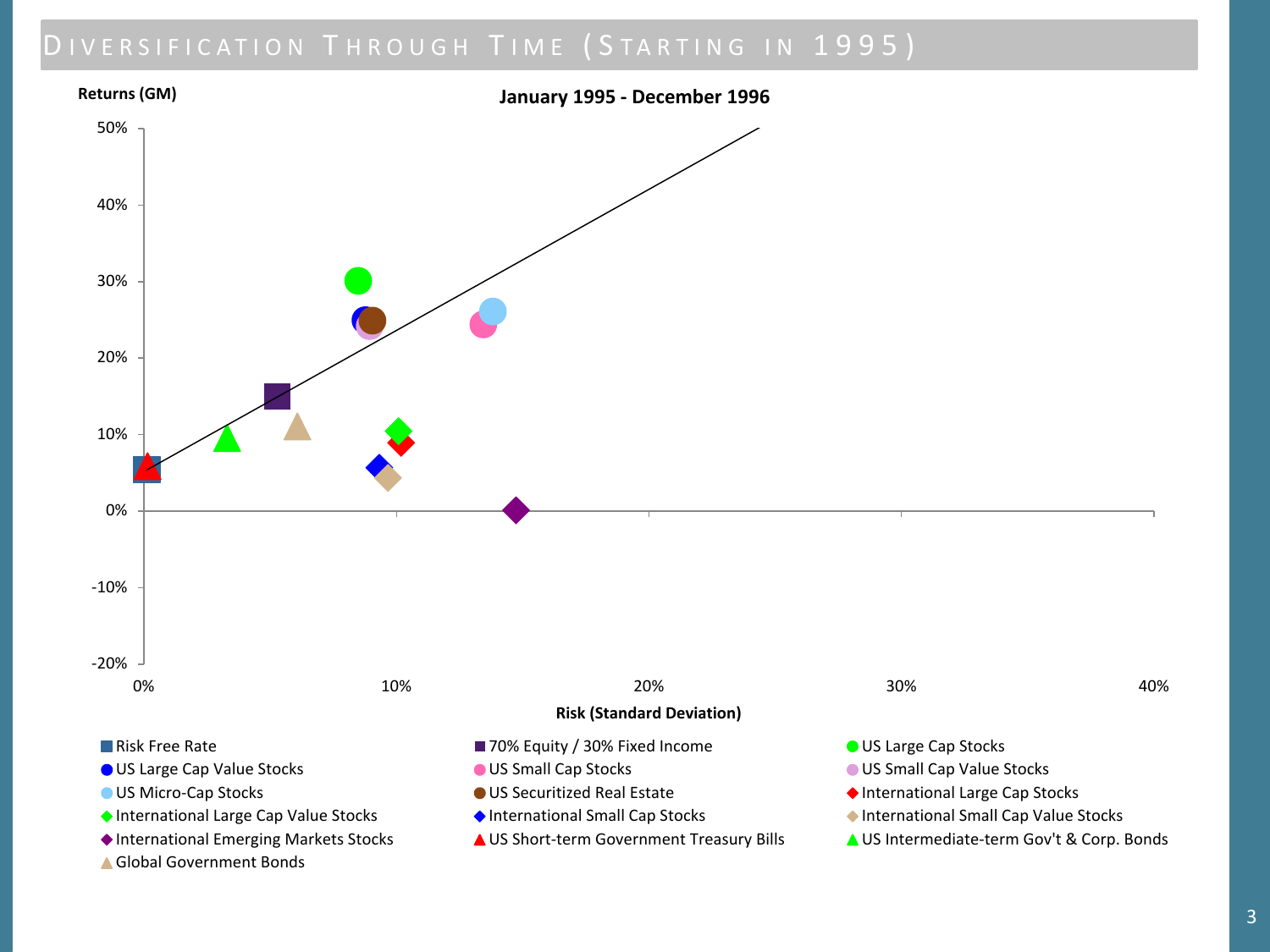# Diversification Through Time (Starting in 1995)

**January 1995 - December 1996**

Returns (GM)

50%
40%
30%
20%
10%
0%
-10%
-20%

0% 10% 20% 30% 40%

Risk (Standard Deviation)

- Risk Free Rate
- 70% Equity / 30% Fixed Income
- US Large Cap Stocks
- US Large Cap Value Stocks
- US Small Cap Stocks
- US Small Cap Value Stocks
- US Micro-Cap Stocks
- US Securitized Real Estate
- International Large Cap Stocks
- International Large Cap Value Stocks
- International Small Cap Stocks
- International Small Cap Value Stocks
- International Emerging Markets Stocks
- US Short-term Government Treasury Bills
- US Intermediate-term Gov't & Corp. Bonds
- Global Government Bonds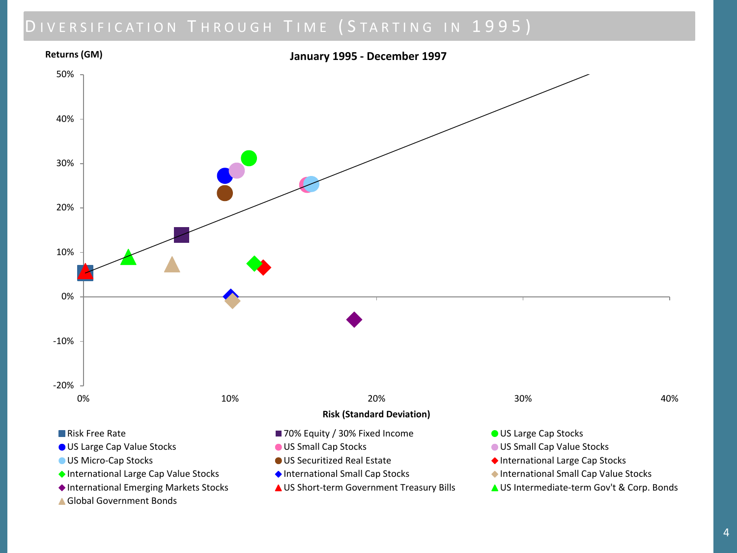# Diversification Through Time (Starting in 1995)

**January 1995 - December 1997**

Returns (GM)

Risk (Standard Deviation)

- Risk Free Rate
- 70% Equity / 30% Fixed Income
- US Large Cap Stocks
- US Large Cap Value Stocks
- US Small Cap Stocks
- US Small Cap Value Stocks
- US Micro-Cap Stocks
- US Securitized Real Estate
- International Large Cap Stocks
- International Large Cap Value Stocks
- International Small Cap Stocks
- International Small Cap Value Stocks
- International Emerging Markets Stocks
- US Short-term Government Treasury Bills
- US Intermediate-term Gov't & Corp. Bonds
- Global Government Bonds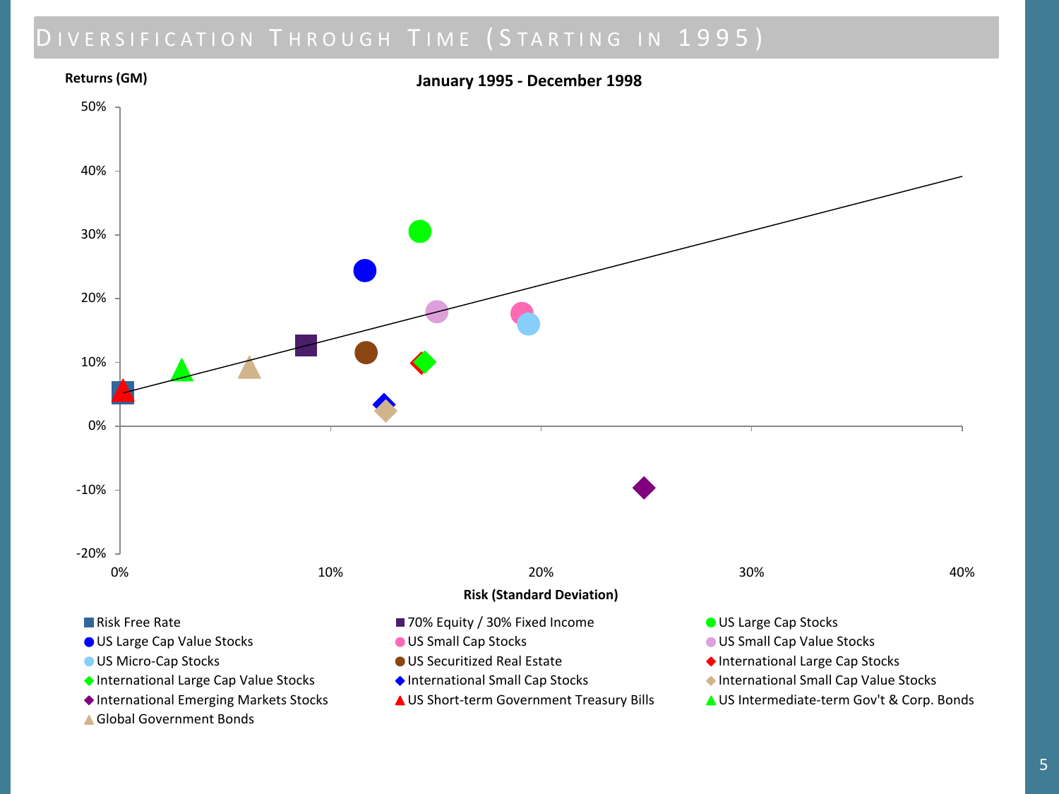# Diversification Through Time (Starting in 1995)

**Returns (GM)**

**January 1995 - December 1998**

50%

40%

30%

20%

10%

0%

-10%

-20%

0% 10% 20% 30% 40%

**Risk (Standard Deviation)**

- Risk Free Rate
- 70% Equity / 30% Fixed Income
- US Large Cap Stocks
- US Large Cap Value Stocks
- US Small Cap Stocks
- US Small Cap Value Stocks
- US Micro-Cap Stocks
- US Securitized Real Estate
- International Large Cap Stocks
- International Large Cap Value Stocks
- International Small Cap Stocks
- International Small Cap Value Stocks
- International Emerging Markets Stocks
- US Short-term Government Treasury Bills
- US Intermediate-term Gov't & Corp. Bonds
- Global Government Bonds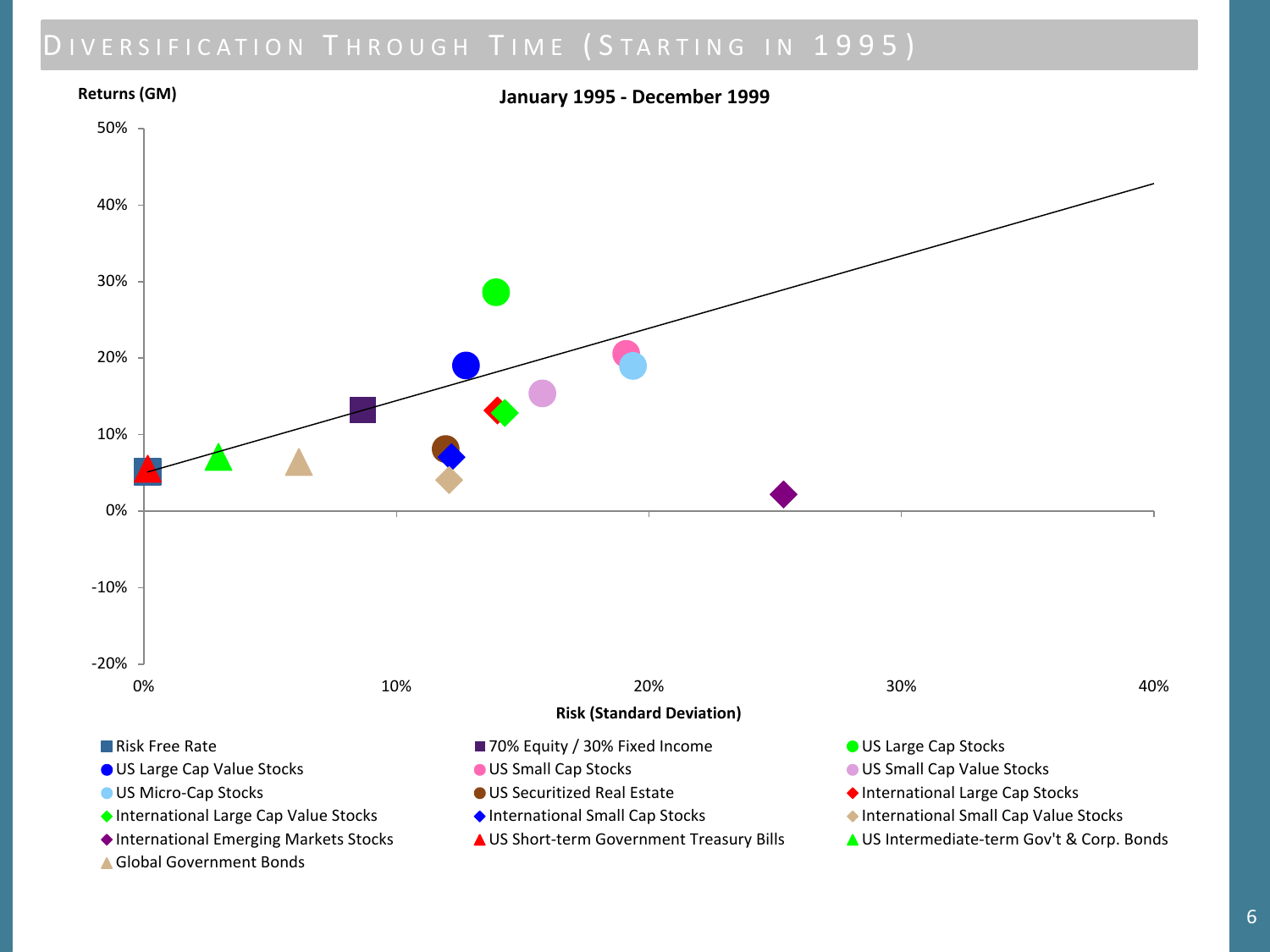# Diversification Through Time (Starting in 1995)

**January 1995 - December 1999**

Returns (GM)

50%
40%
30%
20%
10%
0%
-10%
-20%

0% 10% 20% 30% 40%

Risk (Standard Deviation)

- Risk Free Rate
- 70% Equity / 30% Fixed Income
- US Large Cap Stocks
- US Large Cap Value Stocks
- US Small Cap Stocks
- US Small Cap Value Stocks
- US Micro-Cap Stocks
- US Securitized Real Estate
- International Large Cap Stocks
- International Large Cap Value Stocks
- International Small Cap Stocks
- International Small Cap Value Stocks
- International Emerging Markets Stocks
- US Short-term Government Treasury Bills
- US Intermediate-term Gov't & Corp. Bonds
- Global Government Bonds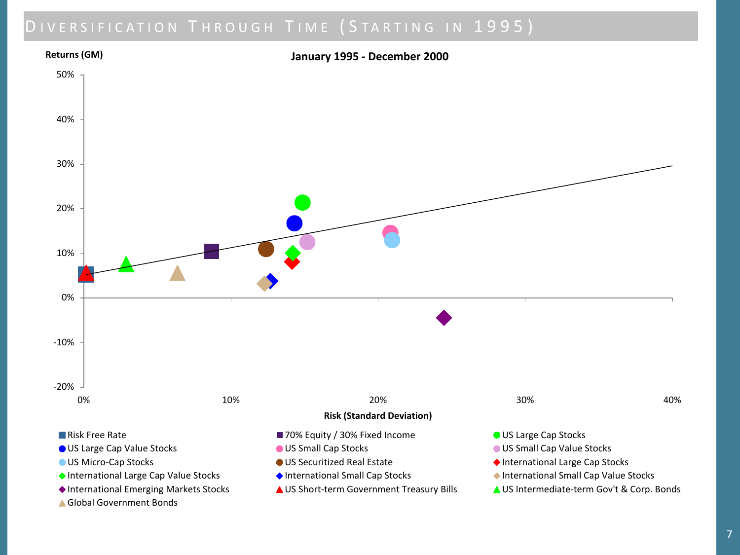# Diversification Through Time (Starting in 1995)

**January 1995 - December 2000**

Returns (GM)

50%
40%
30%
20%
10%
0%
-10%
-20%

0% 10% 20% 30% 40%

Risk (Standard Deviation)

- Risk Free Rate
- 70% Equity / 30% Fixed Income
- US Large Cap Stocks
- US Large Cap Value Stocks
- US Small Cap Stocks
- US Small Cap Value Stocks
- US Micro-Cap Stocks
- US Securitized Real Estate
- International Large Cap Stocks
- International Large Cap Value Stocks
- International Small Cap Stocks
- International Small Cap Value Stocks
- International Emerging Markets Stocks
- US Short-term Government Treasury Bills
- US Intermediate-term Gov't & Corp. Bonds
- Global Government Bonds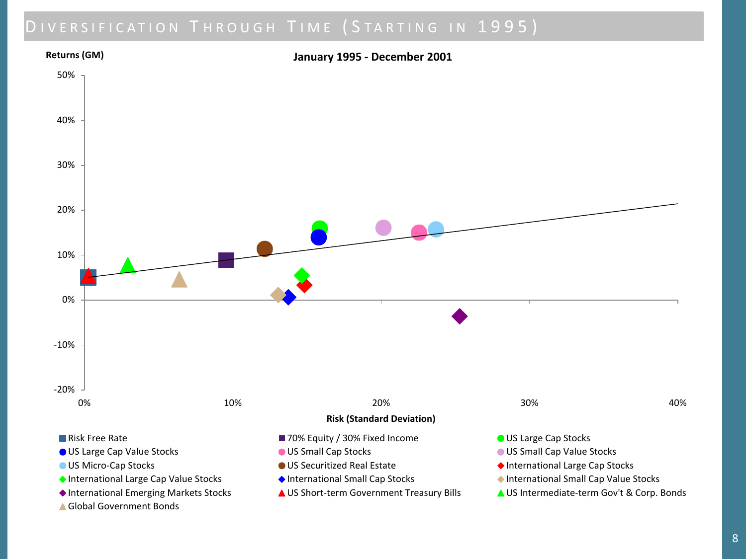# Diversification Through Time (Starting in 1995)

**January 1995 - December 2001**

Returns (GM)

50%
40%
30%
20%
10%
0%
-10%
-20%

0% 10% 20% 30% 40%

Risk (Standard Deviation)

- Risk Free Rate
- 70% Equity / 30% Fixed Income
- US Large Cap Stocks
- US Large Cap Value Stocks
- US Small Cap Stocks
- US Small Cap Value Stocks
- US Micro-Cap Stocks
- US Securitized Real Estate
- International Large Cap Stocks
- International Large Cap Value Stocks
- International Small Cap Stocks
- International Small Cap Value Stocks
- International Emerging Markets Stocks
- US Short-term Government Treasury Bills
- US Intermediate-term Gov't & Corp. Bonds
- Global Government Bonds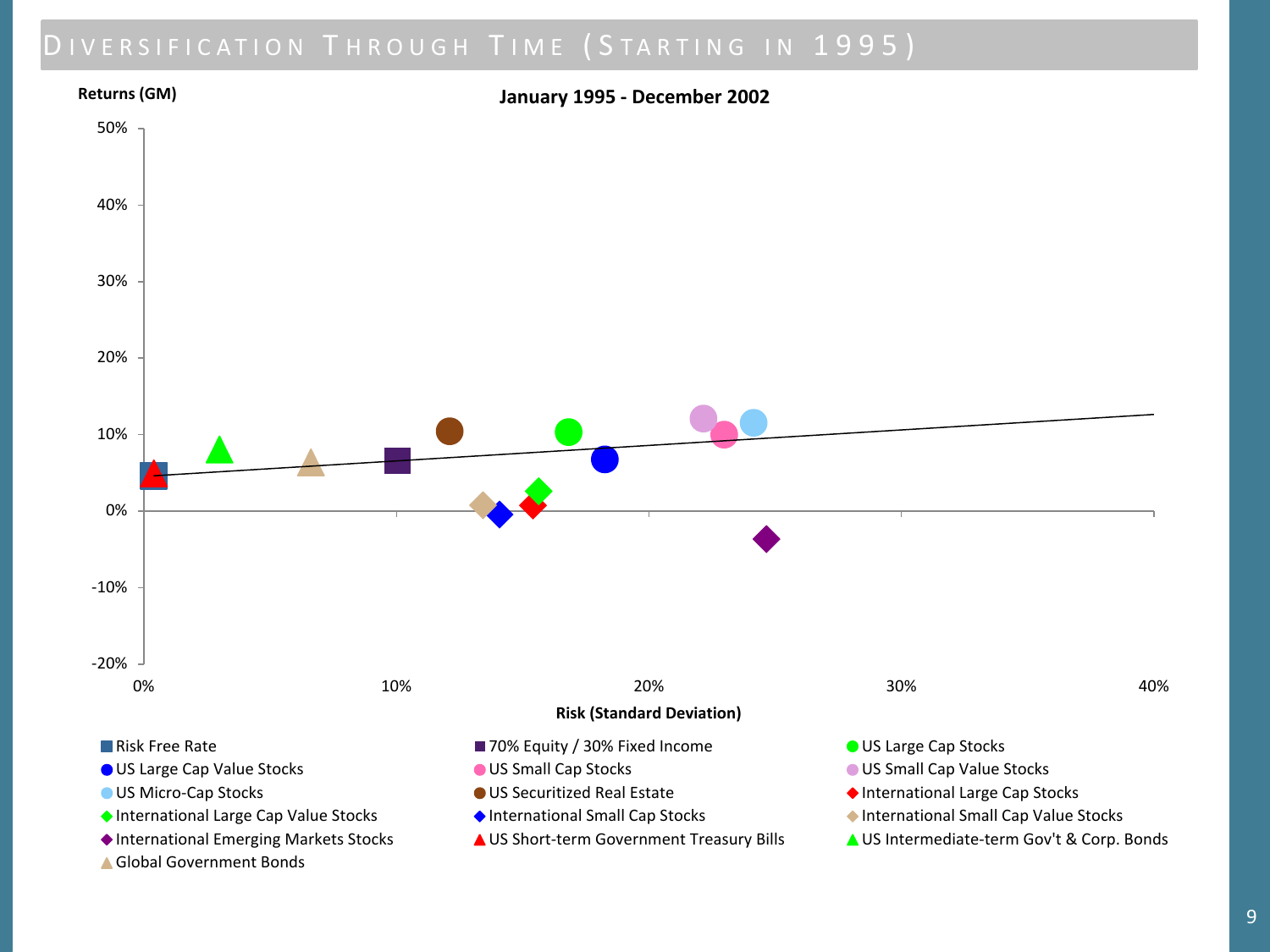# Diversification Through Time (Starting in 1995)

**January 1995 - December 2002**

Returns (GM)

50%
40%
30%
20%
10%
0%
-10%
-20%

0% 10% 20% 30% 40%

Risk (Standard Deviation)

- Risk Free Rate
- 70% Equity / 30% Fixed Income
- US Large Cap Stocks
- US Large Cap Value Stocks
- US Small Cap Stocks
- US Small Cap Value Stocks
- US Micro-Cap Stocks
- US Securitized Real Estate
- International Large Cap Stocks
- International Large Cap Value Stocks
- International Small Cap Stocks
- International Small Cap Value Stocks
- International Emerging Markets Stocks
- US Short-term Government Treasury Bills
- US Intermediate-term Gov't & Corp. Bonds
- Global Government Bonds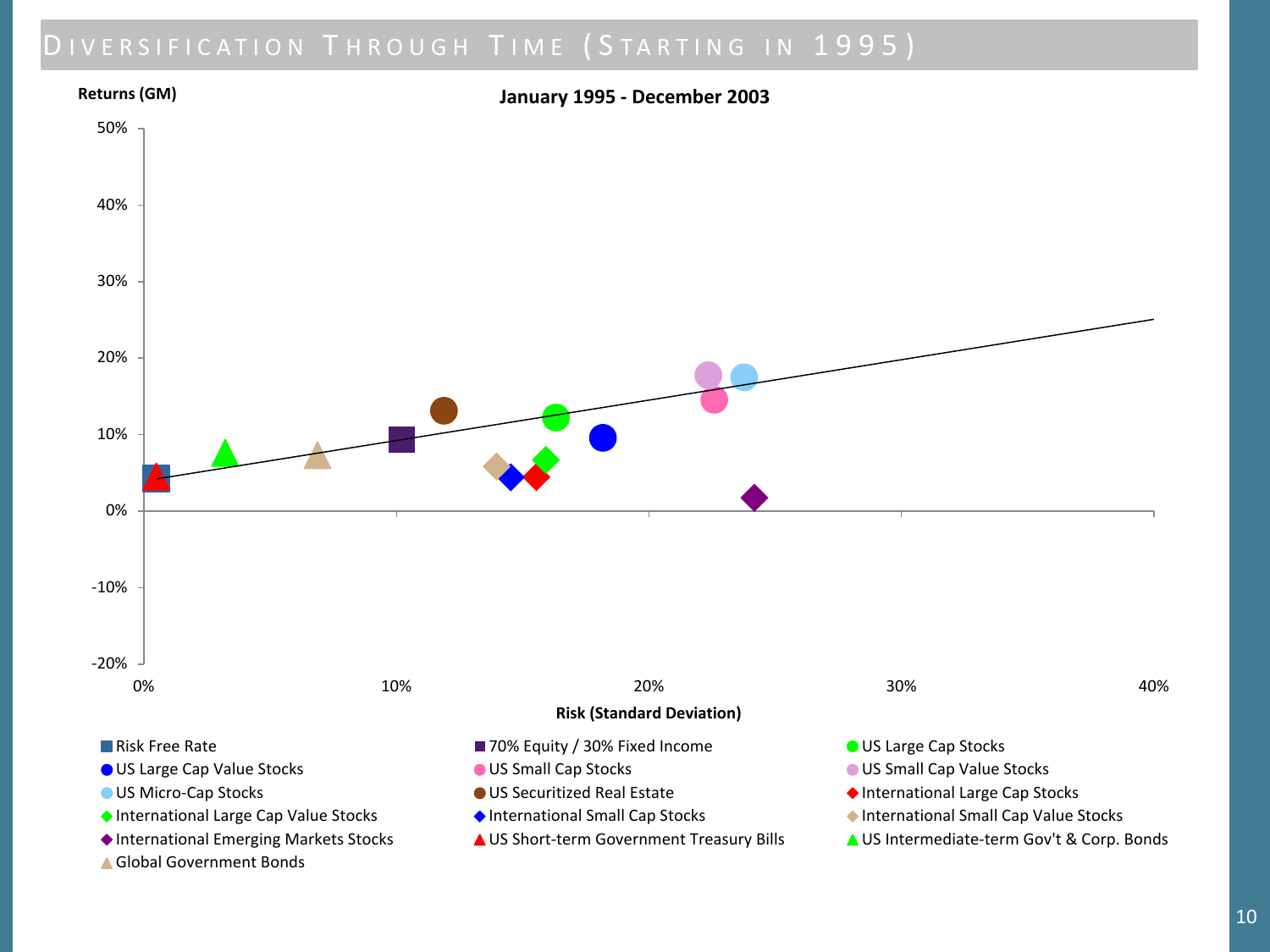# Diversification Through Time (Starting in 1995)

**January 1995 - December 2003**

Returns (GM)

50%
40%
30%
20%
10%
0%
-10%
-20%

0% 10% 20% 30% 40%

Risk (Standard Deviation)

- Risk Free Rate
- 70% Equity / 30% Fixed Income
- US Large Cap Stocks
- US Large Cap Value Stocks
- US Small Cap Stocks
- US Small Cap Value Stocks
- US Micro-Cap Stocks
- US Securitized Real Estate
- International Large Cap Stocks
- International Large Cap Value Stocks
- International Small Cap Stocks
- International Small Cap Value Stocks
- International Emerging Markets Stocks
- US Short-term Government Treasury Bills
- US Intermediate-term Gov't & Corp. Bonds
- Global Government Bonds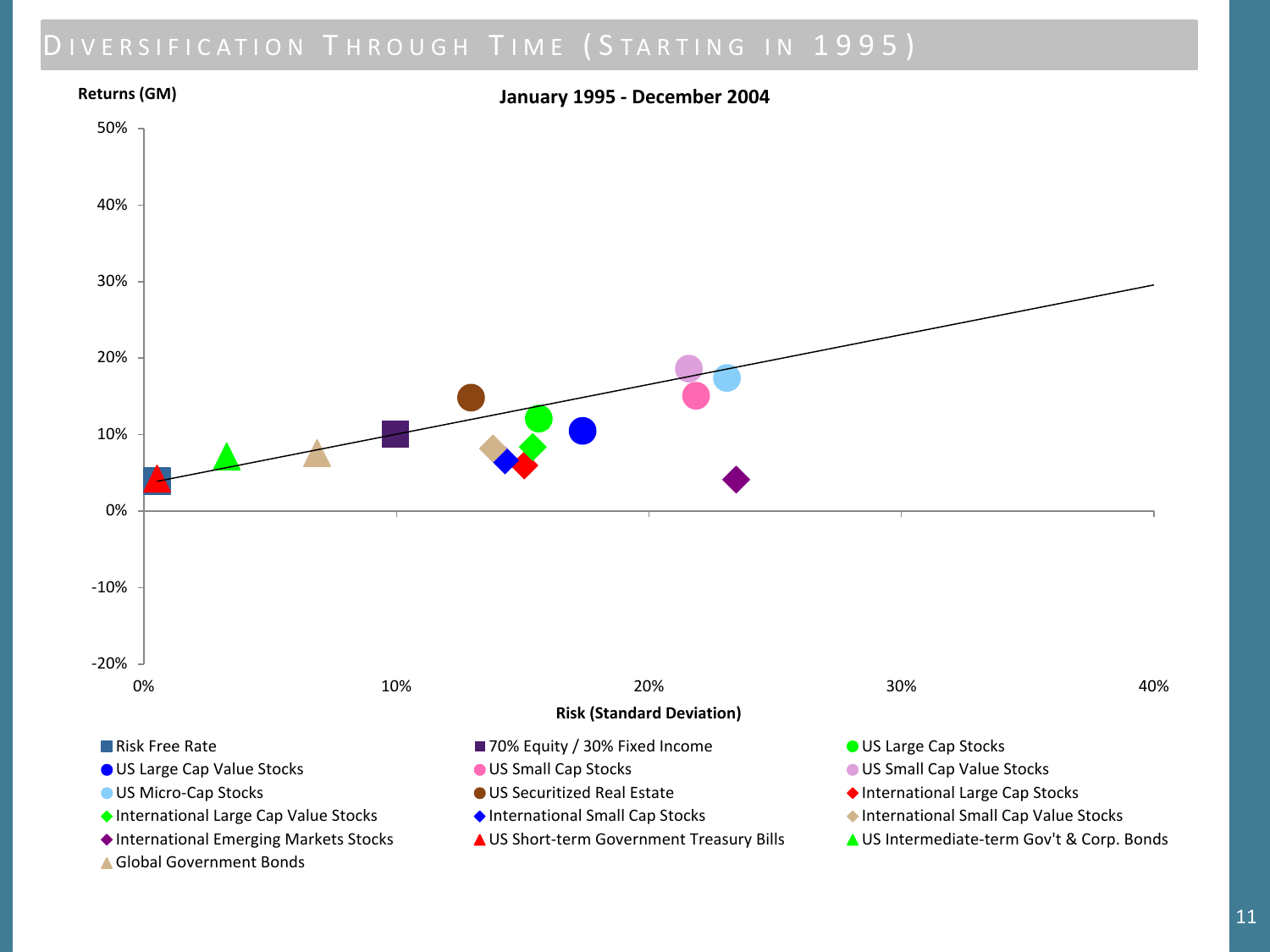# Diversification Through Time (Starting in 1995)

**January 1995 - December 2004**

Returns (GM)

50%
40%
30%
20%
10%
0%
-10%
-20%

0% 10% 20% 30% 40%

Risk (Standard Deviation)

- Risk Free Rate
- 70% Equity / 30% Fixed Income
- US Large Cap Stocks
- US Large Cap Value Stocks
- US Small Cap Stocks
- US Small Cap Value Stocks
- US Micro-Cap Stocks
- US Securitized Real Estate
- International Large Cap Stocks
- International Large Cap Value Stocks
- International Small Cap Stocks
- International Small Cap Value Stocks
- International Emerging Markets Stocks
- US Short-term Government Treasury Bills
- US Intermediate-term Gov't & Corp. Bonds
- Global Government Bonds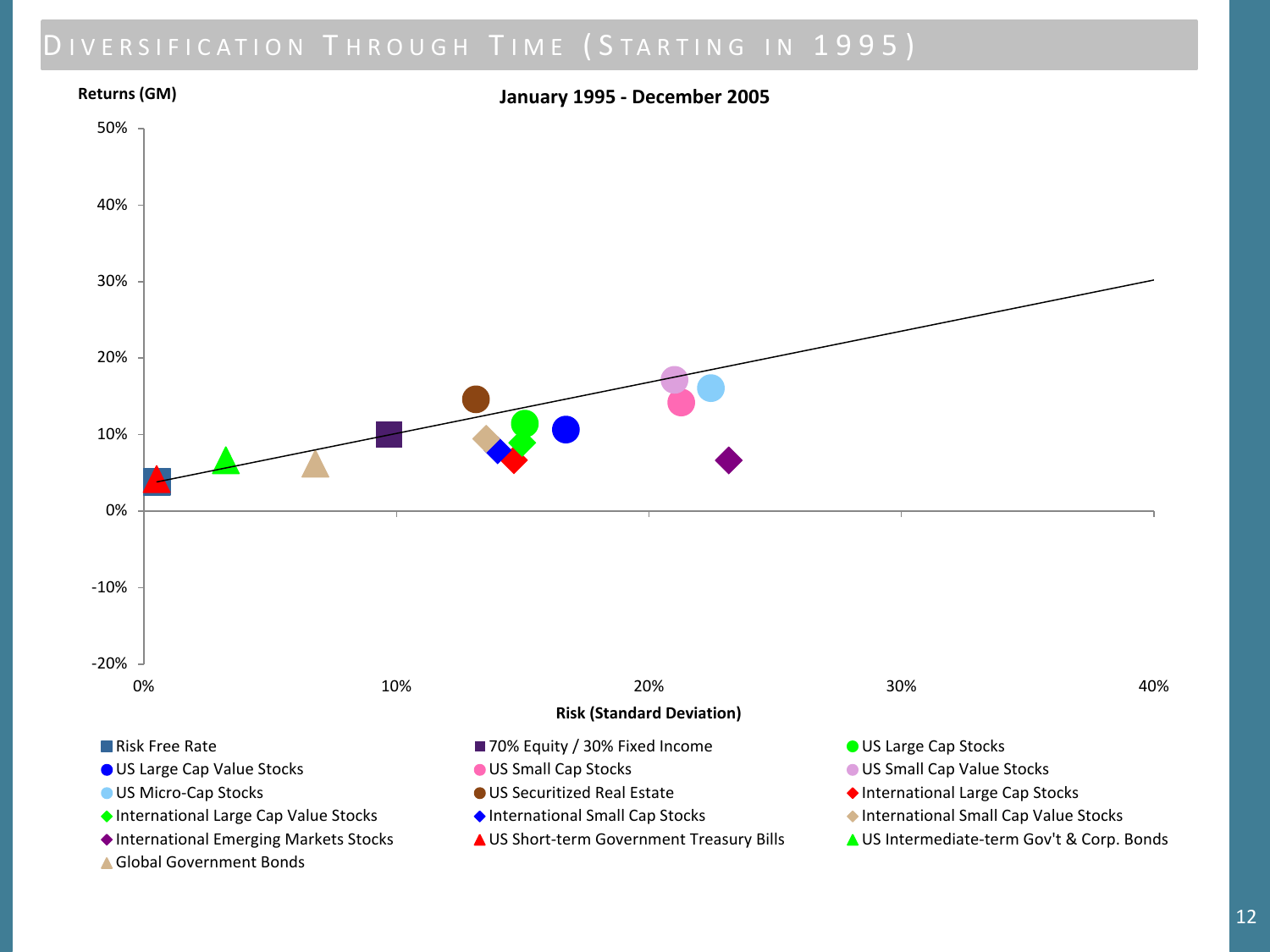# Diversification Through Time (Starting in 1995)

**January 1995 - December 2005**

Returns (GM)

50%

40%

30%

20%

10%

0%

-10%

-20%

0% 10% 20% 30% 40%

Risk (Standard Deviation)

- Risk Free Rate
- 70% Equity / 30% Fixed Income
- US Large Cap Stocks
- US Large Cap Value Stocks
- US Small Cap Stocks
- US Small Cap Value Stocks
- US Micro-Cap Stocks
- US Securitized Real Estate
- International Large Cap Stocks
- International Large Cap Value Stocks
- International Small Cap Stocks
- International Small Cap Value Stocks
- International Emerging Markets Stocks
- US Short-term Government Treasury Bills
- US Intermediate-term Gov't & Corp. Bonds
- Global Government Bonds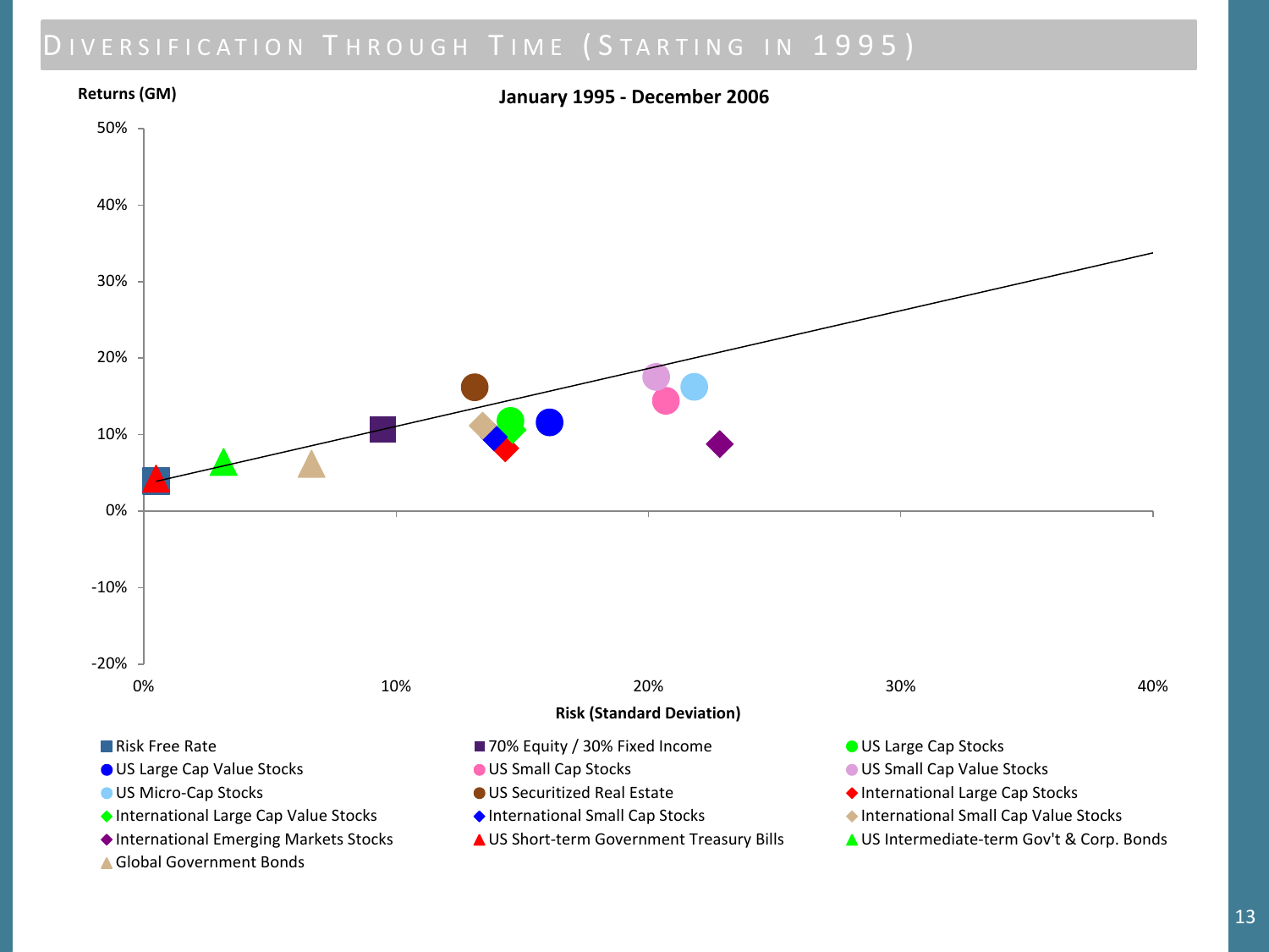# Diversification Through Time (Starting in 1995)

**January 1995 - December 2006**

Returns (GM)

50%
40%
30%
20%
10%
0%
-10%
-20%

0% 10% 20% 30% 40%

Risk (Standard Deviation)

- Risk Free Rate
- 70% Equity / 30% Fixed Income
- US Large Cap Stocks
- US Large Cap Value Stocks
- US Small Cap Stocks
- US Small Cap Value Stocks
- US Micro-Cap Stocks
- US Securitized Real Estate
- International Large Cap Stocks
- International Large Cap Value Stocks
- International Small Cap Stocks
- International Small Cap Value Stocks
- International Emerging Markets Stocks
- US Short-term Government Treasury Bills
- US Intermediate-term Gov't & Corp. Bonds
- Global Government Bonds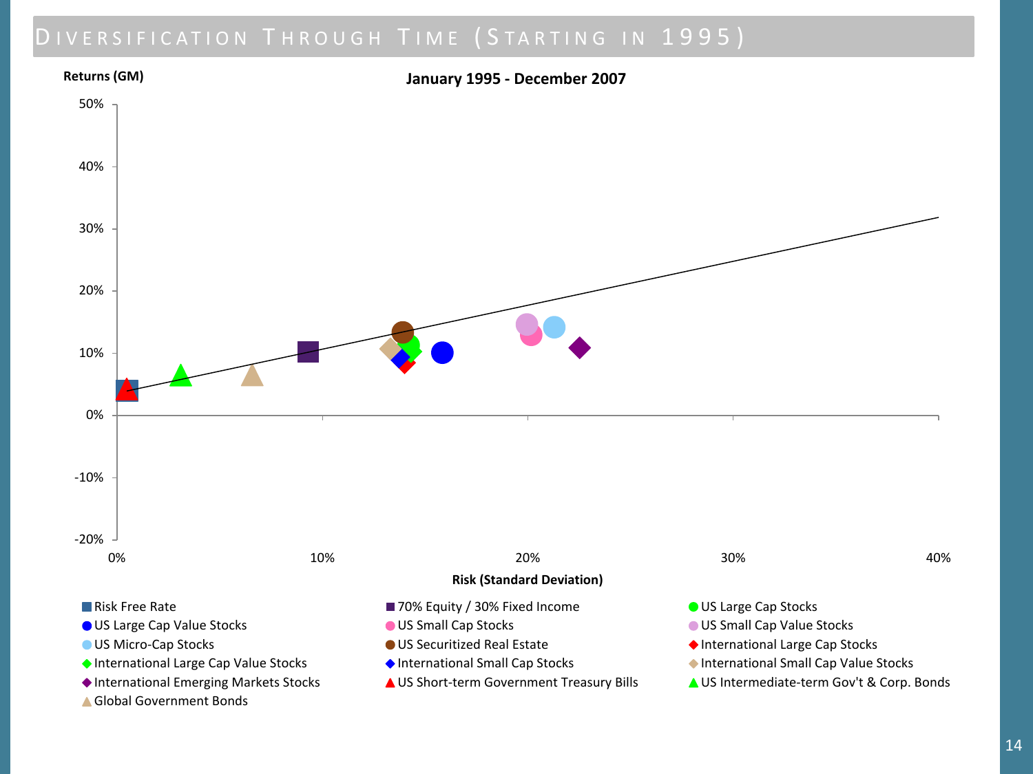# Diversification Through Time (Starting in 1995)

**January 1995 - December 2007**

**Returns (GM)**

50%

40%

30%

20%

10%

0%

-10%

-20%

0% 10% 20% 30% 40%

**Risk (Standard Deviation)**

- Risk Free Rate
- 70% Equity / 30% Fixed Income
- US Large Cap Stocks
- US Large Cap Value Stocks
- US Small Cap Stocks
- US Small Cap Value Stocks
- US Micro-Cap Stocks
- US Securitized Real Estate
- International Large Cap Stocks
- International Large Cap Value Stocks
- International Small Cap Stocks
- International Small Cap Value Stocks
- International Emerging Markets Stocks
- US Short-term Government Treasury Bills
- US Intermediate-term Gov't & Corp. Bonds
- Global Government Bonds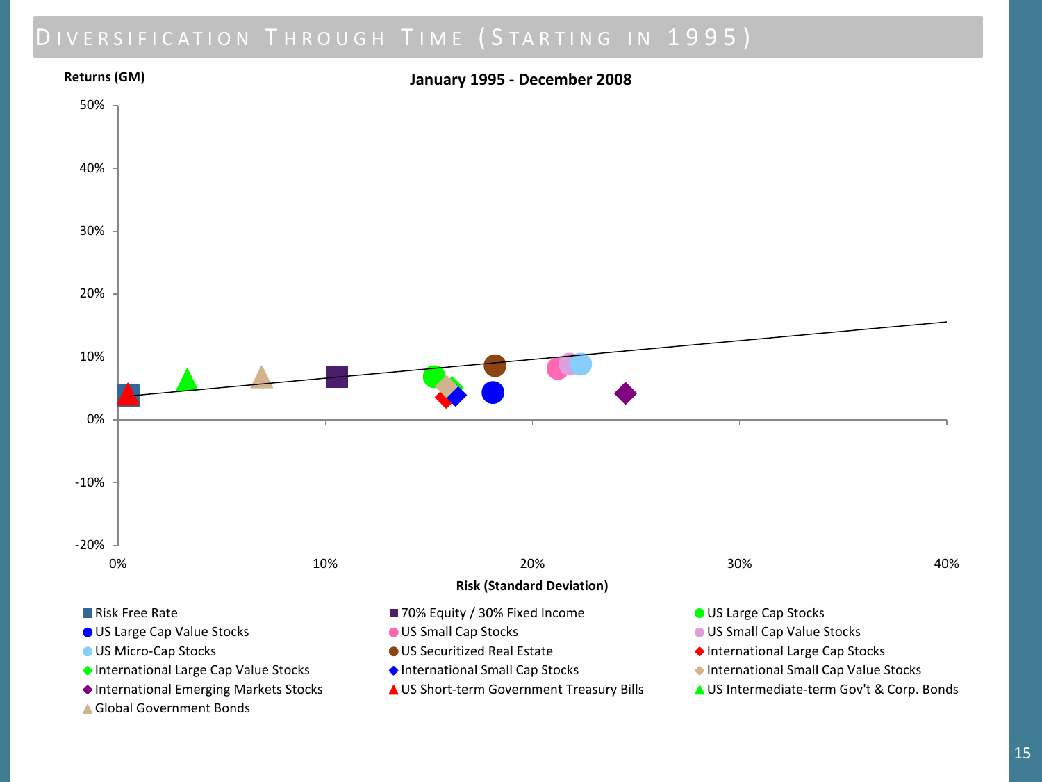# Diversification Through Time (Starting in 1995)

**January 1995 - December 2008**

Returns (GM)

50%
40%
30%
20%
10%
0%
-10%
-20%

0% 10% 20% 30% 40%

Risk (Standard Deviation)

- Risk Free Rate
- 70% Equity / 30% Fixed Income
- US Large Cap Stocks
- US Large Cap Value Stocks
- US Small Cap Stocks
- US Small Cap Value Stocks
- US Micro-Cap Stocks
- US Securitized Real Estate
- International Large Cap Stocks
- International Large Cap Value Stocks
- International Small Cap Stocks
- International Small Cap Value Stocks
- International Emerging Markets Stocks
- US Short-term Government Treasury Bills
- US Intermediate-term Gov't & Corp. Bonds
- Global Government Bonds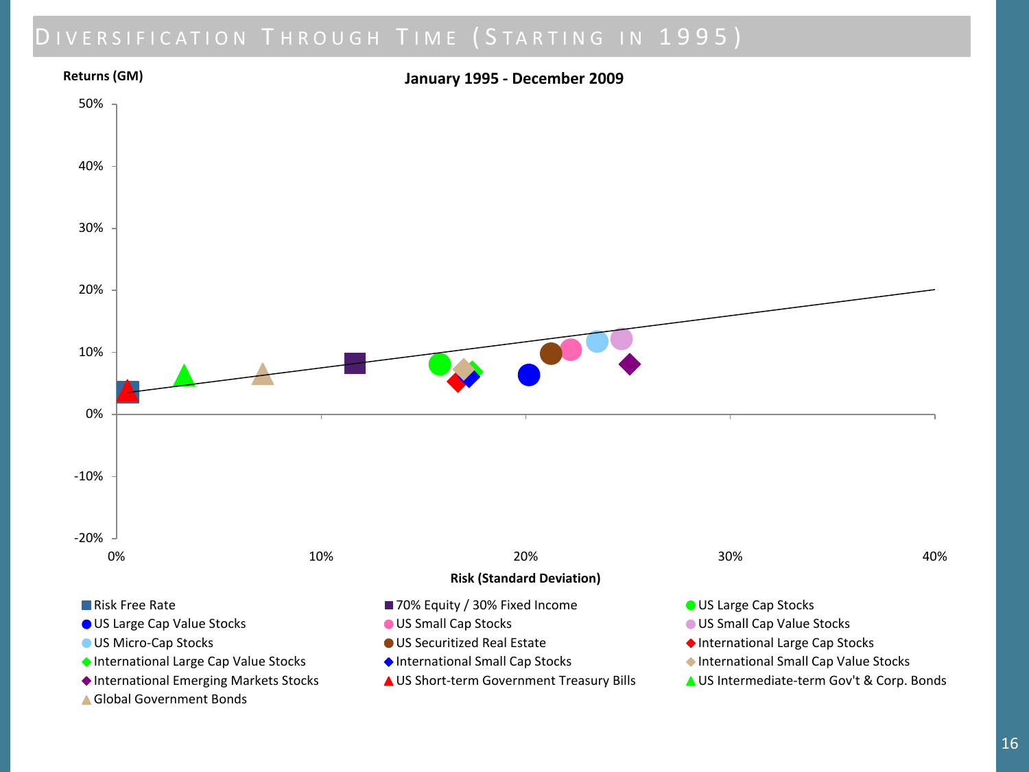# Diversification Through Time (Starting in 1995)

**January 1995 - December 2009**

Returns (GM)

50%
40%
30%
20%
10%
0%
-10%
-20%

0% 10% 20% 30% 40%

Risk (Standard Deviation)

- Risk Free Rate
- 70% Equity / 30% Fixed Income
- US Large Cap Stocks
- US Large Cap Value Stocks
- US Small Cap Stocks
- US Small Cap Value Stocks
- US Micro-Cap Stocks
- US Securitized Real Estate
- International Large Cap Stocks
- International Large Cap Value Stocks
- International Small Cap Stocks
- International Small Cap Value Stocks
- International Emerging Markets Stocks
- US Short-term Government Treasury Bills
- US Intermediate-term Gov't & Corp. Bonds
- Global Government Bonds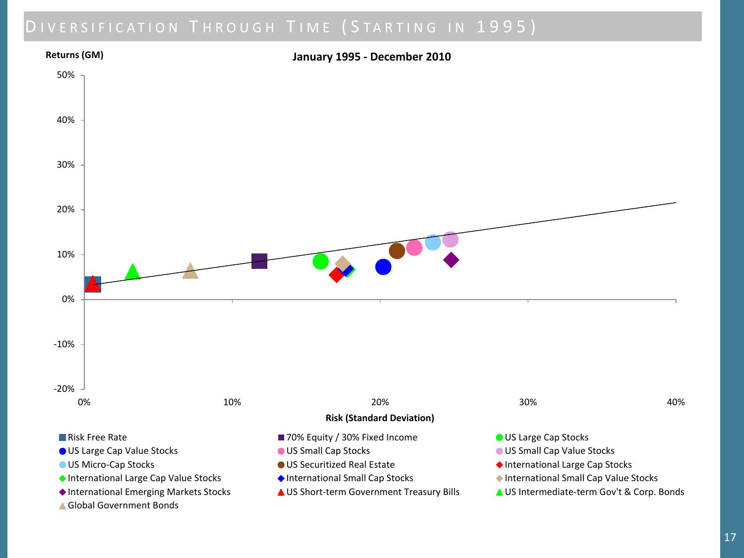# Diversification Through Time (Starting in 1995)

**January 1995 - December 2010**

Returns (GM)

50%
40%
30%
20%
10%
0%
-10%
-20%

0% 10% 20% 30% 40%

Risk (Standard Deviation)

- Risk Free Rate
- 70% Equity / 30% Fixed Income
- US Large Cap Stocks
- US Large Cap Value Stocks
- US Small Cap Stocks
- US Small Cap Value Stocks
- US Micro-Cap Stocks
- US Securitized Real Estate
- International Large Cap Stocks
- International Large Cap Value Stocks
- International Small Cap Stocks
- International Small Cap Value Stocks
- International Emerging Markets Stocks
- US Short-term Government Treasury Bills
- US Intermediate-term Gov't & Corp. Bonds
- Global Government Bonds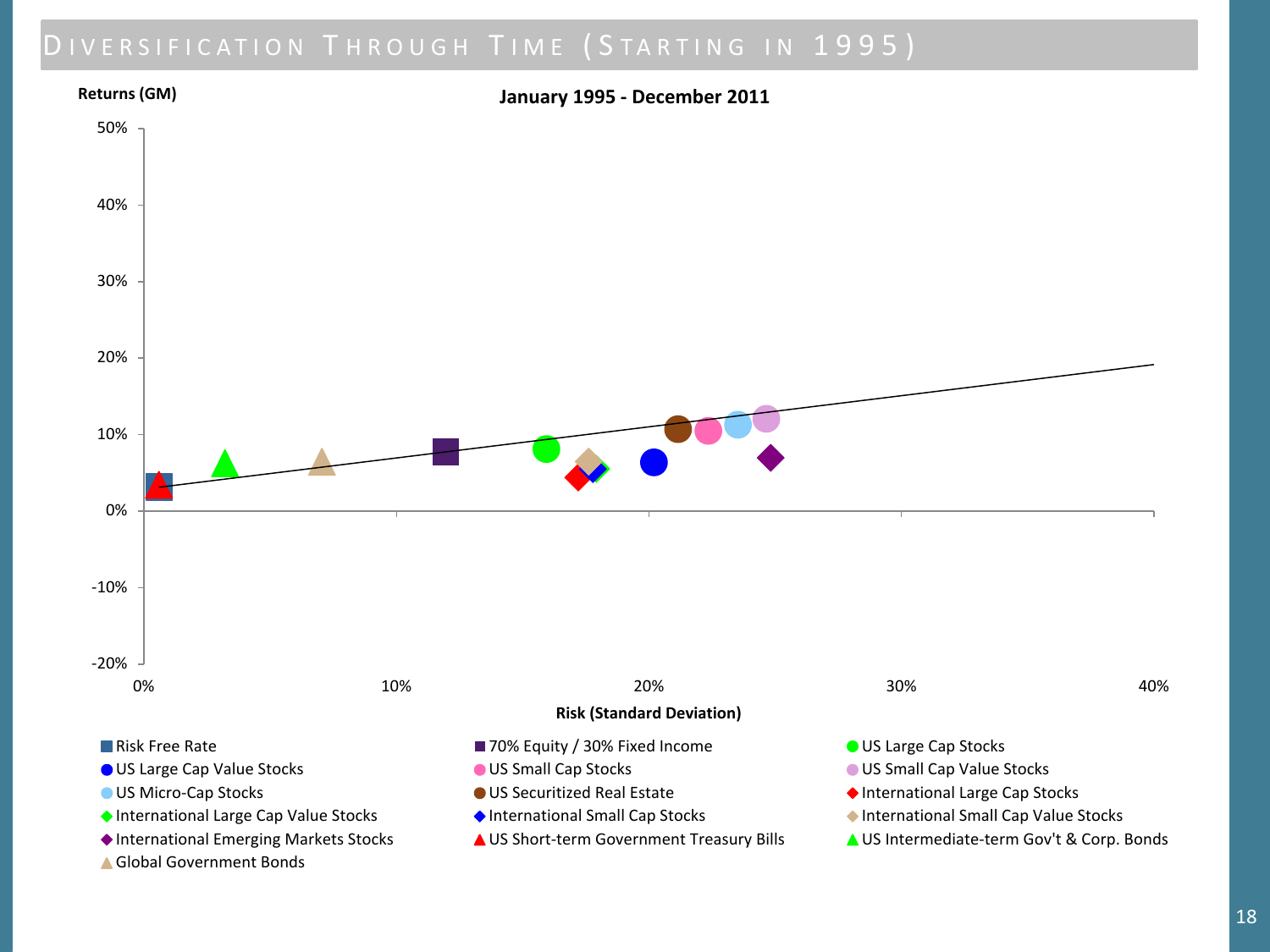# Diversification Through Time (Starting in 1995)

**January 1995 - December 2011**

Returns (GM)

50%

40%

30%

20%

10%

0%

-10%

-20%

0% 10% 20% 30% 40%

Risk (Standard Deviation)

- Risk Free Rate
- 70% Equity / 30% Fixed Income
- US Large Cap Stocks
- US Large Cap Value Stocks
- US Small Cap Stocks
- US Small Cap Value Stocks
- US Micro-Cap Stocks
- US Securitized Real Estate
- International Large Cap Stocks
- International Large Cap Value Stocks
- International Small Cap Stocks
- International Small Cap Value Stocks
- International Emerging Markets Stocks
- US Short-term Government Treasury Bills
- US Intermediate-term Gov't & Corp. Bonds
- Global Government Bonds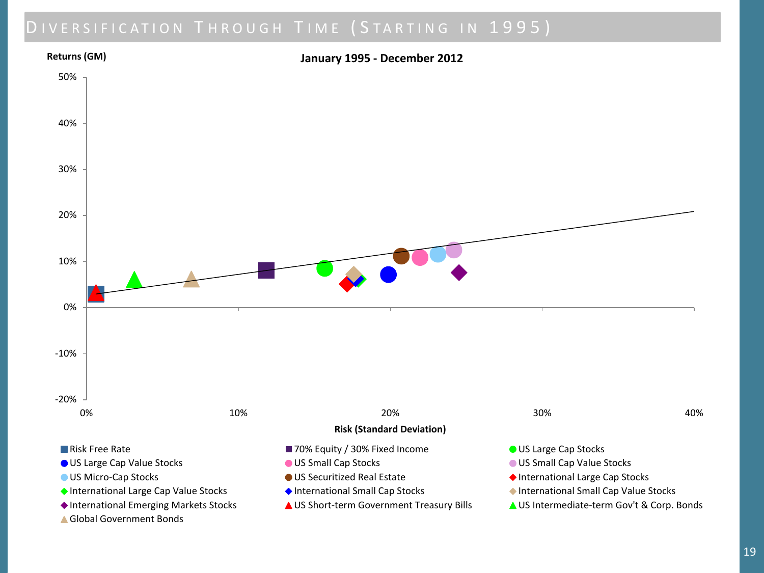# Diversification Through Time (Starting in 1995)

**January 1995 - December 2012**

Returns (GM)

50%
40%
30%
20%
10%
0%
-10%
-20%

0% 10% 20% 30% 40%

Risk (Standard Deviation)

- Risk Free Rate
- 70% Equity / 30% Fixed Income
- US Large Cap Stocks
- US Large Cap Value Stocks
- US Small Cap Stocks
- US Small Cap Value Stocks
- US Micro-Cap Stocks
- US Securitized Real Estate
- International Large Cap Stocks
- International Large Cap Value Stocks
- International Small Cap Stocks
- International Small Cap Value Stocks
- International Emerging Markets Stocks
- US Short-term Government Treasury Bills
- US Intermediate-term Gov't & Corp. Bonds
- Global Government Bonds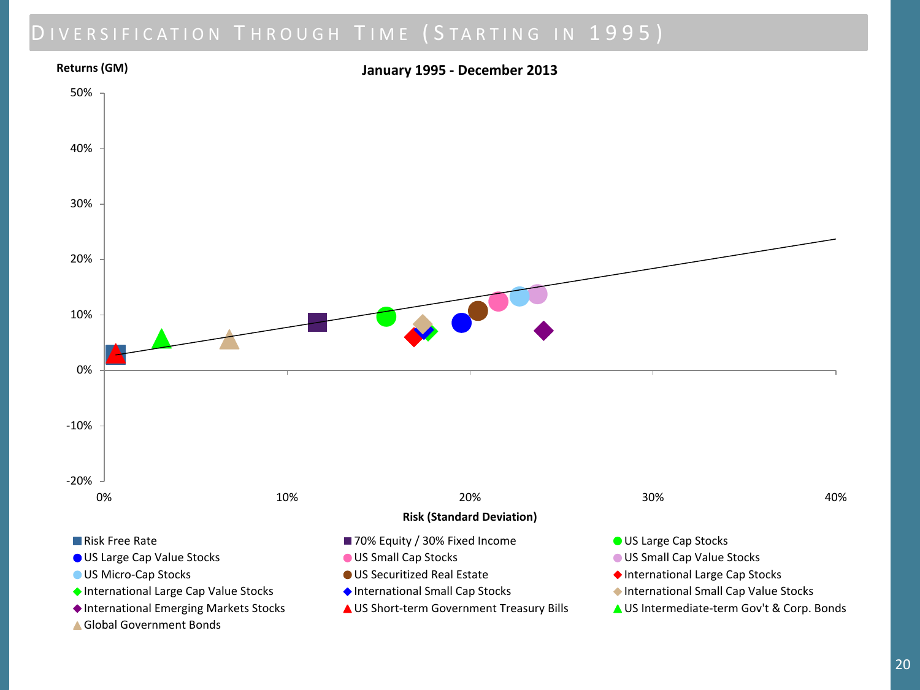# Diversification Through Time (Starting in 1995)

**January 1995 - December 2013**

Returns (GM)

50%
40%
30%
20%
10%
0%
-10%
-20%

0% 10% 20% 30% 40%

Risk (Standard Deviation)

- Risk Free Rate
- 70% Equity / 30% Fixed Income
- US Large Cap Stocks
- US Large Cap Value Stocks
- US Small Cap Stocks
- US Small Cap Value Stocks
- US Micro-Cap Stocks
- US Securitized Real Estate
- International Large Cap Stocks
- International Large Cap Value Stocks
- International Small Cap Stocks
- International Small Cap Value Stocks
- International Emerging Markets Stocks
- US Short-term Government Treasury Bills
- US Intermediate-term Gov't & Corp. Bonds
- Global Government Bonds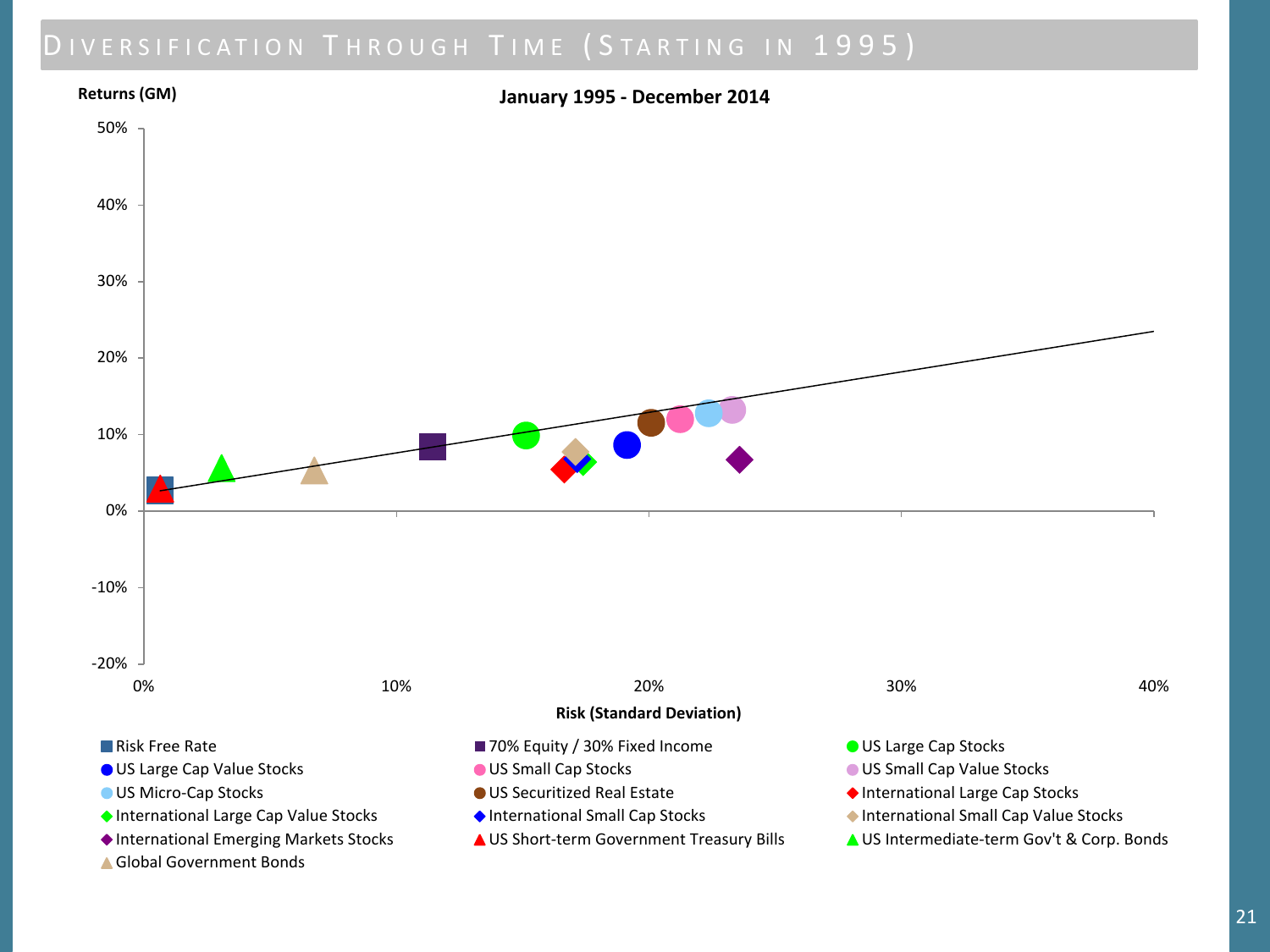# Diversification Through Time (Starting in 1995)

**January 1995 - December 2014**

Returns (GM)

50%
40%
30%
20%
10%
0%
-10%
-20%

0% 10% 20% 30% 40%

Risk (Standard Deviation)

- Risk Free Rate
- 70% Equity / 30% Fixed Income
- US Large Cap Stocks
- US Large Cap Value Stocks
- US Small Cap Stocks
- US Small Cap Value Stocks
- US Micro-Cap Stocks
- US Securitized Real Estate
- International Large Cap Stocks
- International Large Cap Value Stocks
- International Small Cap Stocks
- International Small Cap Value Stocks
- International Emerging Markets Stocks
- US Short-term Government Treasury Bills
- US Intermediate-term Gov't & Corp. Bonds
- Global Government Bonds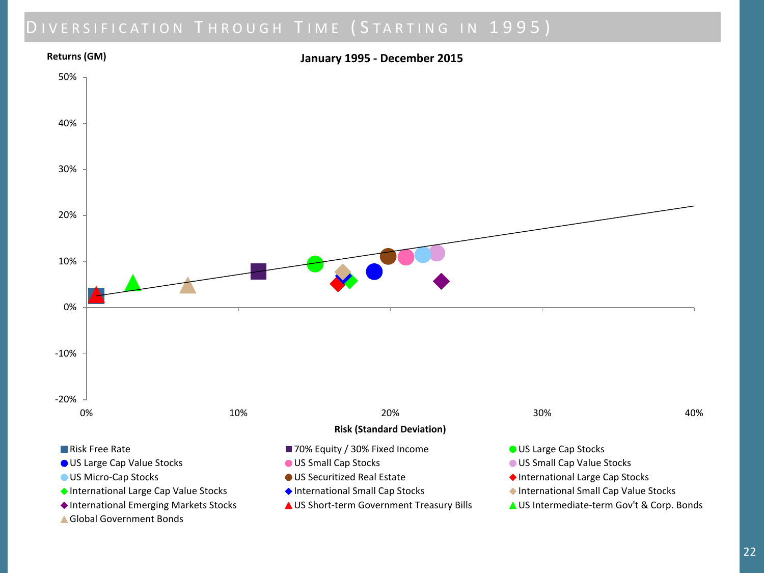# Diversification Through Time (Starting in 1995)

**January 1995 - December 2015**

Returns (GM)

50%
40%
30%
20%
10%
0%
-10%
-20%

0% 10% 20% 30% 40%

Risk (Standard Deviation)

- Risk Free Rate
- 70% Equity / 30% Fixed Income
- US Large Cap Stocks
- US Large Cap Value Stocks
- US Small Cap Stocks
- US Small Cap Value Stocks
- US Micro-Cap Stocks
- US Securitized Real Estate
- International Large Cap Stocks
- International Large Cap Value Stocks
- International Small Cap Stocks
- International Small Cap Value Stocks
- International Emerging Markets Stocks
- US Short-term Government Treasury Bills
- US Intermediate-term Gov't & Corp. Bonds
- Global Government Bonds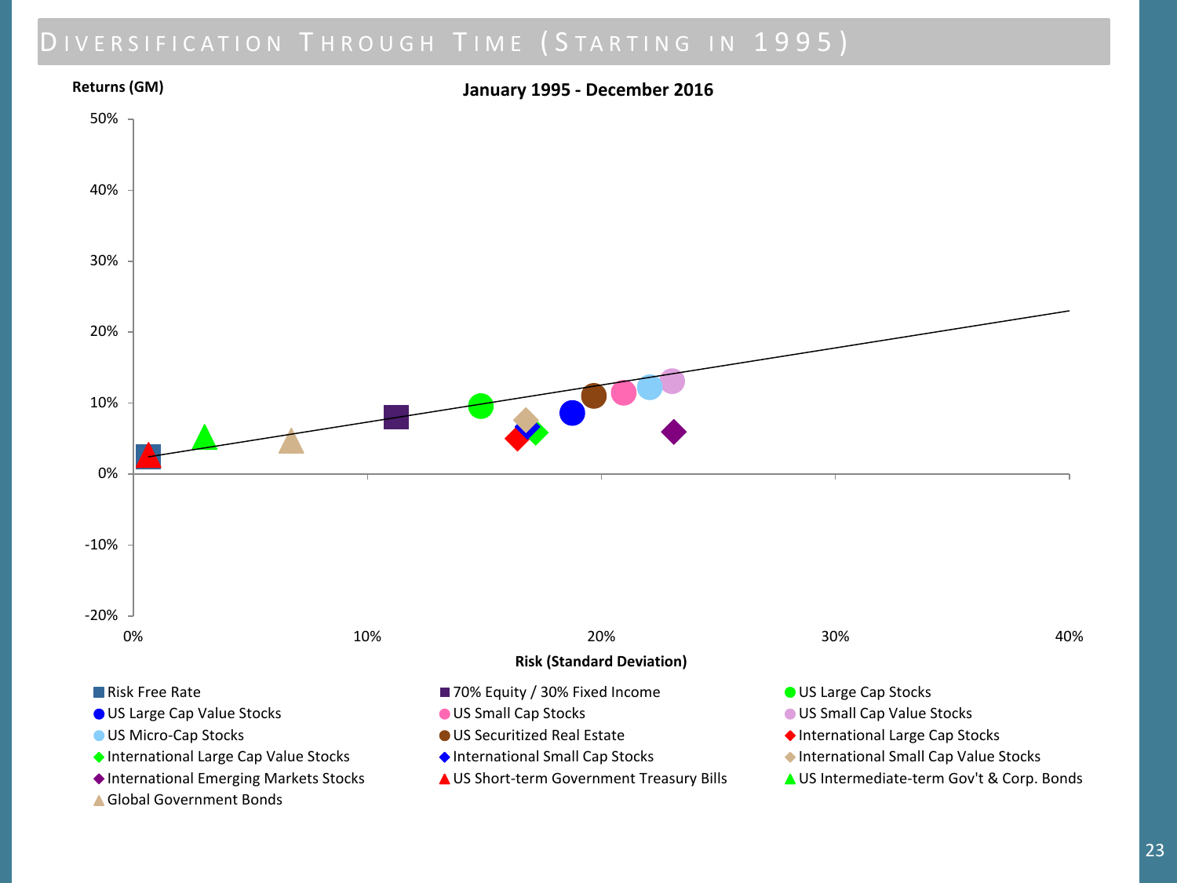# Diversification Through Time (Starting in 1995)

**January 1995 - December 2016**

Returns (GM)

50%
40%
30%
20%
10%
0%
-10%
-20%

0% 10% 20% 30% 40%

Risk (Standard Deviation)

- Risk Free Rate
- 70% Equity / 30% Fixed Income
- US Large Cap Stocks
- US Large Cap Value Stocks
- US Small Cap Stocks
- US Small Cap Value Stocks
- US Micro-Cap Stocks
- US Securitized Real Estate
- International Large Cap Stocks
- International Large Cap Value Stocks
- International Small Cap Stocks
- International Small Cap Value Stocks
- International Emerging Markets Stocks
- US Short-term Government Treasury Bills
- US Intermediate-term Gov't & Corp. Bonds
- Global Government Bonds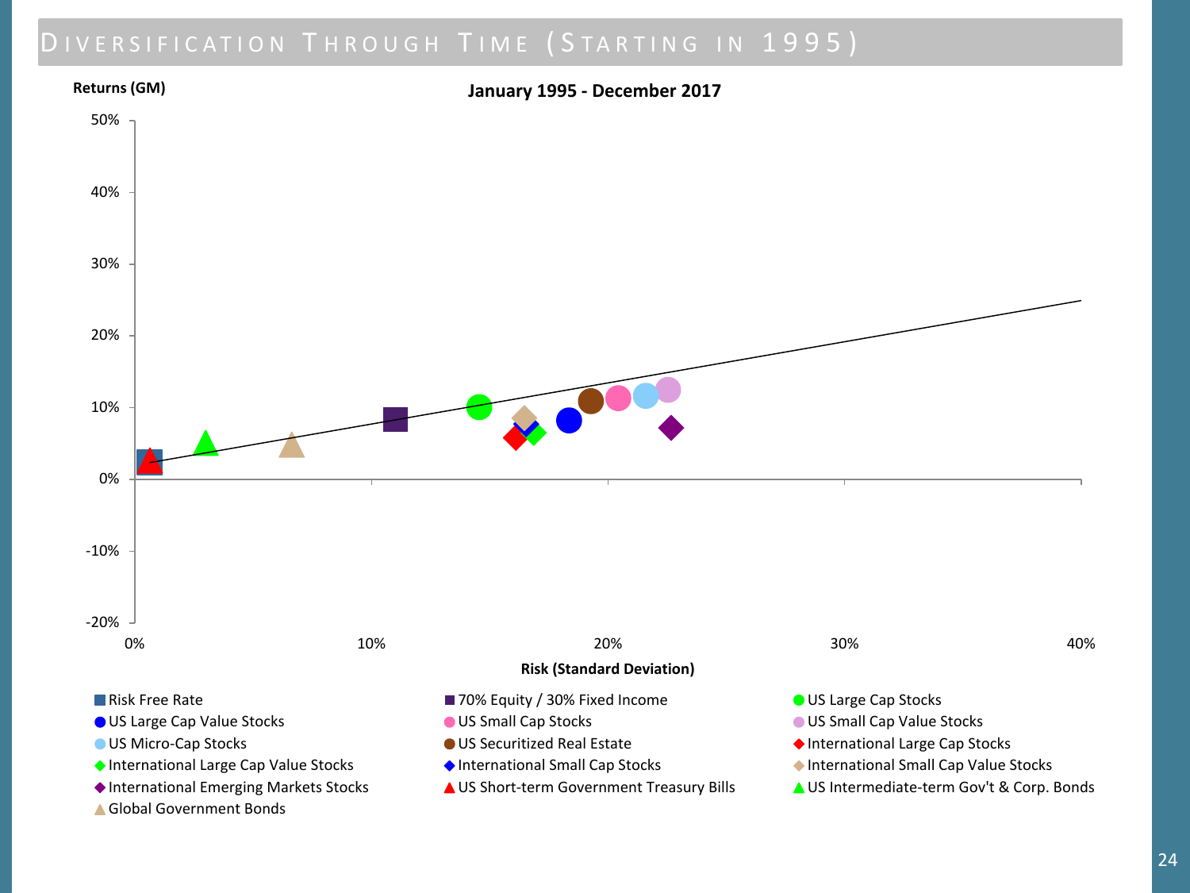# Diversification Through Time (Starting in 1995)

**January 1995 - December 2017**

Returns (GM)

50%
40%
30%
20%
10%
0%
-10%
-20%

0% 10% 20% 30% 40%

Risk (Standard Deviation)

- Risk Free Rate
- 70% Equity / 30% Fixed Income
- US Large Cap Stocks
- US Large Cap Value Stocks
- US Small Cap Stocks
- US Small Cap Value Stocks
- US Micro-Cap Stocks
- US Securitized Real Estate
- International Large Cap Stocks
- International Large Cap Value Stocks
- International Small Cap Stocks
- International Small Cap Value Stocks
- International Emerging Markets Stocks
- US Short-term Government Treasury Bills
- US Intermediate-term Gov't & Corp. Bonds
- Global Government Bonds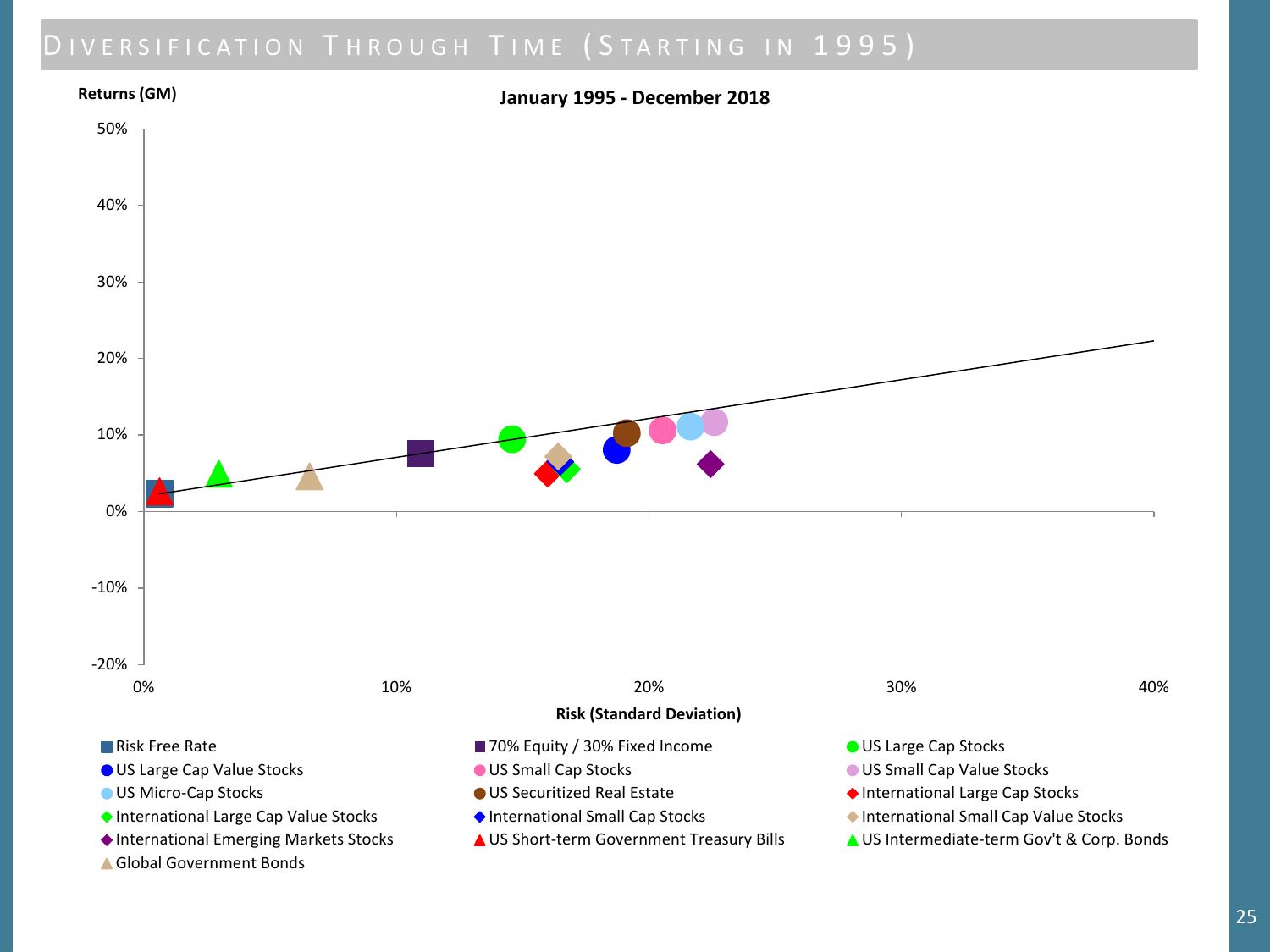# Diversification Through Time (Starting in 1995)

**January 1995 - December 2018**

Returns (GM)

50%
40%
30%
20%
10%
0%
-10%
-20%

0% 10% 20% 30% 40%

**Risk (Standard Deviation)**

- Risk Free Rate
- 70% Equity / 30% Fixed Income
- US Large Cap Stocks
- US Large Cap Value Stocks
- US Small Cap Stocks
- US Small Cap Value Stocks
- US Micro-Cap Stocks
- US Securitized Real Estate
- International Large Cap Stocks
- International Large Cap Value Stocks
- International Small Cap Stocks
- International Small Cap Value Stocks
- International Emerging Markets Stocks
- US Short-term Government Treasury Bills
- US Intermediate-term Gov't & Corp. Bonds
- Global Government Bonds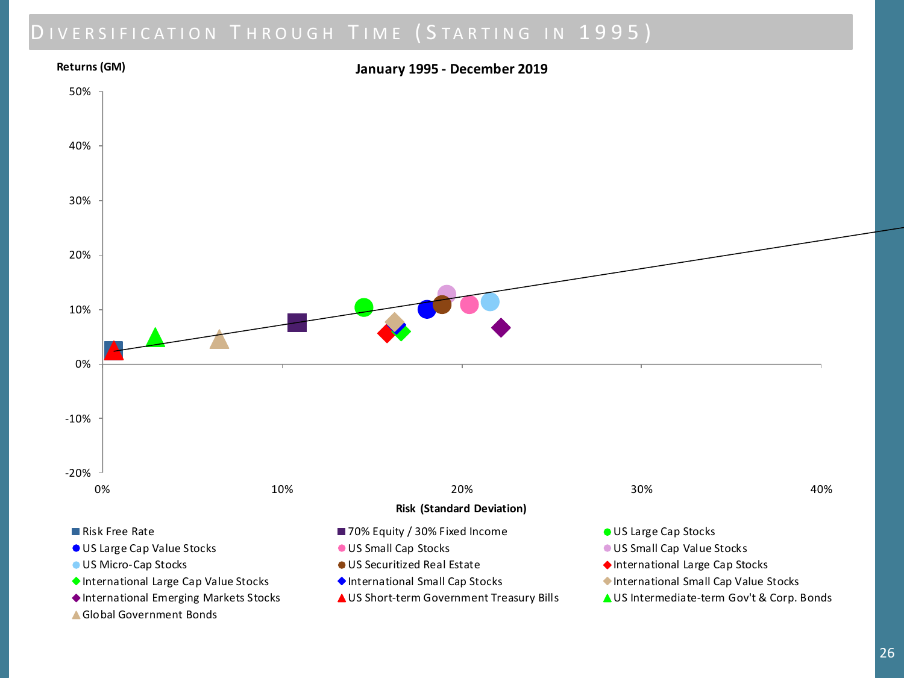# Diversification Through Time (Starting in 1995)

**January 1995 - December 2019**

Returns (GM)

50%
40%
30%
20%
10%
0%
-10%
-20%

0% 10% 20% 30% 40%

Risk (Standard Deviation)

- Risk Free Rate
- 70% Equity / 30% Fixed Income
- US Large Cap Stocks
- US Large Cap Value Stocks
- US Small Cap Stocks
- US Small Cap Value Stocks
- US Micro-Cap Stocks
- US Securitized Real Estate
- International Large Cap Stocks
- International Large Cap Value Stocks
- International Small Cap Stocks
- International Small Cap Value Stocks
- International Emerging Markets Stocks
- US Short-term Government Treasury Bills
- US Intermediate-term Gov't & Corp. Bonds
- Global Government Bonds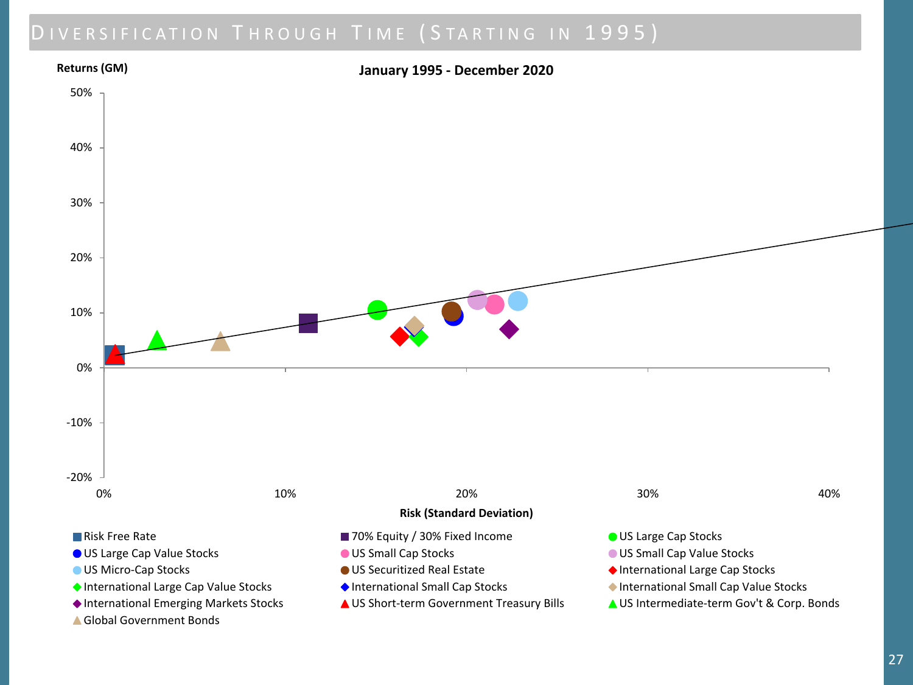# Diversification Through Time (Starting in 1995)

**January 1995 - December 2020**

Returns (GM)

50%
40%
30%
20%
10%
0%
-10%
-20%

0% 10% 20% 30% 40%

Risk (Standard Deviation)

- Risk Free Rate
- 70% Equity / 30% Fixed Income
- US Large Cap Stocks
- US Large Cap Value Stocks
- US Small Cap Stocks
- US Small Cap Value Stocks
- US Micro-Cap Stocks
- US Securitized Real Estate
- International Large Cap Stocks
- International Large Cap Value Stocks
- International Small Cap Stocks
- International Small Cap Value Stocks
- International Emerging Markets Stocks
- US Short-term Government Treasury Bills
- US Intermediate-term Gov't & Corp. Bonds
- Global Government Bonds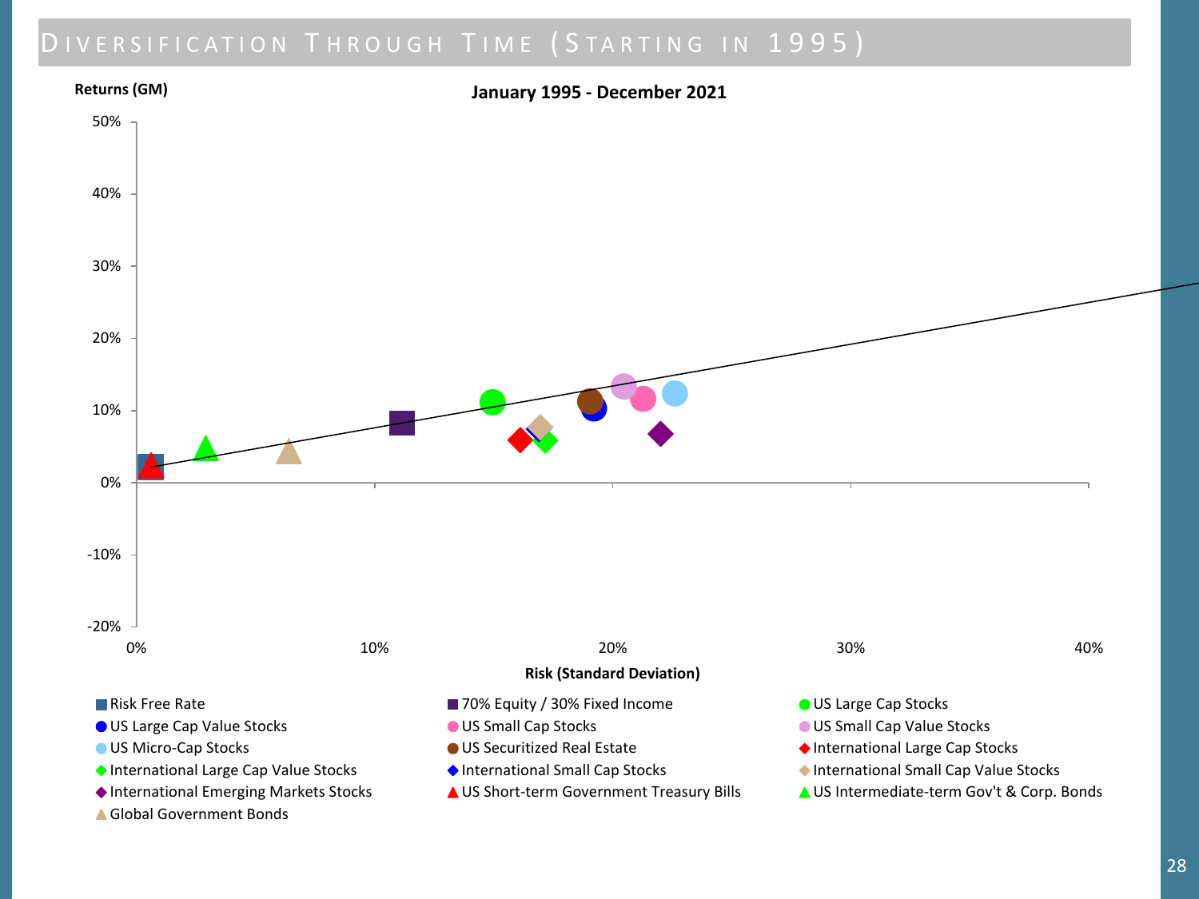# Diversification Through Time (Starting in 1995)

**January 1995 - December 2021**

Returns (GM)

50%
40%
30%
20%
10%
0%
-10%
-20%

0% 10% 20% 30% 40%

Risk (Standard Deviation)

- Risk Free Rate
- 70% Equity / 30% Fixed Income
- US Large Cap Stocks
- US Large Cap Value Stocks
- US Small Cap Stocks
- US Small Cap Value Stocks
- US Micro-Cap Stocks
- US Securitized Real Estate
- International Large Cap Stocks
- International Large Cap Value Stocks
- International Small Cap Stocks
- International Small Cap Value Stocks
- International Emerging Markets Stocks
- US Short-term Government Treasury Bills
- US Intermediate-term Gov't & Corp. Bonds
- Global Government Bonds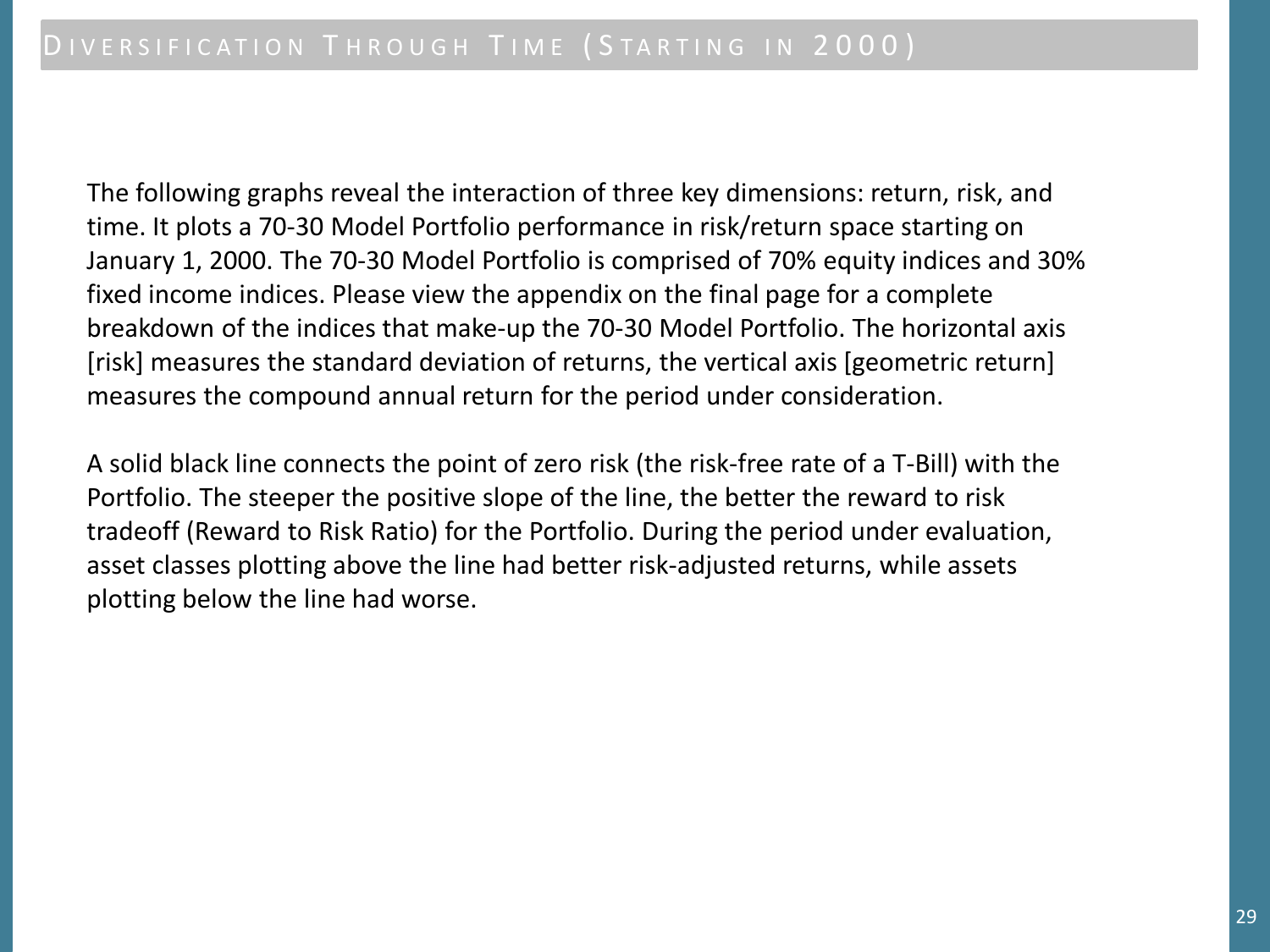# Diversification Through Time (Starting in 2000)

The following graphs reveal the interaction of three key dimensions: return, risk, and time. It plots a 70-30 Model Portfolio performance in risk/return space starting on January 1, 2000. The 70-30 Model Portfolio is comprised of 70% equity indices and 30% fixed income indices. Please view the appendix on the final page for a complete breakdown of the indices that make-up the 70-30 Model Portfolio. The horizontal axis [risk] measures the standard deviation of returns, the vertical axis [geometric return] measures the compound annual return for the period under consideration.

A solid black line connects the point of zero risk (the risk-free rate of a T-Bill) with the Portfolio. The steeper the positive slope of the line, the better the reward to risk tradeoff (Reward to Risk Ratio) for the Portfolio. During the period under evaluation, asset classes plotting above the line had better risk-adjusted returns, while assets plotting below the line had worse.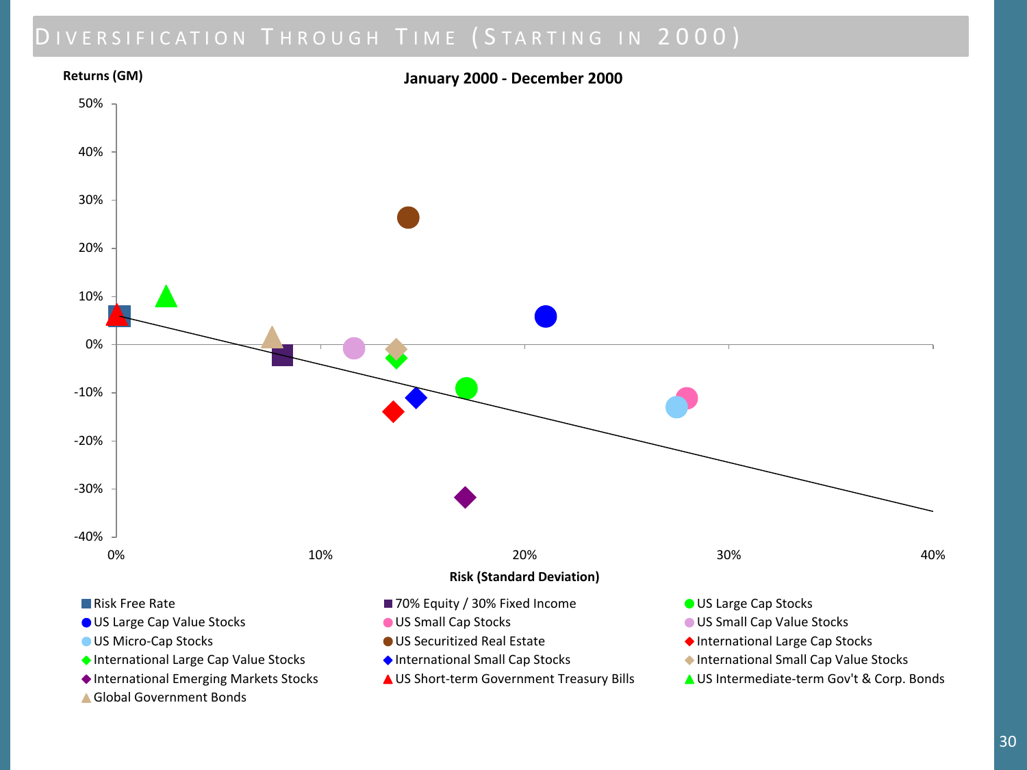# Diversification Through Time (Starting in 2000)

**January 2000 - December 2000**

Returns (GM)

50%
40%
30%
20%
10%
0%
-10%
-20%
-30%
-40%

0% 10% 20% 30% 40%

Risk (Standard Deviation)

- Risk Free Rate
- 70% Equity / 30% Fixed Income
- US Large Cap Stocks
- US Large Cap Value Stocks
- US Small Cap Stocks
- US Small Cap Value Stocks
- US Micro-Cap Stocks
- US Securitized Real Estate
- International Large Cap Stocks
- International Large Cap Value Stocks
- International Small Cap Stocks
- International Small Cap Value Stocks
- International Emerging Markets Stocks
- US Short-term Government Treasury Bills
- US Intermediate-term Gov't & Corp. Bonds
- Global Government Bonds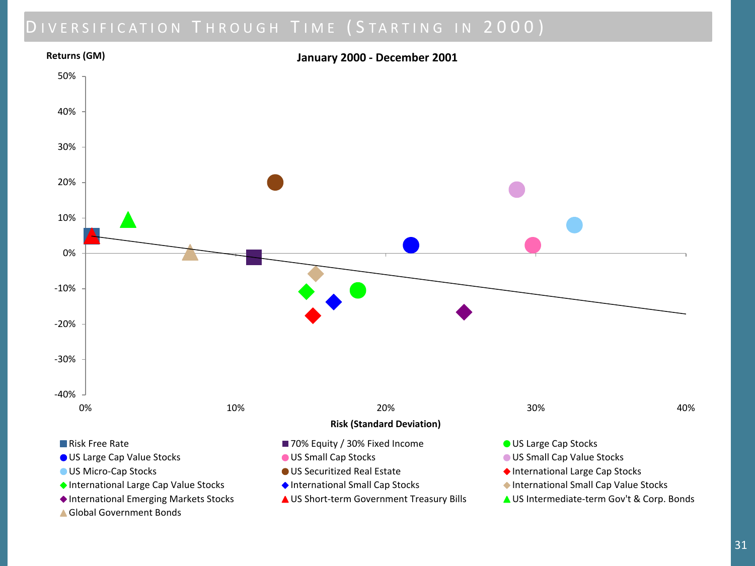# Diversification Through Time (Starting in 2000)

**January 2000 - December 2001**

**Returns (GM)**

50%
40%
30%
20%
10%
0%
-10%
-20%
-30%
-40%

0% 10% 20% 30% 40%

**Risk (Standard Deviation)**

- Risk Free Rate
- 70% Equity / 30% Fixed Income
- US Large Cap Stocks
- US Large Cap Value Stocks
- US Small Cap Stocks
- US Small Cap Value Stocks
- US Micro-Cap Stocks
- US Securitized Real Estate
- International Large Cap Stocks
- International Large Cap Value Stocks
- International Small Cap Stocks
- International Small Cap Value Stocks
- International Emerging Markets Stocks
- US Short-term Government Treasury Bills
- US Intermediate-term Gov't & Corp. Bonds
- Global Government Bonds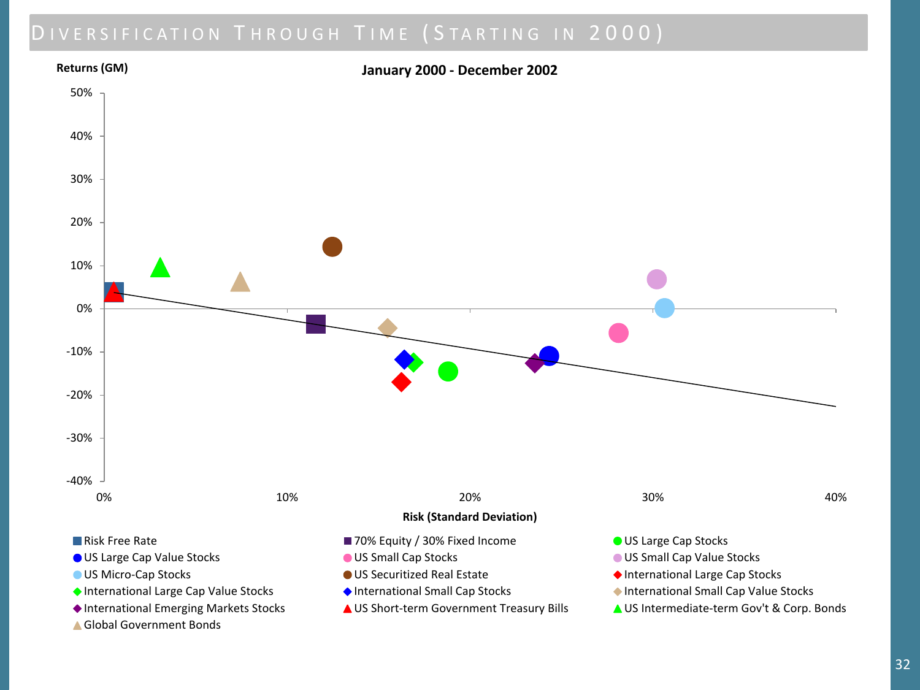# Diversification Through Time (Starting in 2000)

**January 2000 - December 2002**

Returns (GM)

50%
40%
30%
20%
10%
0%
-10%
-20%
-30%
-40%

0% 10% 20% 30% 40%

Risk (Standard Deviation)

- Risk Free Rate
- 70% Equity / 30% Fixed Income
- US Large Cap Stocks
- US Large Cap Value Stocks
- US Small Cap Stocks
- US Small Cap Value Stocks
- US Micro-Cap Stocks
- US Securitized Real Estate
- International Large Cap Stocks
- International Large Cap Value Stocks
- International Small Cap Stocks
- International Small Cap Value Stocks
- International Emerging Markets Stocks
- US Short-term Government Treasury Bills
- US Intermediate-term Gov't & Corp. Bonds
- Global Government Bonds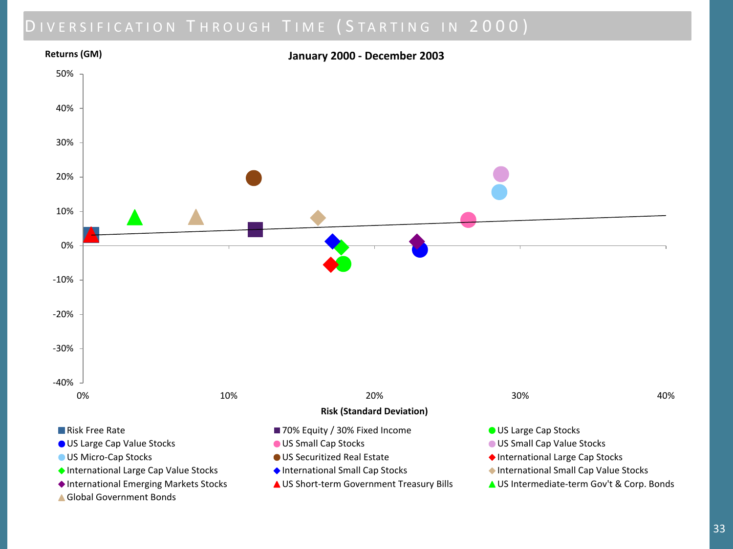# Diversification Through Time (Starting in 2000)

**January 2000 - December 2003**

Returns (GM)

50%
40%
30%
20%
10%
0%
-10%
-20%
-30%
-40%

0% 10% 20% 30% 40%

**Risk (Standard Deviation)**

- Risk Free Rate
- 70% Equity / 30% Fixed Income
- US Large Cap Stocks
- US Large Cap Value Stocks
- US Small Cap Stocks
- US Small Cap Value Stocks
- US Micro-Cap Stocks
- US Securitized Real Estate
- International Large Cap Stocks
- International Large Cap Value Stocks
- International Small Cap Stocks
- International Small Cap Value Stocks
- International Emerging Markets Stocks
- US Short-term Government Treasury Bills
- US Intermediate-term Gov't & Corp. Bonds
- Global Government Bonds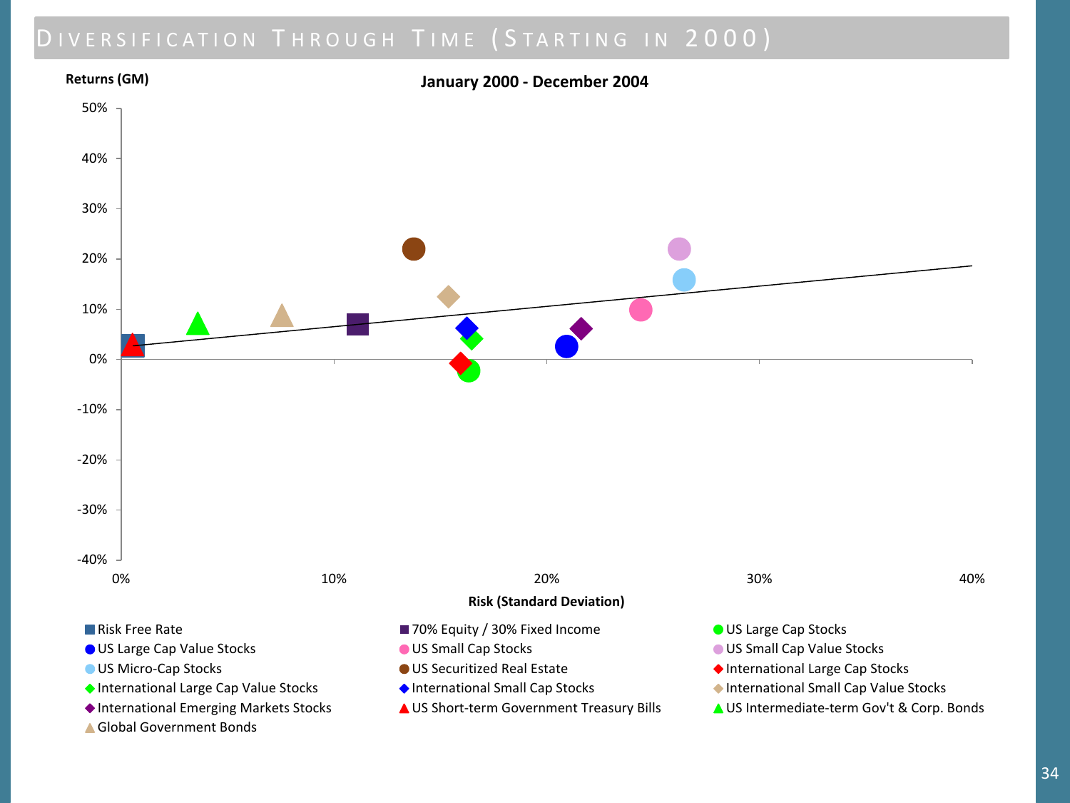# Diversification Through Time (Starting in 2000)

**January 2000 - December 2004**

Returns (GM)

50%
40%
30%
20%
10%
0%
-10%
-20%
-30%
-40%

0% 10% 20% 30% 40%

Risk (Standard Deviation)

- Risk Free Rate
- 70% Equity / 30% Fixed Income
- US Large Cap Stocks
- US Large Cap Value Stocks
- US Small Cap Stocks
- US Small Cap Value Stocks
- US Micro-Cap Stocks
- US Securitized Real Estate
- International Large Cap Stocks
- International Large Cap Value Stocks
- International Small Cap Stocks
- International Small Cap Value Stocks
- International Emerging Markets Stocks
- US Short-term Government Treasury Bills
- US Intermediate-term Gov't & Corp. Bonds
- Global Government Bonds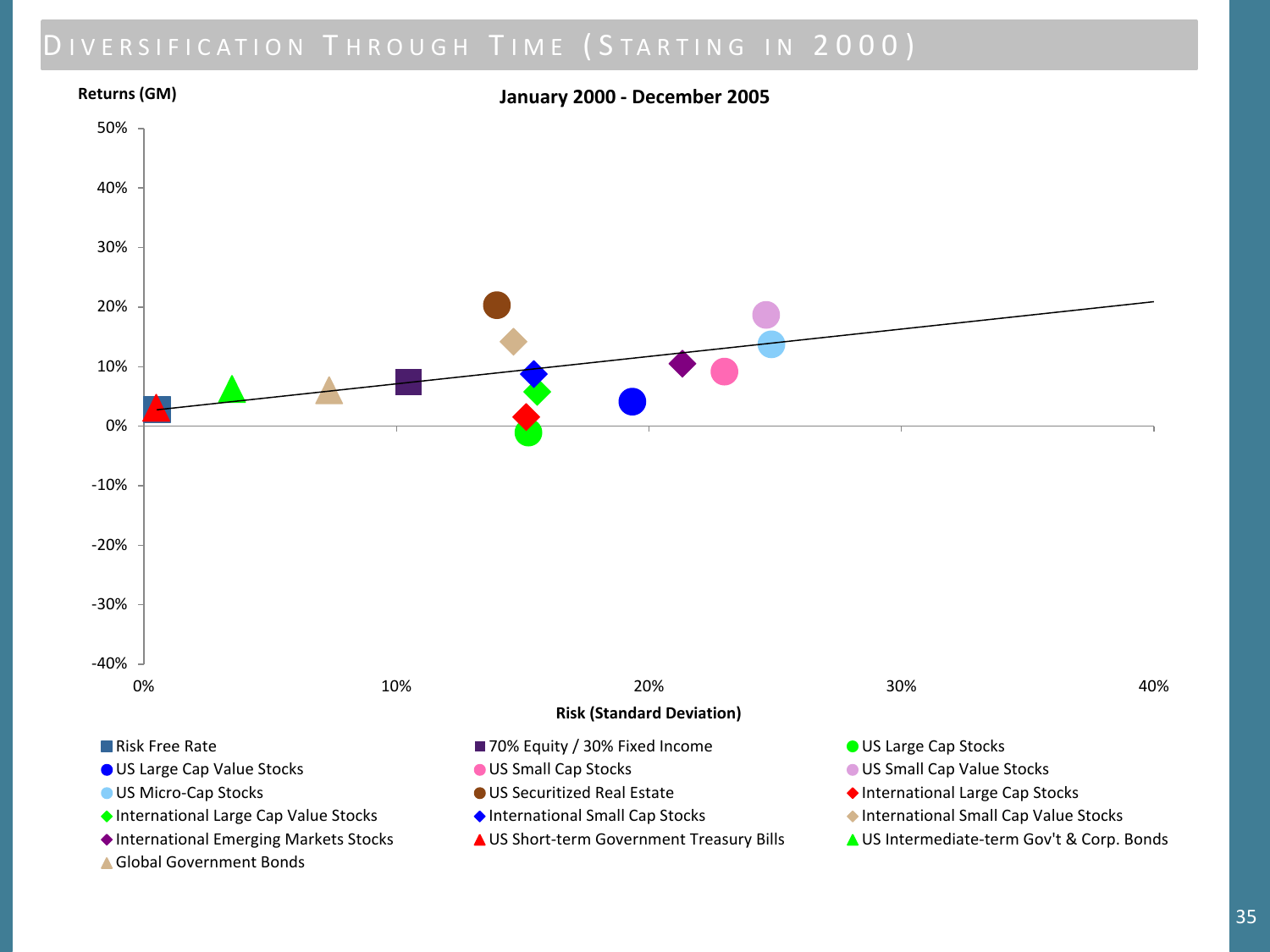# Diversification Through Time (Starting in 2000)

**January 2000 - December 2005**

Returns (GM)

50%
40%
30%
20%
10%
0%
-10%
-20%
-30%
-40%

0% 10% 20% 30% 40%

**Risk (Standard Deviation)**

- Risk Free Rate
- 70% Equity / 30% Fixed Income
- US Large Cap Stocks
- US Large Cap Value Stocks
- US Small Cap Stocks
- US Small Cap Value Stocks
- US Micro-Cap Stocks
- US Securitized Real Estate
- International Large Cap Stocks
- International Large Cap Value Stocks
- International Small Cap Stocks
- International Small Cap Value Stocks
- International Emerging Markets Stocks
- US Short-term Government Treasury Bills
- US Intermediate-term Gov't & Corp. Bonds
- Global Government Bonds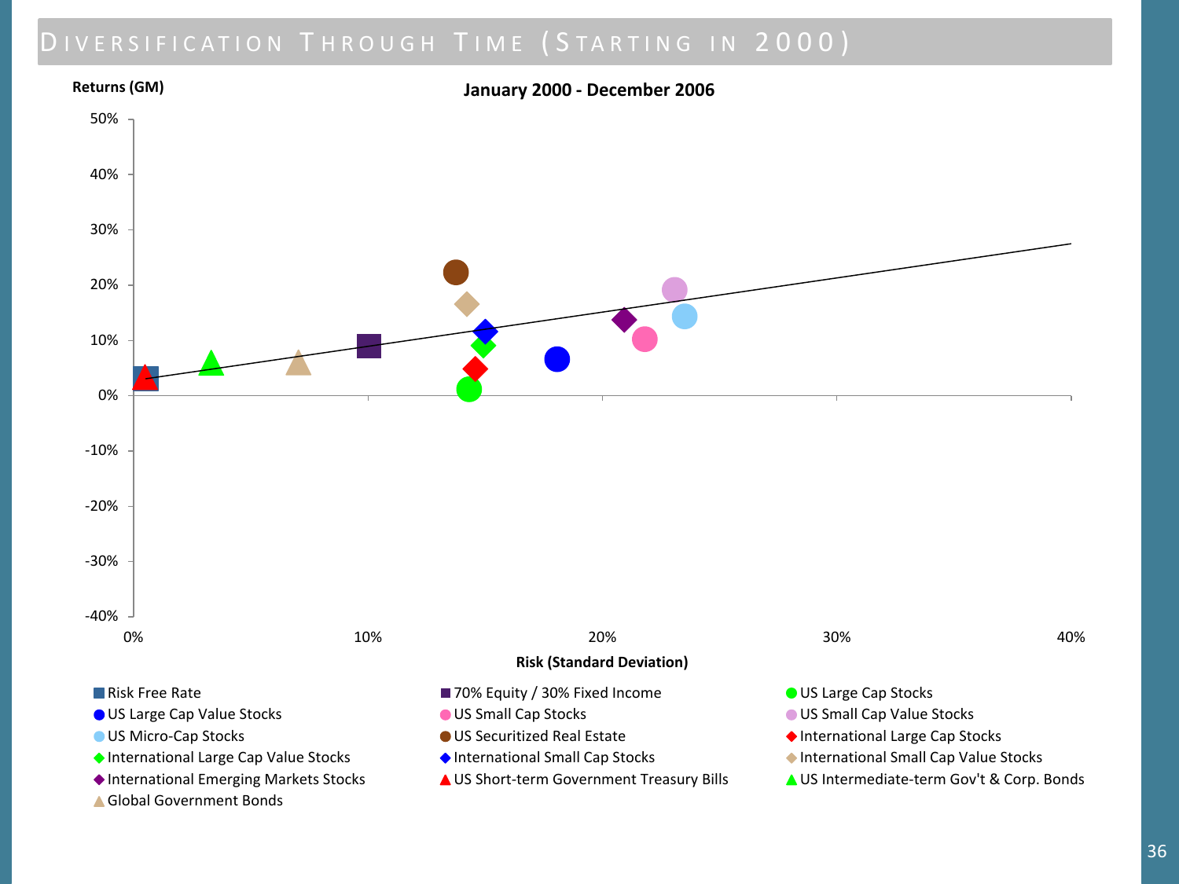# Diversification Through Time (Starting in 2000)

**January 2000 - December 2006**

Returns (GM)

50%
40%
30%
20%
10%
0%
-10%
-20%
-30%
-40%

0% 10% 20% 30% 40%

**Risk (Standard Deviation)**

- Risk Free Rate
- 70% Equity / 30% Fixed Income
- US Large Cap Stocks
- US Large Cap Value Stocks
- US Small Cap Stocks
- US Small Cap Value Stocks
- US Micro-Cap Stocks
- US Securitized Real Estate
- International Large Cap Stocks
- International Large Cap Value Stocks
- International Small Cap Stocks
- International Small Cap Value Stocks
- International Emerging Markets Stocks
- US Short-term Government Treasury Bills
- US Intermediate-term Gov't & Corp. Bonds
- Global Government Bonds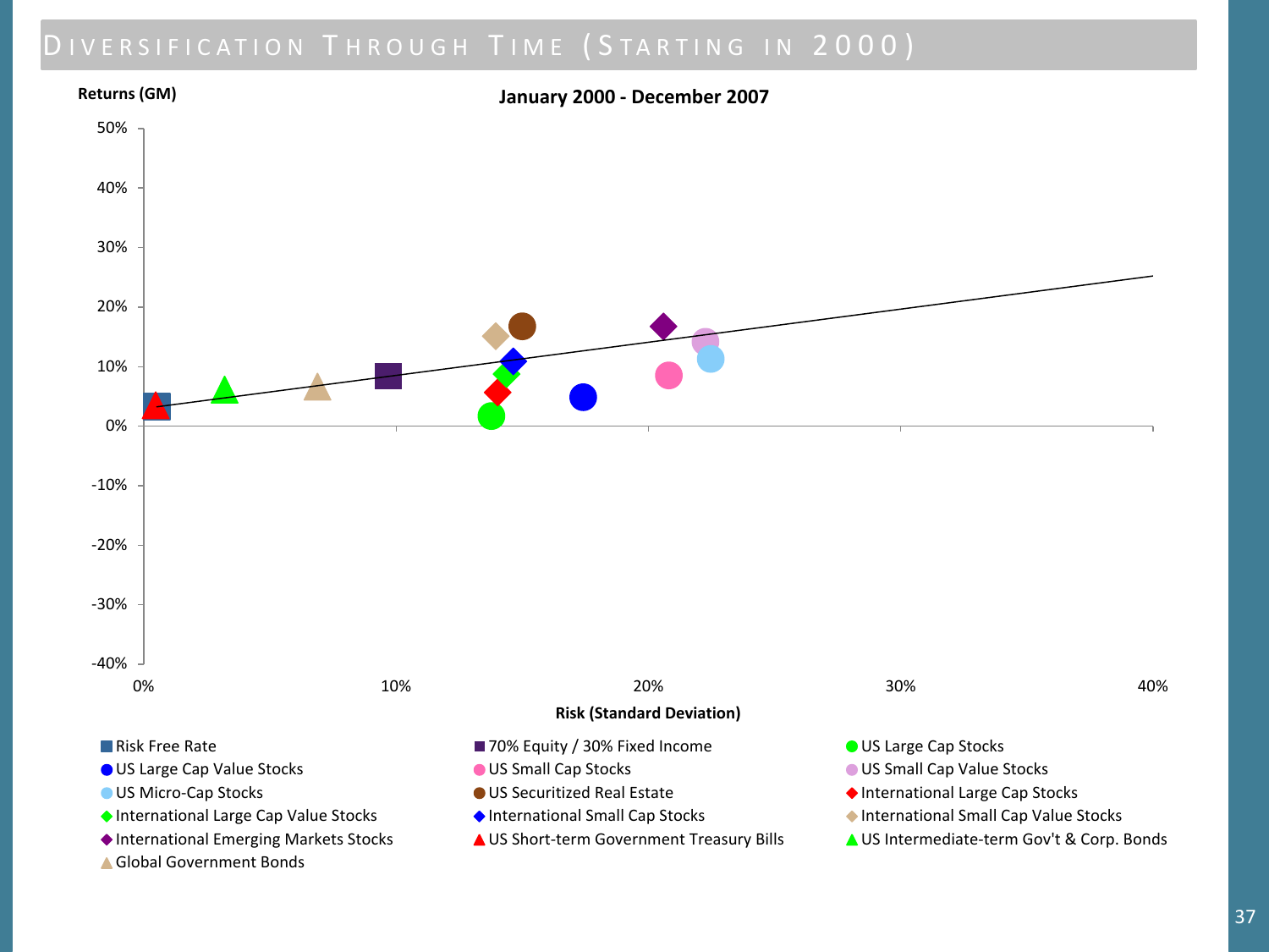# Diversification Through Time (Starting in 2000)

**January 2000 - December 2007**

Returns (GM)

50%
40%
30%
20%
10%
0%
-10%
-20%
-30%
-40%

0% 10% 20% 30% 40%

**Risk (Standard Deviation)**

- Risk Free Rate
- 70% Equity / 30% Fixed Income
- US Large Cap Stocks
- US Large Cap Value Stocks
- US Small Cap Stocks
- US Small Cap Value Stocks
- US Micro-Cap Stocks
- US Securitized Real Estate
- International Large Cap Stocks
- International Large Cap Value Stocks
- International Small Cap Stocks
- International Small Cap Value Stocks
- International Emerging Markets Stocks
- US Short-term Government Treasury Bills
- US Intermediate-term Gov't & Corp. Bonds
- Global Government Bonds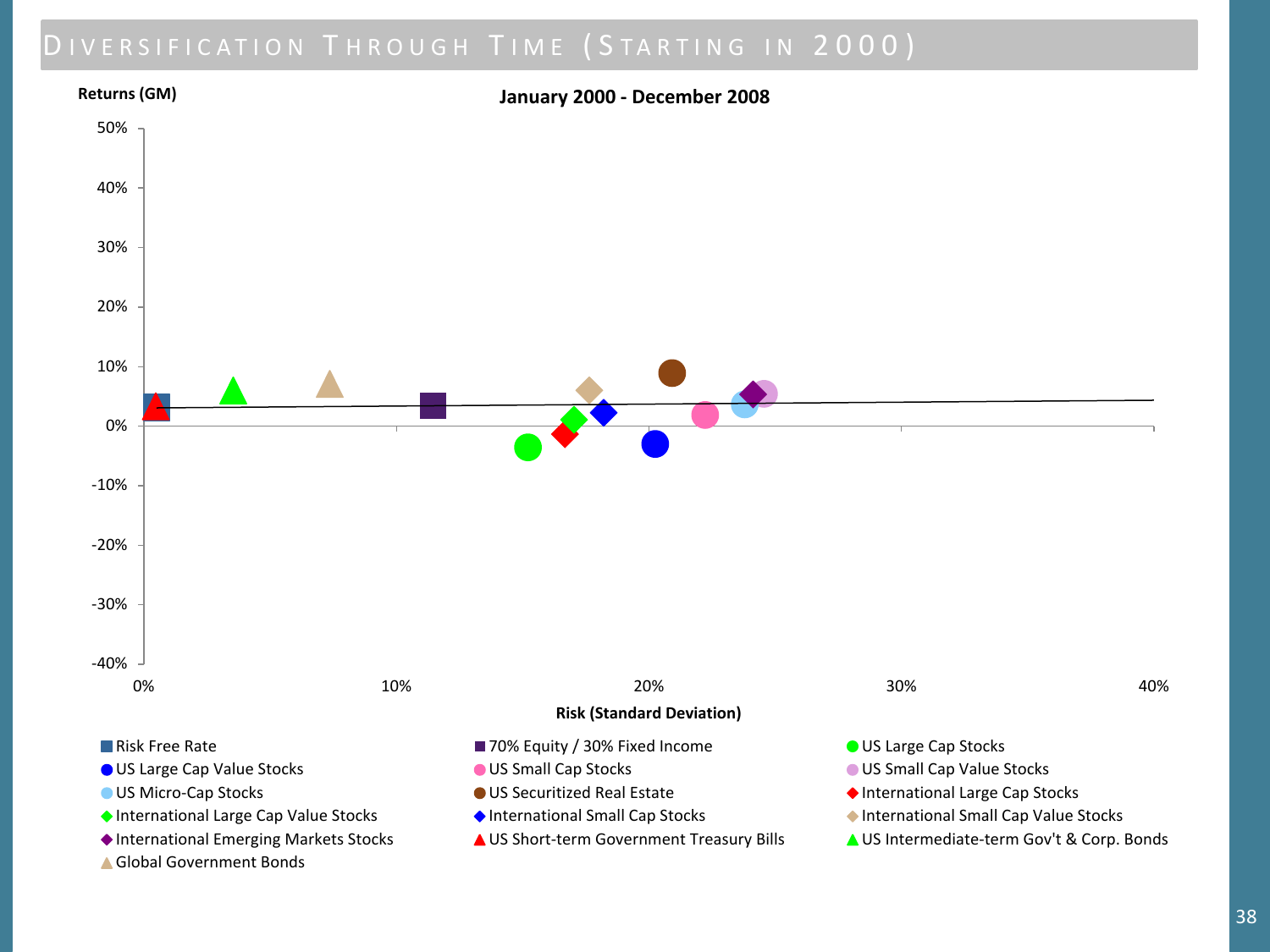# Diversification Through Time (Starting in 2000)

**January 2000 - December 2008**

Returns (GM)

50%
40%
30%
20%
10%
0%
-10%
-20%
-30%
-40%

0% 10% 20% 30% 40%

**Risk (Standard Deviation)**

- Risk Free Rate
- 70% Equity / 30% Fixed Income
- US Large Cap Stocks
- US Large Cap Value Stocks
- US Small Cap Stocks
- US Small Cap Value Stocks
- US Micro-Cap Stocks
- US Securitized Real Estate
- International Large Cap Stocks
- International Large Cap Value Stocks
- International Small Cap Stocks
- International Small Cap Value Stocks
- International Emerging Markets Stocks
- US Short-term Government Treasury Bills
- US Intermediate-term Gov't & Corp. Bonds
- Global Government Bonds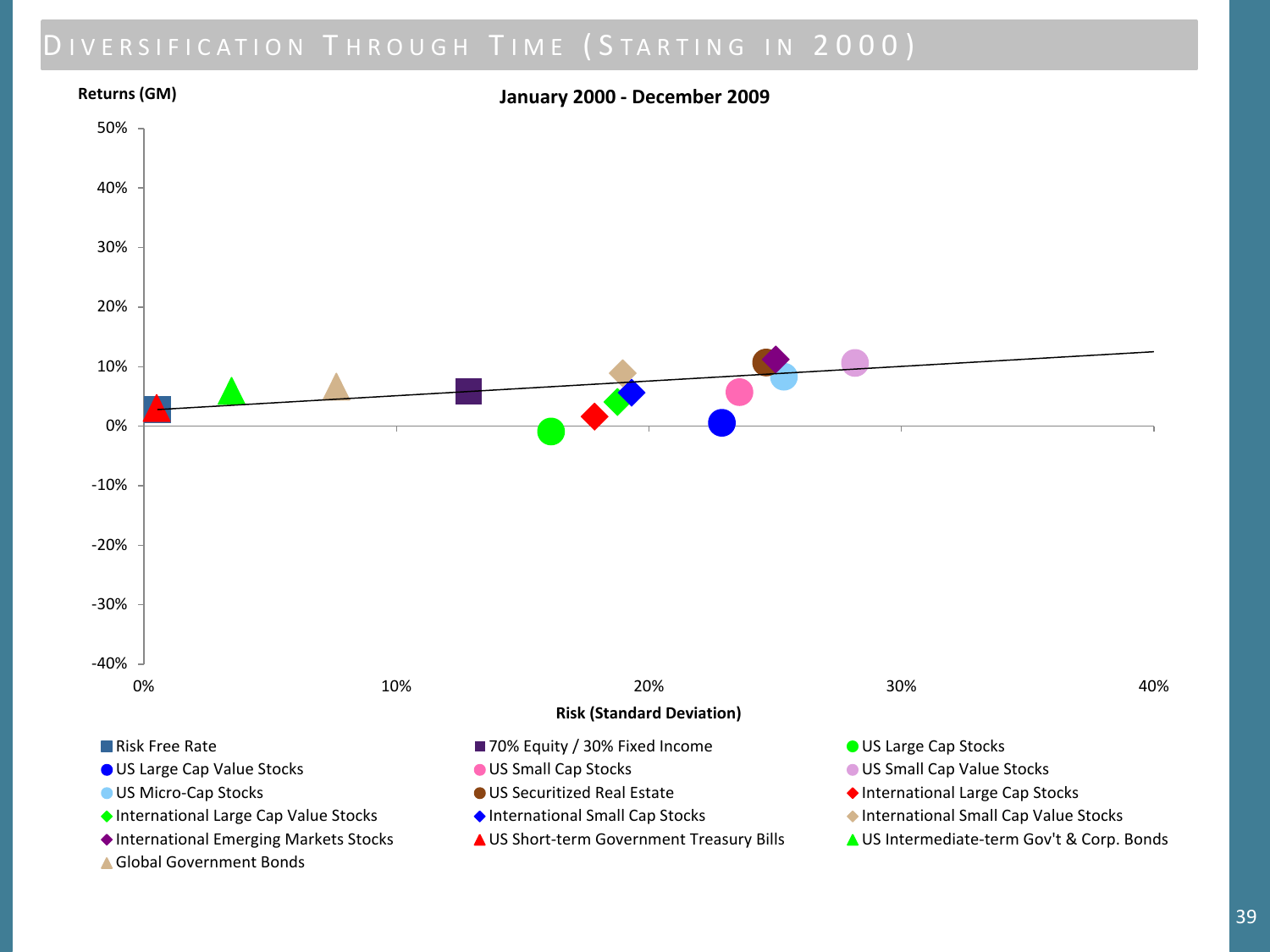# Diversification Through Time (Starting in 2000)

**January 2000 - December 2009**

Returns (GM)

50%
40%
30%
20%
10%
0%
-10%
-20%
-30%
-40%

0% 10% 20% 30% 40%

Risk (Standard Deviation)

- Risk Free Rate
- 70% Equity / 30% Fixed Income
- US Large Cap Stocks
- US Large Cap Value Stocks
- US Small Cap Stocks
- US Small Cap Value Stocks
- US Micro-Cap Stocks
- US Securitized Real Estate
- International Large Cap Stocks
- International Large Cap Value Stocks
- International Small Cap Stocks
- International Small Cap Value Stocks
- International Emerging Markets Stocks
- US Short-term Government Treasury Bills
- US Intermediate-term Gov't & Corp. Bonds
- Global Government Bonds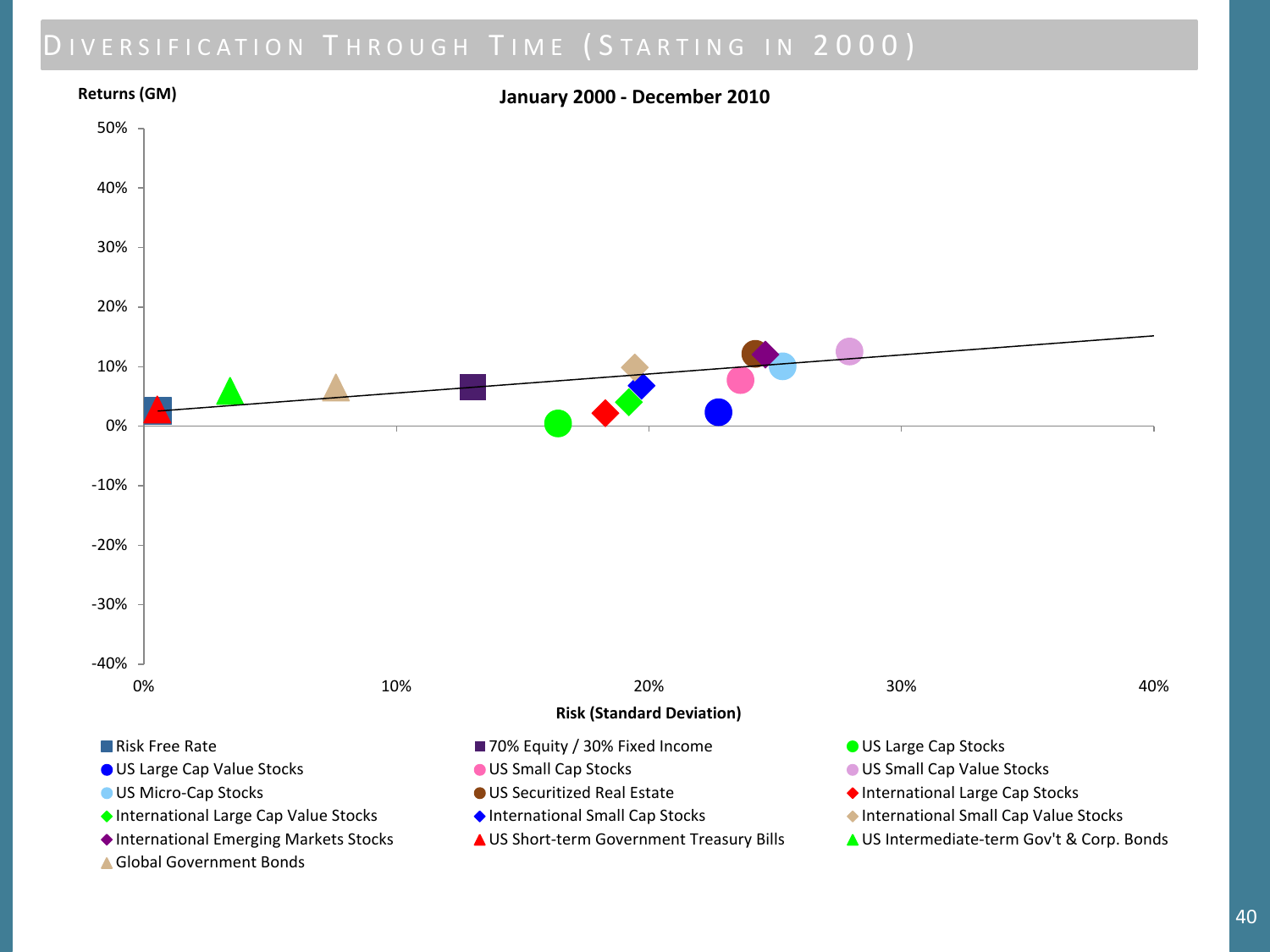# Diversification Through Time (Starting in 2000)

**January 2000 - December 2010**

Returns (GM)

50%
40%
30%
20%
10%
0%
-10%
-20%
-30%
-40%

0% 10% 20% 30% 40%

Risk (Standard Deviation)

- Risk Free Rate
- 70% Equity / 30% Fixed Income
- US Large Cap Stocks
- US Large Cap Value Stocks
- US Small Cap Stocks
- US Small Cap Value Stocks
- US Micro-Cap Stocks
- US Securitized Real Estate
- International Large Cap Stocks
- International Large Cap Value Stocks
- International Small Cap Stocks
- International Small Cap Value Stocks
- International Emerging Markets Stocks
- US Short-term Government Treasury Bills
- US Intermediate-term Gov't & Corp. Bonds
- Global Government Bonds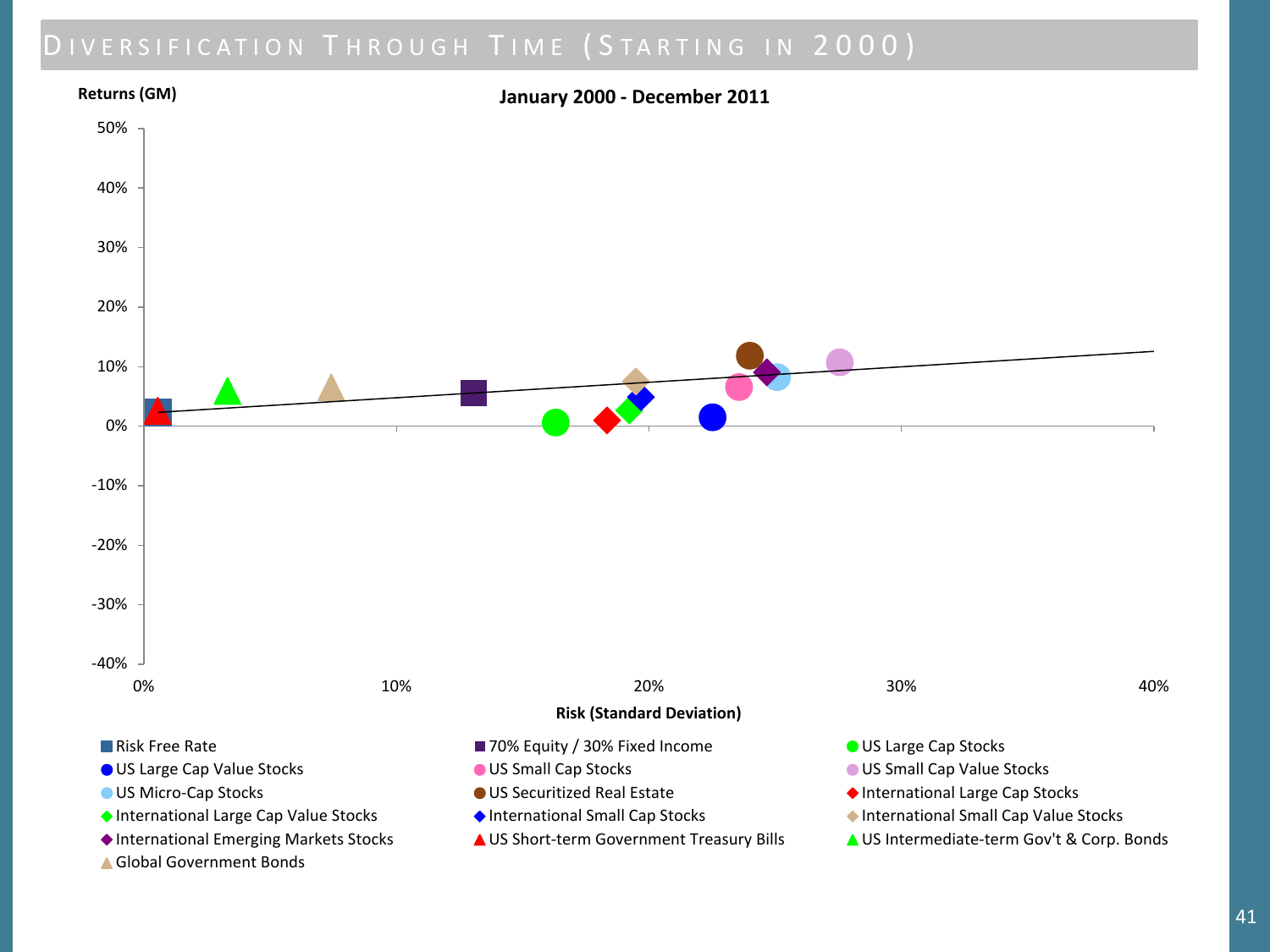# Diversification Through Time (Starting in 2000)

**January 2000 - December 2011**

Returns (GM)

50%
40%
30%
20%
10%
0%
-10%
-20%
-30%
-40%

0% 10% 20% 30% 40%

Risk (Standard Deviation)

- Risk Free Rate
- 70% Equity / 30% Fixed Income
- US Large Cap Stocks
- US Large Cap Value Stocks
- US Small Cap Stocks
- US Small Cap Value Stocks
- US Micro-Cap Stocks
- US Securitized Real Estate
- International Large Cap Stocks
- International Large Cap Value Stocks
- International Small Cap Stocks
- International Small Cap Value Stocks
- International Emerging Markets Stocks
- US Short-term Government Treasury Bills
- US Intermediate-term Gov't & Corp. Bonds
- Global Government Bonds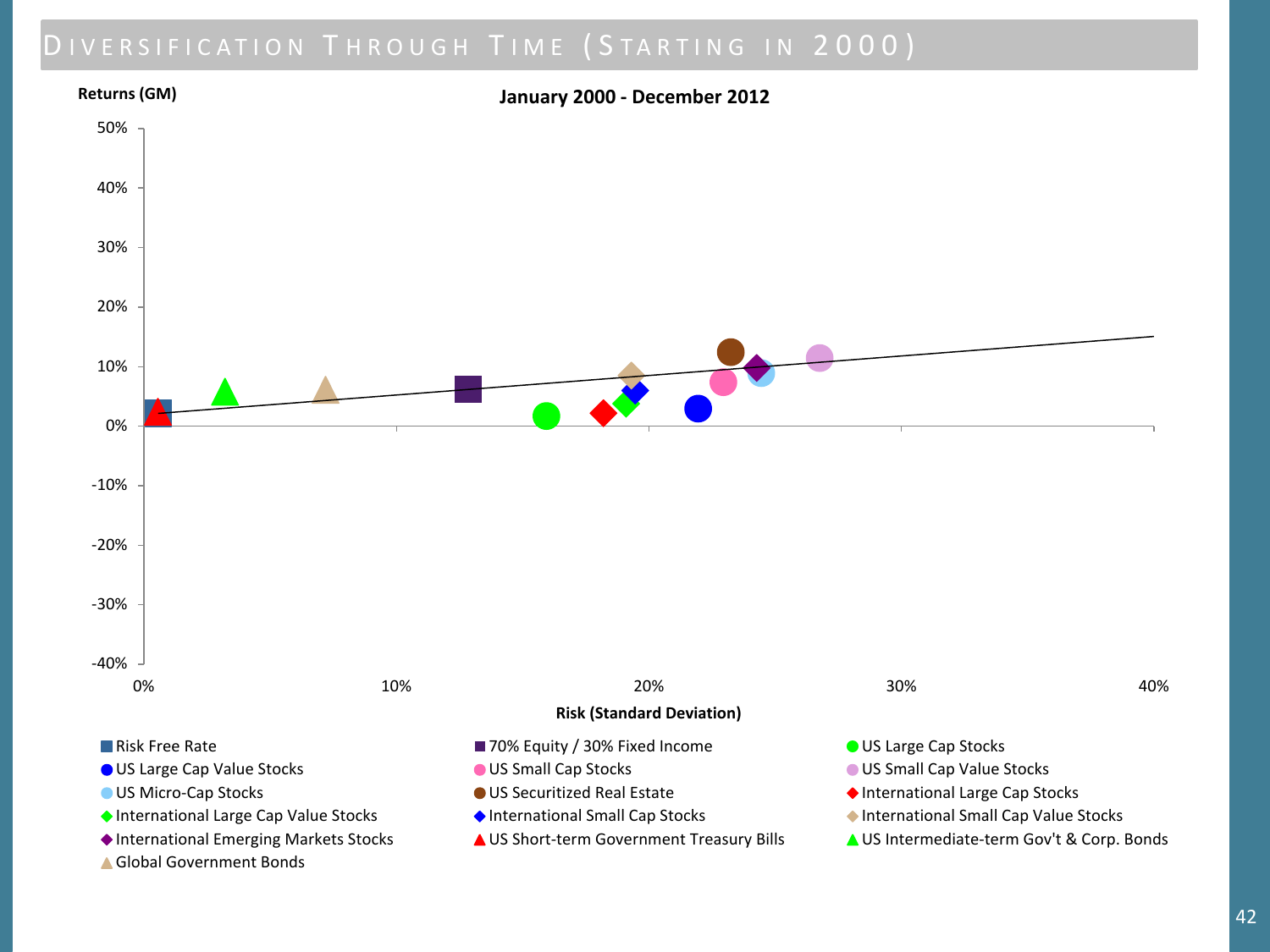# Diversification Through Time (Starting in 2000)

**January 2000 - December 2012**

Returns (GM)

50%
40%
30%
20%
10%
0%
-10%
-20%
-30%
-40%

0% 10% 20% 30% 40%

**Risk (Standard Deviation)**

- Risk Free Rate
- 70% Equity / 30% Fixed Income
- US Large Cap Stocks
- US Large Cap Value Stocks
- US Small Cap Stocks
- US Small Cap Value Stocks
- US Micro-Cap Stocks
- US Securitized Real Estate
- International Large Cap Stocks
- International Large Cap Value Stocks
- International Small Cap Stocks
- International Small Cap Value Stocks
- International Emerging Markets Stocks
- US Short-term Government Treasury Bills
- US Intermediate-term Gov't & Corp. Bonds
- Global Government Bonds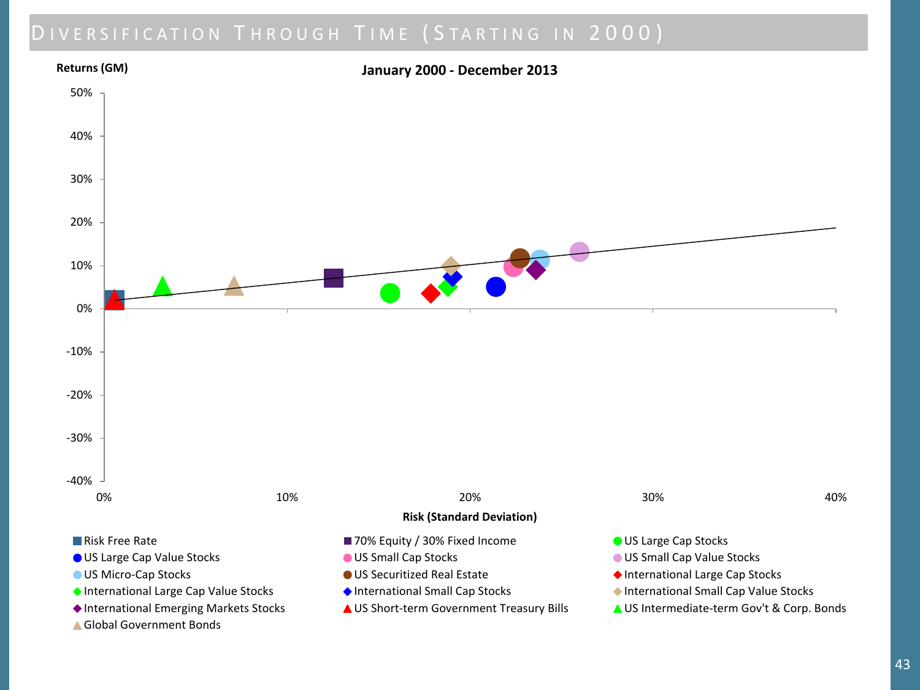# Diversification Through Time (Starting in 2000)

**January 2000 - December 2013**

Returns (GM)

50%
40%
30%
20%
10%
0%
-10%
-20%
-30%
-40%

0% 10% 20% 30% 40%

Risk (Standard Deviation)

- Risk Free Rate
- 70% Equity / 30% Fixed Income
- US Large Cap Stocks
- US Large Cap Value Stocks
- US Small Cap Stocks
- US Small Cap Value Stocks
- US Micro-Cap Stocks
- US Securitized Real Estate
- International Large Cap Stocks
- International Large Cap Value Stocks
- International Small Cap Stocks
- International Small Cap Value Stocks
- International Emerging Markets Stocks
- US Short-term Government Treasury Bills
- US Intermediate-term Gov't & Corp. Bonds
- Global Government Bonds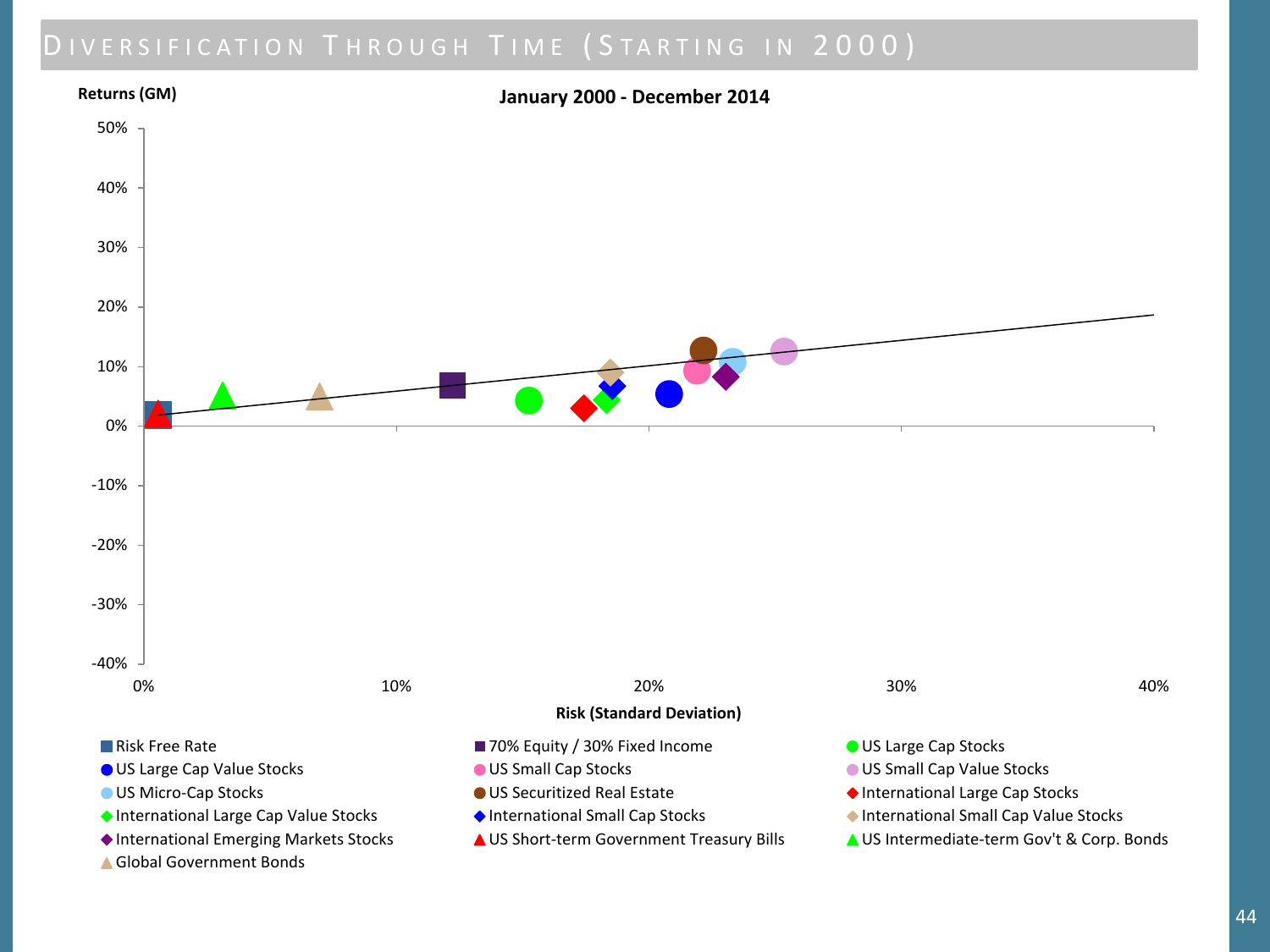# Diversification Through Time (Starting in 2000)

**January 2000 - December 2014**

Returns (GM)

50%
40%
30%
20%
10%
0%
-10%
-20%
-30%
-40%

0% 10% 20% 30% 40%

**Risk (Standard Deviation)**

- Risk Free Rate
- 70% Equity / 30% Fixed Income
- US Large Cap Stocks
- US Large Cap Value Stocks
- US Small Cap Stocks
- US Small Cap Value Stocks
- US Micro-Cap Stocks
- US Securitized Real Estate
- International Large Cap Stocks
- International Large Cap Value Stocks
- International Small Cap Stocks
- International Small Cap Value Stocks
- International Emerging Markets Stocks
- US Short-term Government Treasury Bills
- US Intermediate-term Gov't & Corp. Bonds
- Global Government Bonds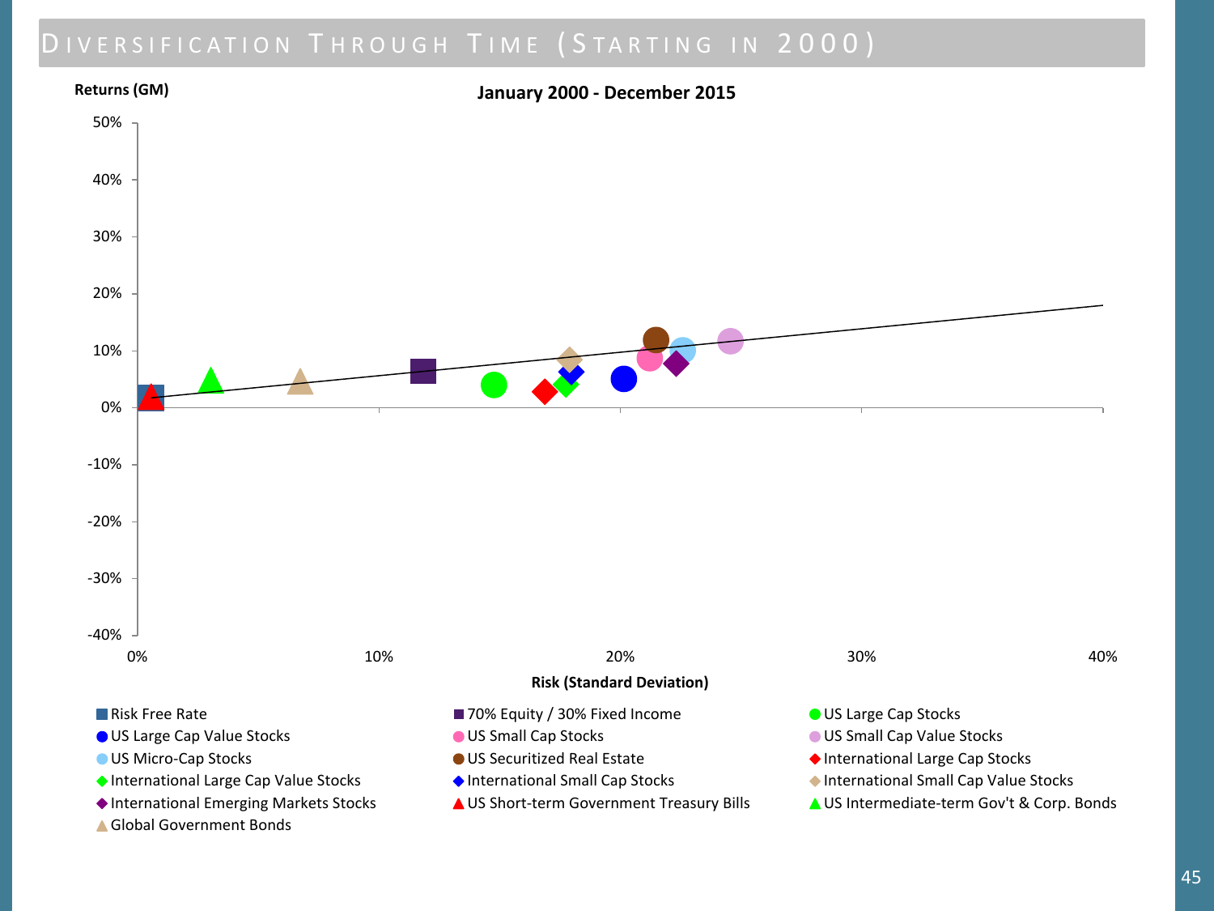# Diversification Through Time (Starting in 2000)

**January 2000 - December 2015**

Returns (GM)

50%
40%
30%
20%
10%
0%
-10%
-20%
-30%
-40%

0% 10% 20% 30% 40%

**Risk (Standard Deviation)**

- Risk Free Rate
- 70% Equity / 30% Fixed Income
- US Large Cap Stocks
- US Large Cap Value Stocks
- US Small Cap Stocks
- US Small Cap Value Stocks
- US Micro-Cap Stocks
- US Securitized Real Estate
- International Large Cap Stocks
- International Large Cap Value Stocks
- International Small Cap Stocks
- International Small Cap Value Stocks
- International Emerging Markets Stocks
- US Short-term Government Treasury Bills
- US Intermediate-term Gov't & Corp. Bonds
- Global Government Bonds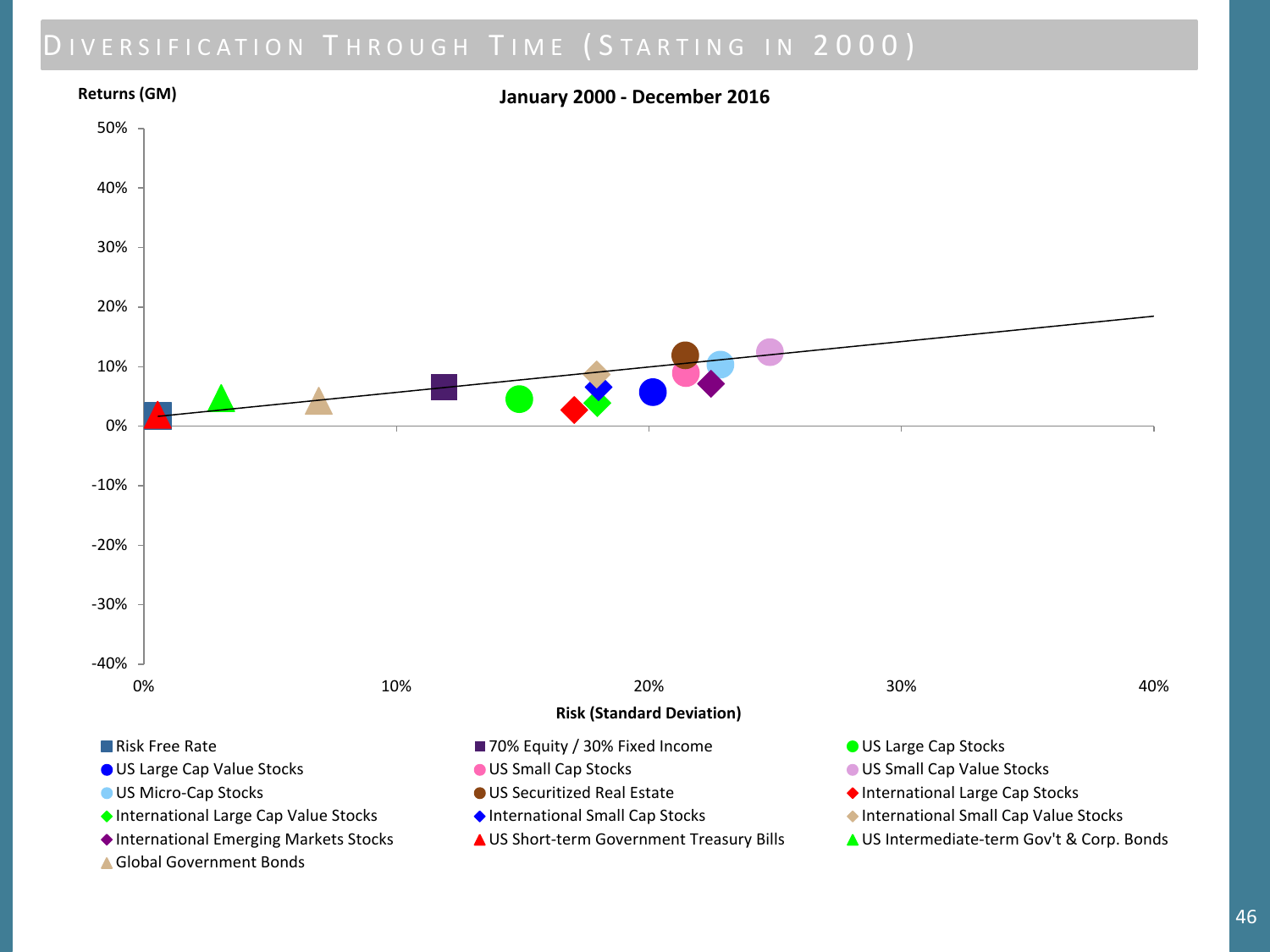# Diversification Through Time (Starting in 2000)

**January 2000 - December 2016**

Returns (GM)

50%
40%
30%
20%
10%
0%
-10%
-20%
-30%
-40%

0% 10% 20% 30% 40%

**Risk (Standard Deviation)**

- Risk Free Rate
- 70% Equity / 30% Fixed Income
- US Large Cap Stocks
- US Large Cap Value Stocks
- US Small Cap Stocks
- US Small Cap Value Stocks
- US Micro-Cap Stocks
- US Securitized Real Estate
- International Large Cap Stocks
- International Large Cap Value Stocks
- International Small Cap Stocks
- International Small Cap Value Stocks
- International Emerging Markets Stocks
- US Short-term Government Treasury Bills
- US Intermediate-term Gov't & Corp. Bonds
- Global Government Bonds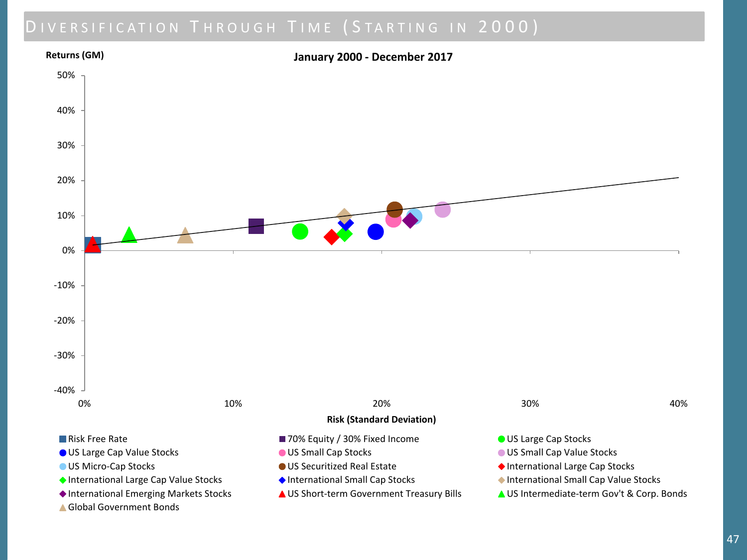# Diversification Through Time (Starting in 2000)

**January 2000 - December 2017**

Returns (GM)

50%
40%
30%
20%
10%
0%
-10%
-20%
-30%
-40%

0% 10% 20% 30% 40%

Risk (Standard Deviation)

- Risk Free Rate
- 70% Equity / 30% Fixed Income
- US Large Cap Stocks
- US Large Cap Value Stocks
- US Small Cap Stocks
- US Small Cap Value Stocks
- US Micro-Cap Stocks
- US Securitized Real Estate
- International Large Cap Stocks
- International Large Cap Value Stocks
- International Small Cap Stocks
- International Small Cap Value Stocks
- International Emerging Markets Stocks
- US Short-term Government Treasury Bills
- US Intermediate-term Gov't & Corp. Bonds
- Global Government Bonds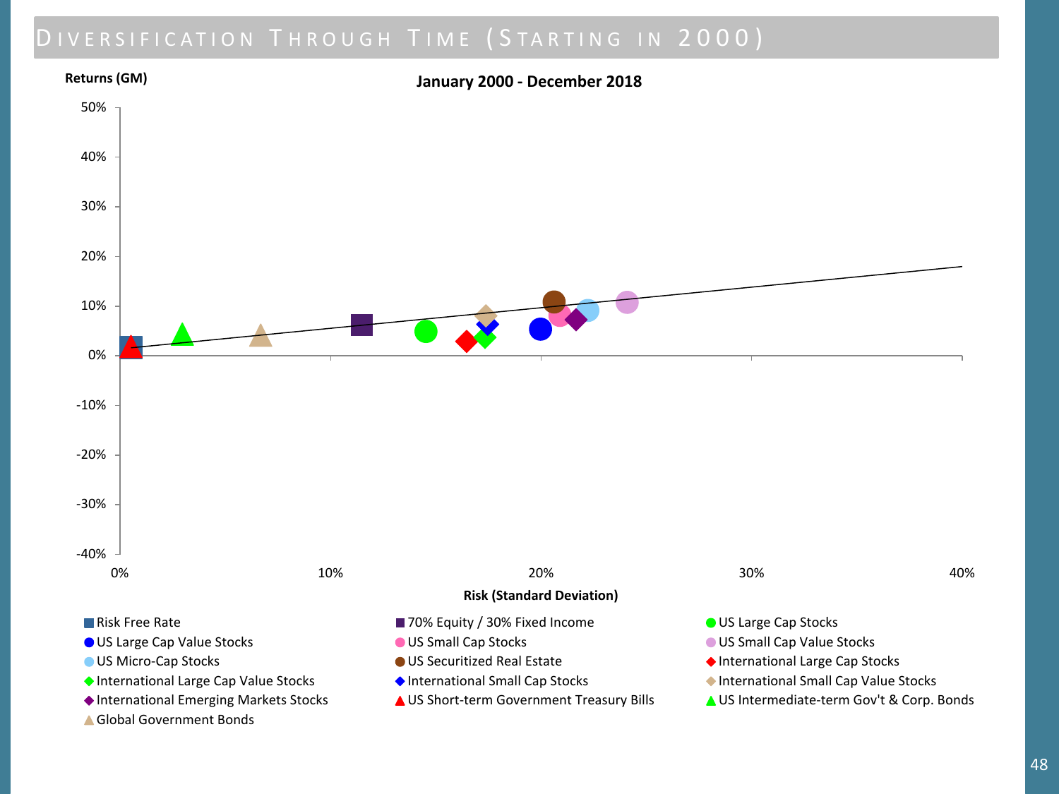# Diversification Through Time (Starting in 2000)

**January 2000 - December 2018**

Returns (GM)

50%
40%
30%
20%
10%
0%
-10%
-20%
-30%
-40%

0% 10% 20% 30% 40%

Risk (Standard Deviation)

- Risk Free Rate
- 70% Equity / 30% Fixed Income
- US Large Cap Stocks
- US Large Cap Value Stocks
- US Small Cap Stocks
- US Small Cap Value Stocks
- US Micro-Cap Stocks
- US Securitized Real Estate
- International Large Cap Stocks
- International Large Cap Value Stocks
- International Small Cap Stocks
- International Small Cap Value Stocks
- International Emerging Markets Stocks
- US Short-term Government Treasury Bills
- US Intermediate-term Gov't & Corp. Bonds
- Global Government Bonds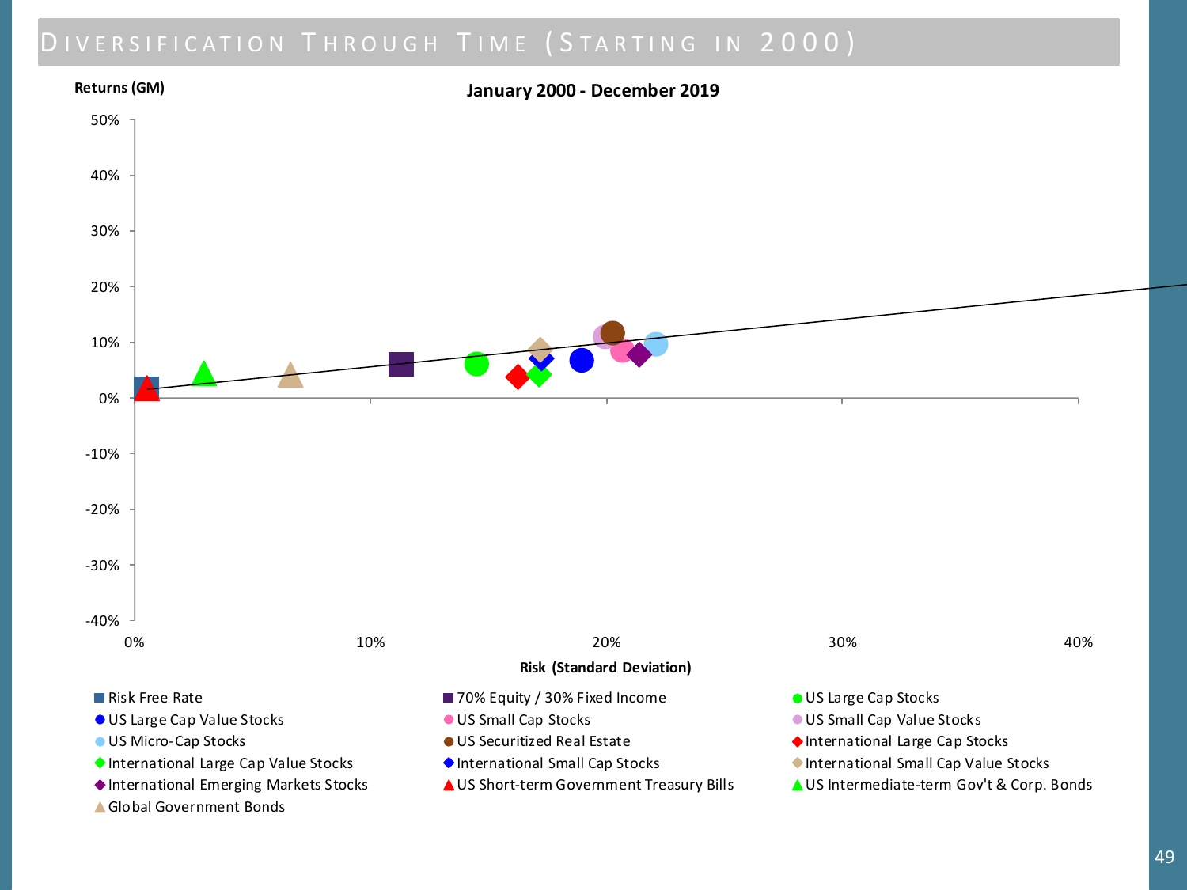# Diversification Through Time (Starting in 2000)

**January 2000 - December 2019**

Returns (GM)

50%
40%
30%
20%
10%
0%
-10%
-20%
-30%
-40%

0% 10% 20% 30% 40%

Risk (Standard Deviation)

- Risk Free Rate
- 70% Equity / 30% Fixed Income
- US Large Cap Stocks
- US Large Cap Value Stocks
- US Small Cap Stocks
- US Small Cap Value Stocks
- US Micro-Cap Stocks
- US Securitized Real Estate
- International Large Cap Stocks
- International Large Cap Value Stocks
- International Small Cap Stocks
- International Small Cap Value Stocks
- International Emerging Markets Stocks
- US Short-term Government Treasury Bills
- US Intermediate-term Gov't & Corp. Bonds
- Global Government Bonds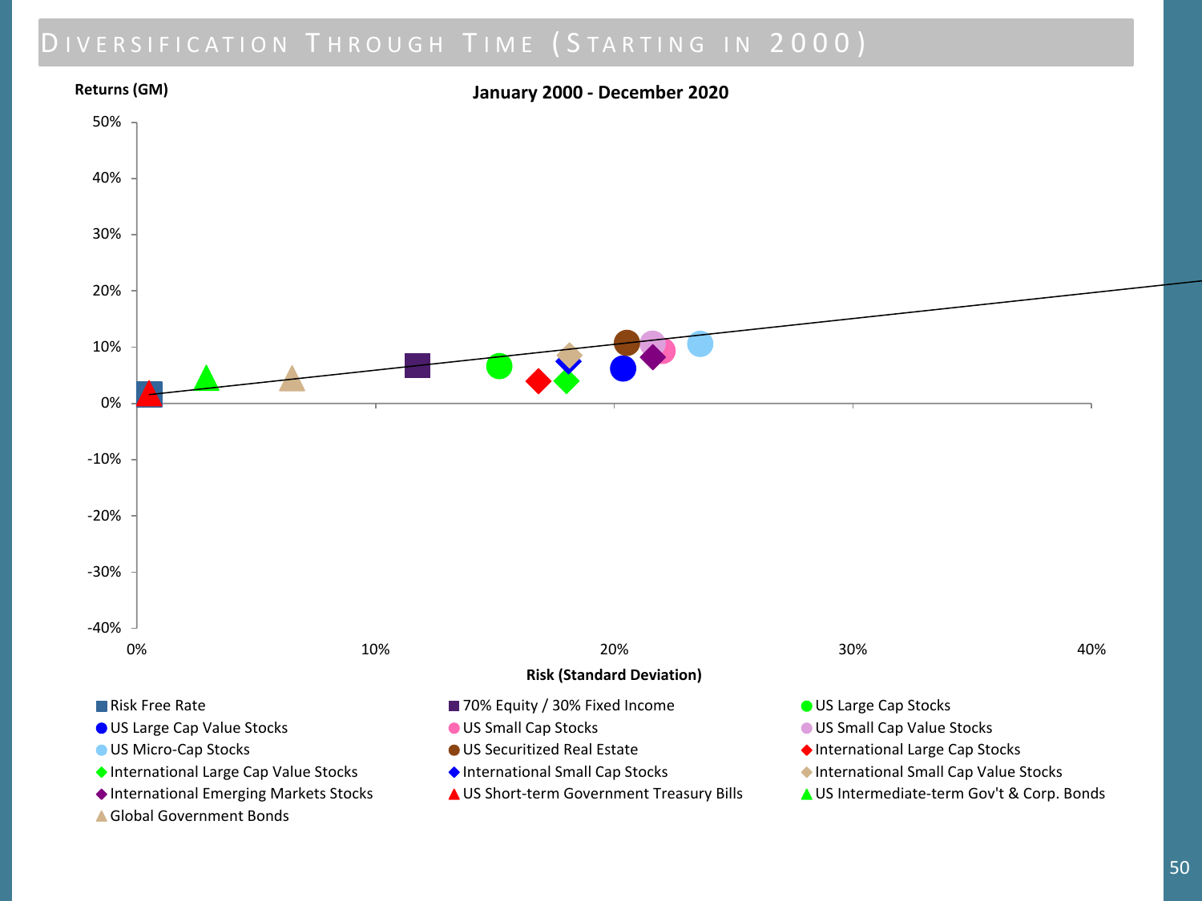# Diversification Through Time (Starting in 2000)

**January 2000 - December 2020**

Returns (GM)

50%
40%
30%
20%
10%
0%
-10%
-20%
-30%
-40%

0% 10% 20% 30% 40%

Risk (Standard Deviation)

- Risk Free Rate
- 70% Equity / 30% Fixed Income
- US Large Cap Stocks
- US Large Cap Value Stocks
- US Small Cap Stocks
- US Small Cap Value Stocks
- US Micro-Cap Stocks
- US Securitized Real Estate
- International Large Cap Stocks
- International Large Cap Value Stocks
- International Small Cap Stocks
- International Small Cap Value Stocks
- International Emerging Markets Stocks
- US Short-term Government Treasury Bills
- US Intermediate-term Gov't & Corp. Bonds
- Global Government Bonds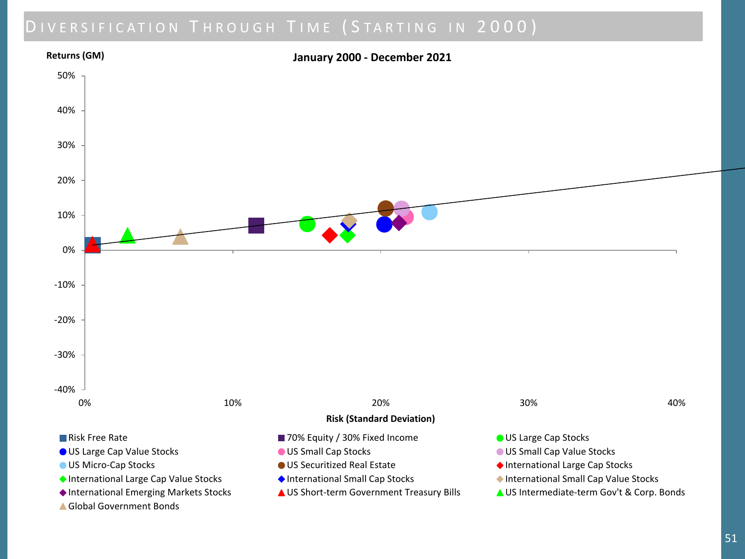# Diversification Through Time (Starting in 2000)

**January 2000 - December 2021**

Returns (GM)

50%
40%
30%
20%
10%
0%
-10%
-20%
-30%
-40%

0% 10% 20% 30% 40%

Risk (Standard Deviation)

- Risk Free Rate
- 70% Equity / 30% Fixed Income
- US Large Cap Stocks
- US Large Cap Value Stocks
- US Small Cap Stocks
- US Small Cap Value Stocks
- US Micro-Cap Stocks
- US Securitized Real Estate
- International Large Cap Stocks
- International Large Cap Value Stocks
- International Small Cap Stocks
- International Small Cap Value Stocks
- International Emerging Markets Stocks
- US Short-term Government Treasury Bills
- US Intermediate-term Gov't & Corp. Bonds
- Global Government Bonds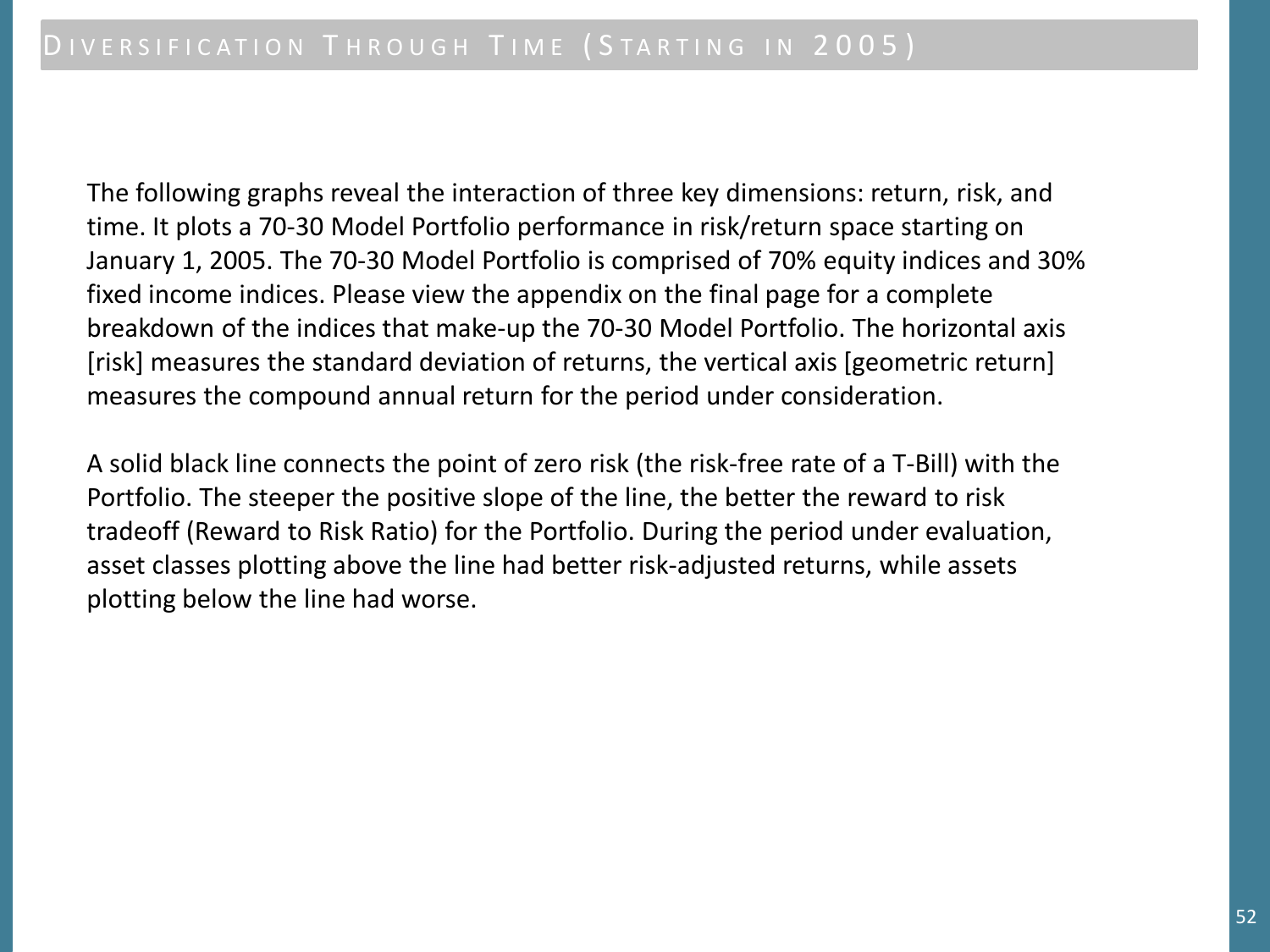# Diversification Through Time (Starting in 2005)

The following graphs reveal the interaction of three key dimensions: return, risk, and time. It plots a 70-30 Model Portfolio performance in risk/return space starting on January 1, 2005. The 70-30 Model Portfolio is comprised of 70% equity indices and 30% fixed income indices. Please view the appendix on the final page for a complete breakdown of the indices that make-up the 70-30 Model Portfolio. The horizontal axis [risk] measures the standard deviation of returns, the vertical axis [geometric return] measures the compound annual return for the period under consideration.

A solid black line connects the point of zero risk (the risk-free rate of a T-Bill) with the Portfolio. The steeper the positive slope of the line, the better the reward to risk tradeoff (Reward to Risk Ratio) for the Portfolio. During the period under evaluation, asset classes plotting above the line had better risk-adjusted returns, while assets plotting below the line had worse.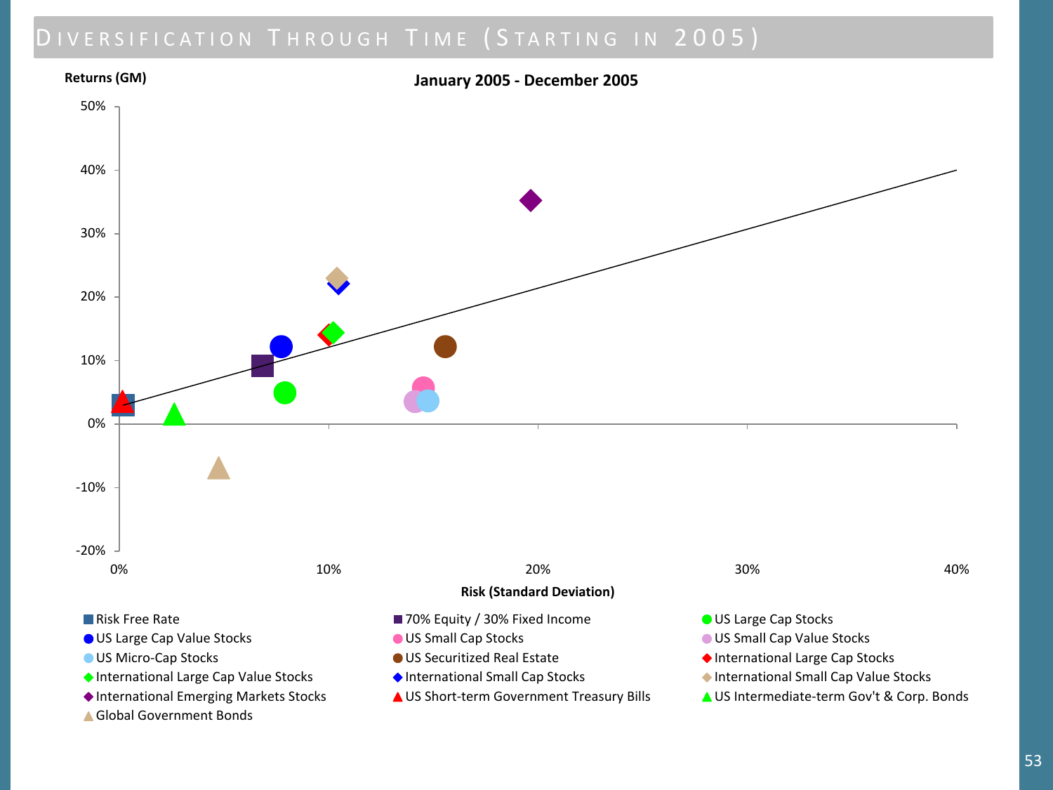# DIVERSIFICATION THROUGH TIME (STARTING IN 2005)

**January 2005 - December 2005**

**Returns (GM)**

50%
40%
30%
20%
10%
0%
-10%
-20%

0% 10% 20% 30% 40%

**Risk (Standard Deviation)**

- Risk Free Rate
- 70% Equity / 30% Fixed Income
- US Large Cap Stocks
- US Large Cap Value Stocks
- US Small Cap Stocks
- US Small Cap Value Stocks
- US Micro-Cap Stocks
- US Securitized Real Estate
- International Large Cap Stocks
- International Large Cap Value Stocks
- International Small Cap Stocks
- International Small Cap Value Stocks
- International Emerging Markets Stocks
- US Short-term Government Treasury Bills
- US Intermediate-term Gov't & Corp. Bonds
- Global Government Bonds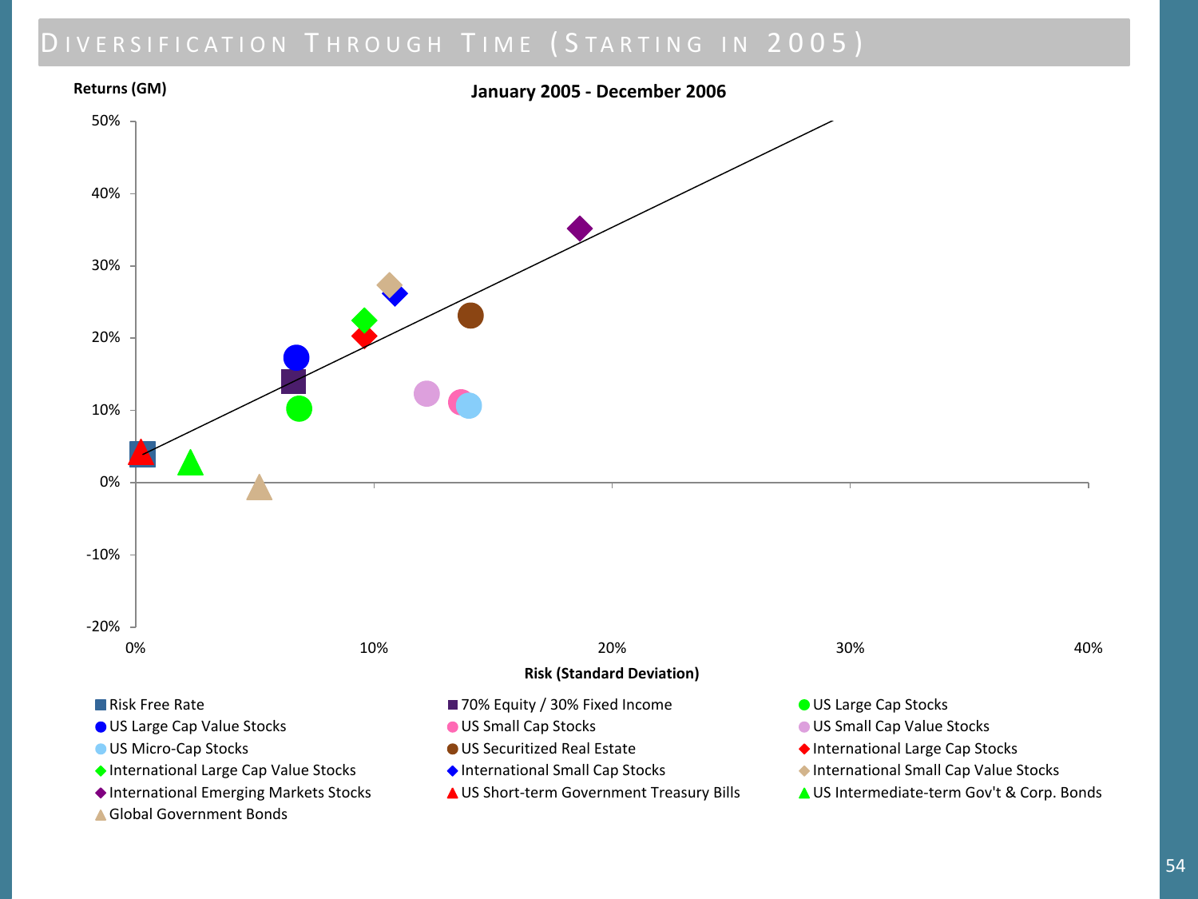# Diversification Through Time (Starting in 2005)

**January 2005 - December 2006**

**Returns (GM)**

50%
40%
30%
20%
10%
0%
-10%
-20%

0% 10% 20% 30% 40%

**Risk (Standard Deviation)**

- Risk Free Rate
- 70% Equity / 30% Fixed Income
- US Large Cap Stocks
- US Large Cap Value Stocks
- US Small Cap Stocks
- US Small Cap Value Stocks
- US Micro-Cap Stocks
- US Securitized Real Estate
- International Large Cap Stocks
- International Large Cap Value Stocks
- International Small Cap Stocks
- International Small Cap Value Stocks
- International Emerging Markets Stocks
- US Short-term Government Treasury Bills
- US Intermediate-term Gov't & Corp. Bonds
- Global Government Bonds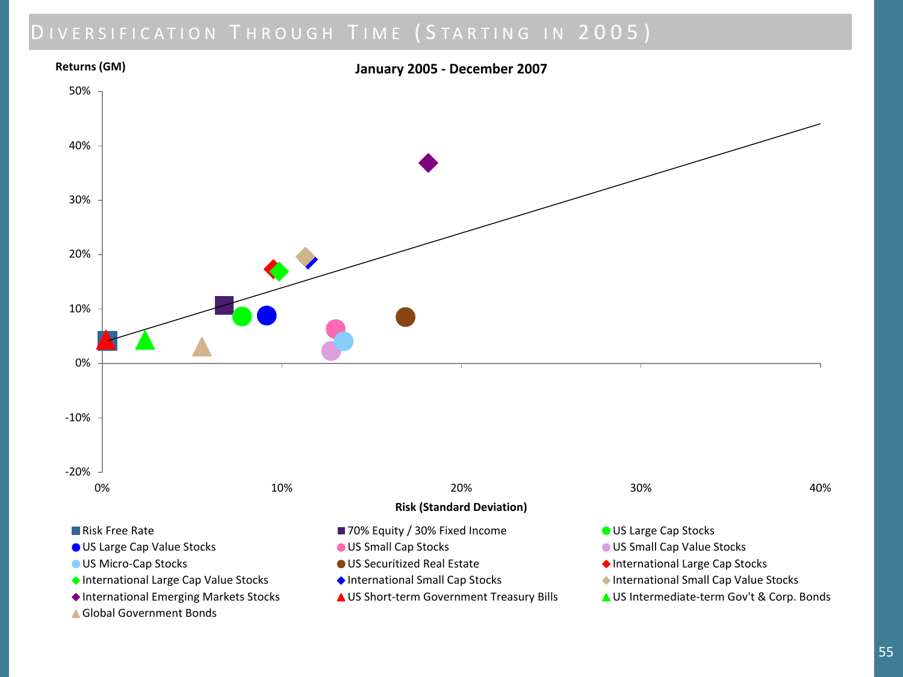# Diversification Through Time (Starting in 2005)

**January 2005 - December 2007**

Returns (GM)

50%
40%
30%
20%
10%
0%
-10%
-20%

0% 10% 20% 30% 40%

**Risk (Standard Deviation)**

- Risk Free Rate
- 70% Equity / 30% Fixed Income
- US Large Cap Stocks
- US Large Cap Value Stocks
- US Small Cap Stocks
- US Small Cap Value Stocks
- US Micro-Cap Stocks
- US Securitized Real Estate
- International Large Cap Stocks
- International Large Cap Value Stocks
- International Small Cap Stocks
- International Small Cap Value Stocks
- International Emerging Markets Stocks
- US Short-term Government Treasury Bills
- US Intermediate-term Gov't & Corp. Bonds
- Global Government Bonds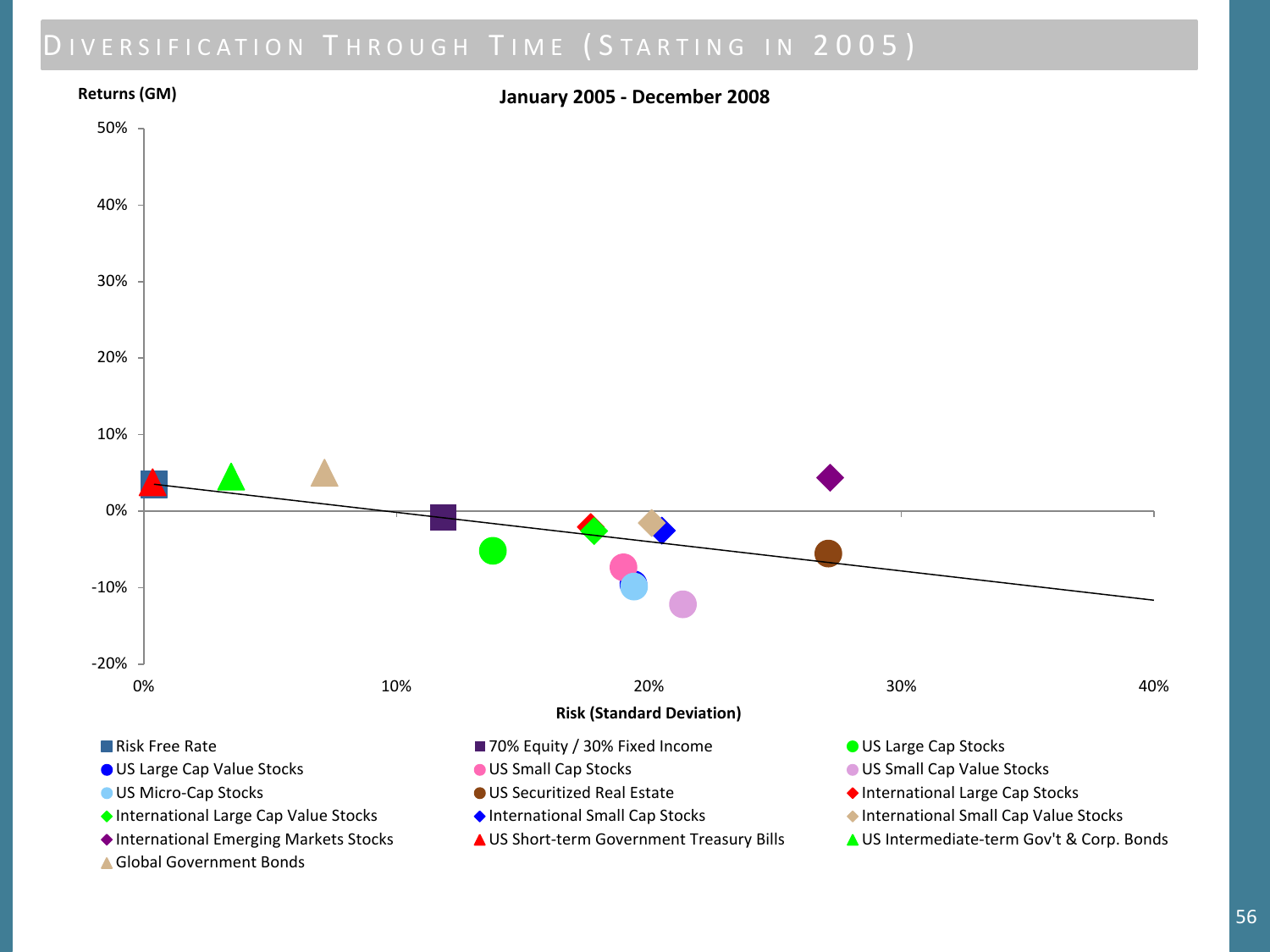# Diversification Through Time (Starting in 2005)

**January 2005 - December 2008**

Returns (GM)

50%
40%
30%
20%
10%
0%
-10%
-20%

0% 10% 20% 30% 40%

**Risk (Standard Deviation)**

- Risk Free Rate
- 70% Equity / 30% Fixed Income
- US Large Cap Stocks
- US Large Cap Value Stocks
- US Small Cap Stocks
- US Small Cap Value Stocks
- US Micro-Cap Stocks
- US Securitized Real Estate
- International Large Cap Stocks
- International Large Cap Value Stocks
- International Small Cap Stocks
- International Small Cap Value Stocks
- International Emerging Markets Stocks
- US Short-term Government Treasury Bills
- US Intermediate-term Gov't & Corp. Bonds
- Global Government Bonds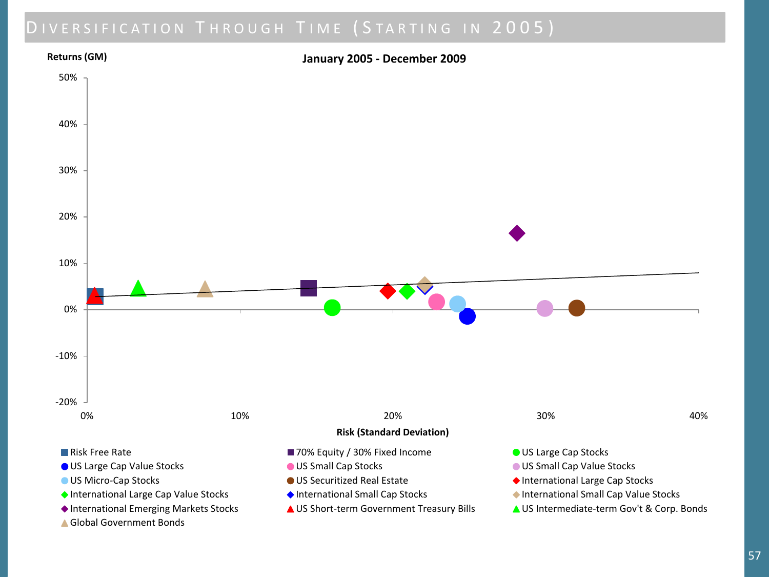# Diversification Through Time (Starting in 2005)

**January 2005 - December 2009**

Returns (GM)

50%
40%
30%
20%
10%
0%
-10%
-20%

0% 10% 20% 30% 40%

Risk (Standard Deviation)

- Risk Free Rate
- 70% Equity / 30% Fixed Income
- US Large Cap Stocks
- US Large Cap Value Stocks
- US Small Cap Stocks
- US Small Cap Value Stocks
- US Micro-Cap Stocks
- US Securitized Real Estate
- International Large Cap Stocks
- International Large Cap Value Stocks
- International Small Cap Stocks
- International Small Cap Value Stocks
- International Emerging Markets Stocks
- US Short-term Government Treasury Bills
- US Intermediate-term Gov't & Corp. Bonds
- Global Government Bonds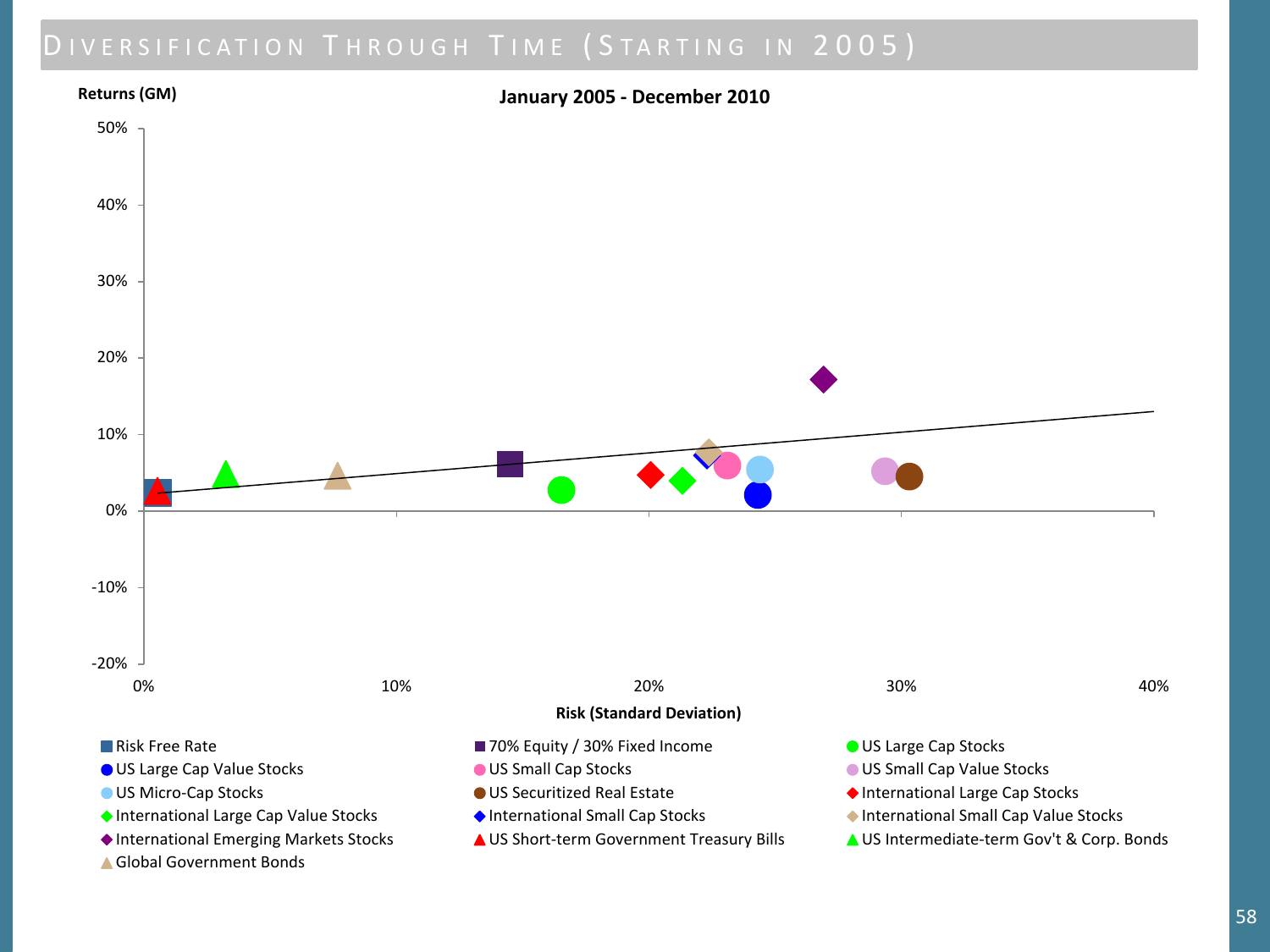# Diversification Through Time (Starting in 2005)

**January 2005 - December 2010**

Returns (GM)

50%
40%
30%
20%
10%
0%
-10%
-20%

0% 10% 20% 30% 40%

Risk (Standard Deviation)

- Risk Free Rate
- 70% Equity / 30% Fixed Income
- US Large Cap Stocks
- US Large Cap Value Stocks
- US Small Cap Stocks
- US Small Cap Value Stocks
- US Micro-Cap Stocks
- US Securitized Real Estate
- International Large Cap Stocks
- International Large Cap Value Stocks
- International Small Cap Stocks
- International Small Cap Value Stocks
- International Emerging Markets Stocks
- US Short-term Government Treasury Bills
- US Intermediate-term Gov't & Corp. Bonds
- Global Government Bonds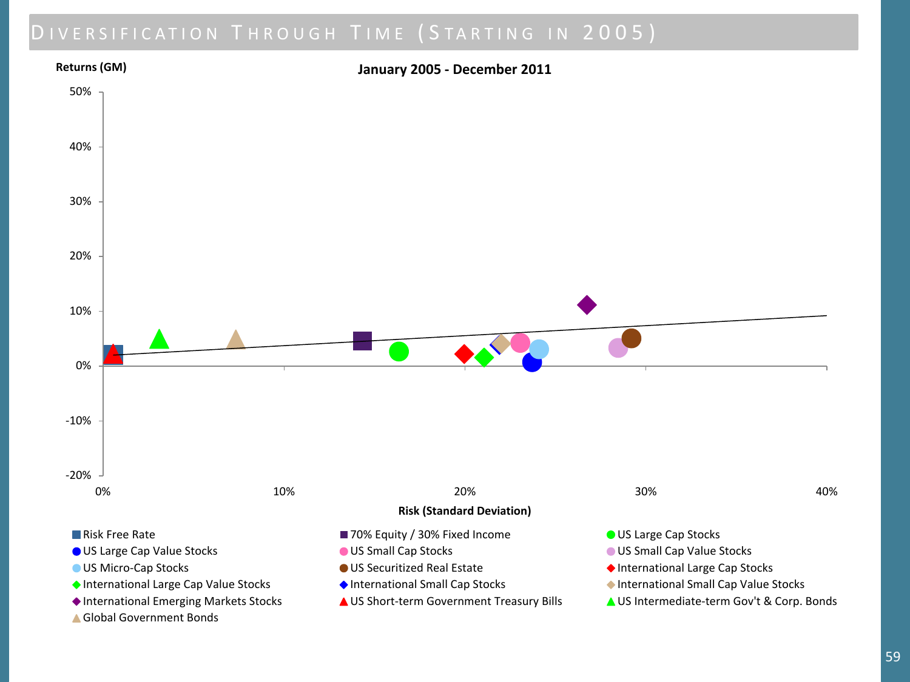# Diversification Through Time (Starting in 2005)

**January 2005 - December 2011**

Returns (GM)

50%

40%

30%

20%

10%

0%

-10%

-20%

0% 10% 20% 30% 40%

Risk (Standard Deviation)

- Risk Free Rate
- 70% Equity / 30% Fixed Income
- US Large Cap Stocks
- US Large Cap Value Stocks
- US Small Cap Stocks
- US Small Cap Value Stocks
- US Micro-Cap Stocks
- US Securitized Real Estate
- International Large Cap Stocks
- International Large Cap Value Stocks
- International Small Cap Stocks
- International Small Cap Value Stocks
- International Emerging Markets Stocks
- US Short-term Government Treasury Bills
- US Intermediate-term Gov't & Corp. Bonds
- Global Government Bonds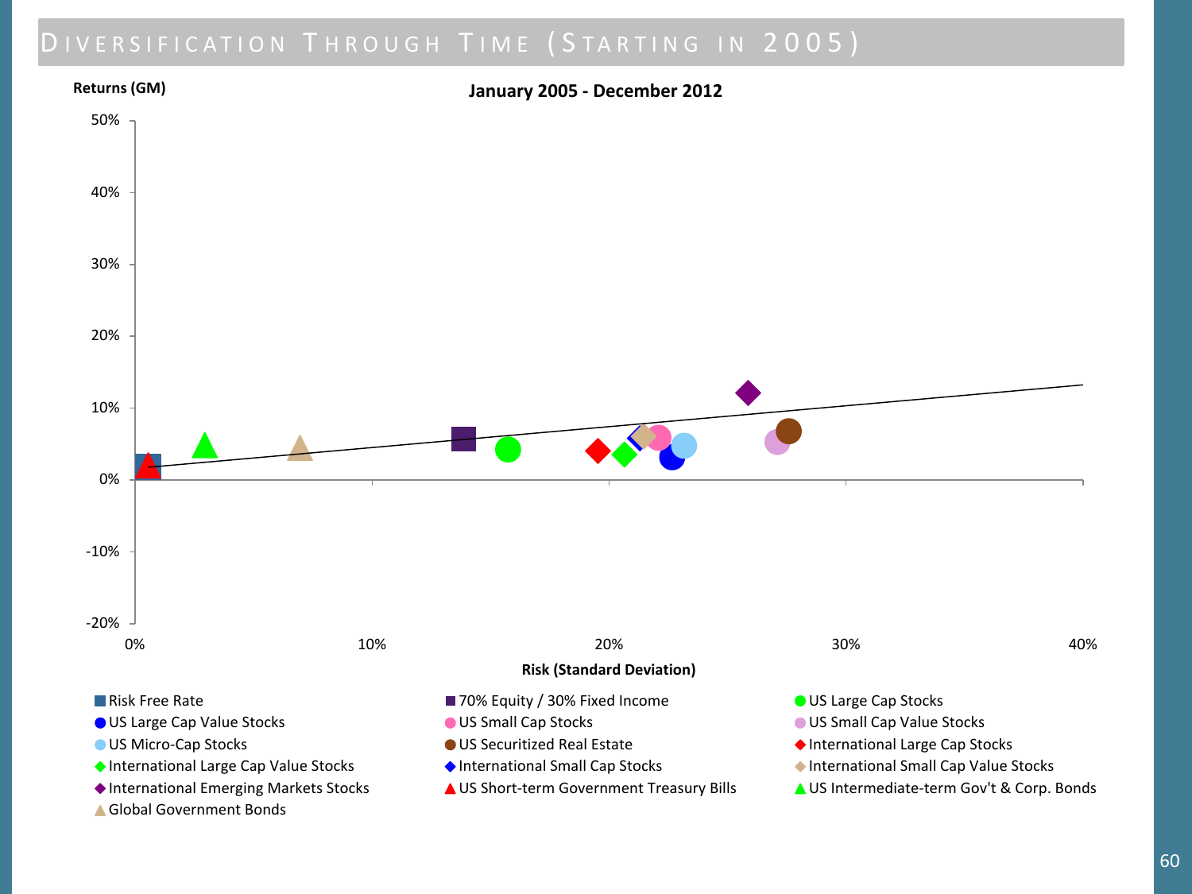# Diversification Through Time (Starting in 2005)

**January 2005 - December 2012**

Returns (GM)

50%
40%
30%
20%
10%
0%
-10%
-20%

0% 10% 20% 30% 40%

Risk (Standard Deviation)

- Risk Free Rate
- 70% Equity / 30% Fixed Income
- US Large Cap Stocks
- US Large Cap Value Stocks
- US Small Cap Stocks
- US Small Cap Value Stocks
- US Micro-Cap Stocks
- US Securitized Real Estate
- International Large Cap Stocks
- International Large Cap Value Stocks
- International Small Cap Stocks
- International Small Cap Value Stocks
- International Emerging Markets Stocks
- US Short-term Government Treasury Bills
- US Intermediate-term Gov't & Corp. Bonds
- Global Government Bonds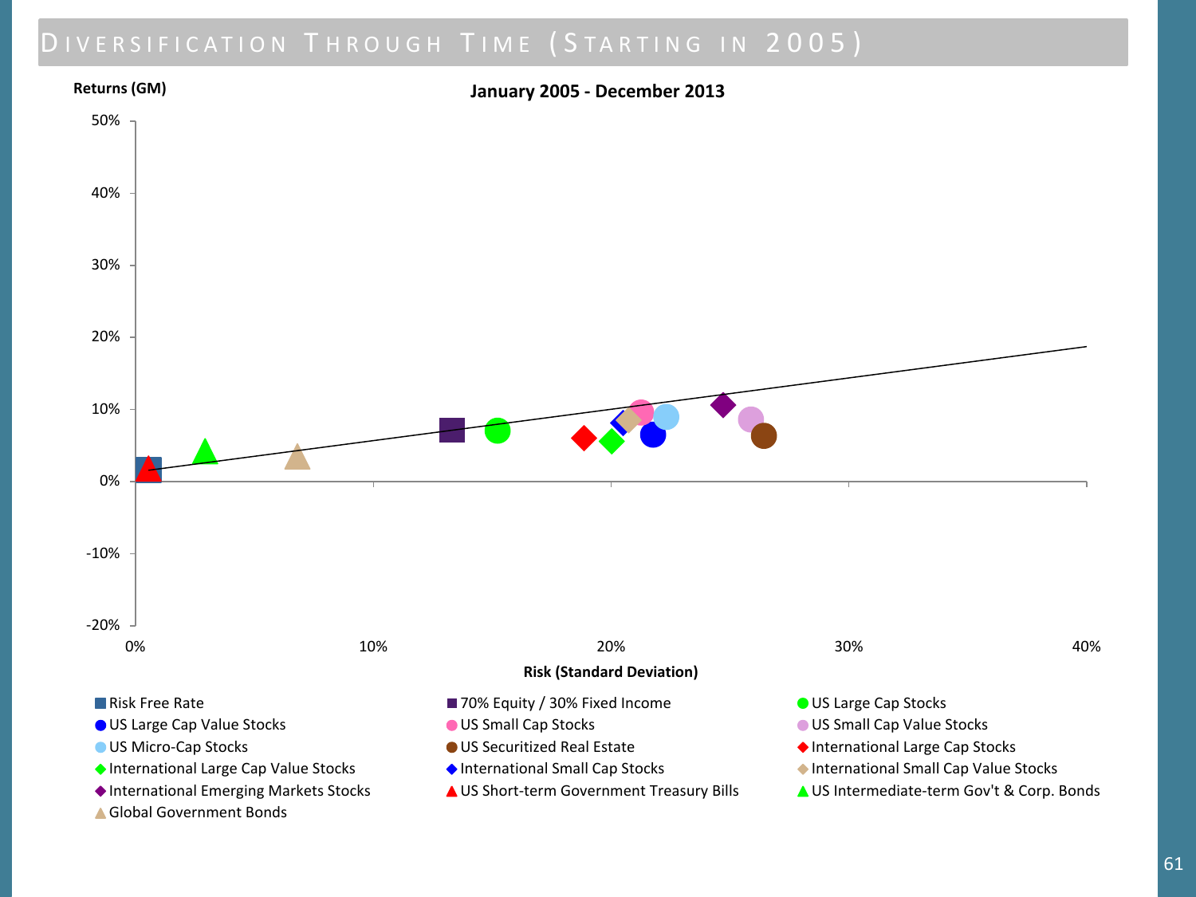# Diversification Through Time (Starting in 2005)

**January 2005 - December 2013**

Returns (GM)

50%
40%
30%
20%
10%
0%
-10%
-20%

0% 10% 20% 30% 40%

Risk (Standard Deviation)

- Risk Free Rate
- 70% Equity / 30% Fixed Income
- US Large Cap Stocks
- US Large Cap Value Stocks
- US Small Cap Stocks
- US Small Cap Value Stocks
- US Micro-Cap Stocks
- US Securitized Real Estate
- International Large Cap Stocks
- International Large Cap Value Stocks
- International Small Cap Stocks
- International Small Cap Value Stocks
- International Emerging Markets Stocks
- US Short-term Government Treasury Bills
- US Intermediate-term Gov't & Corp. Bonds
- Global Government Bonds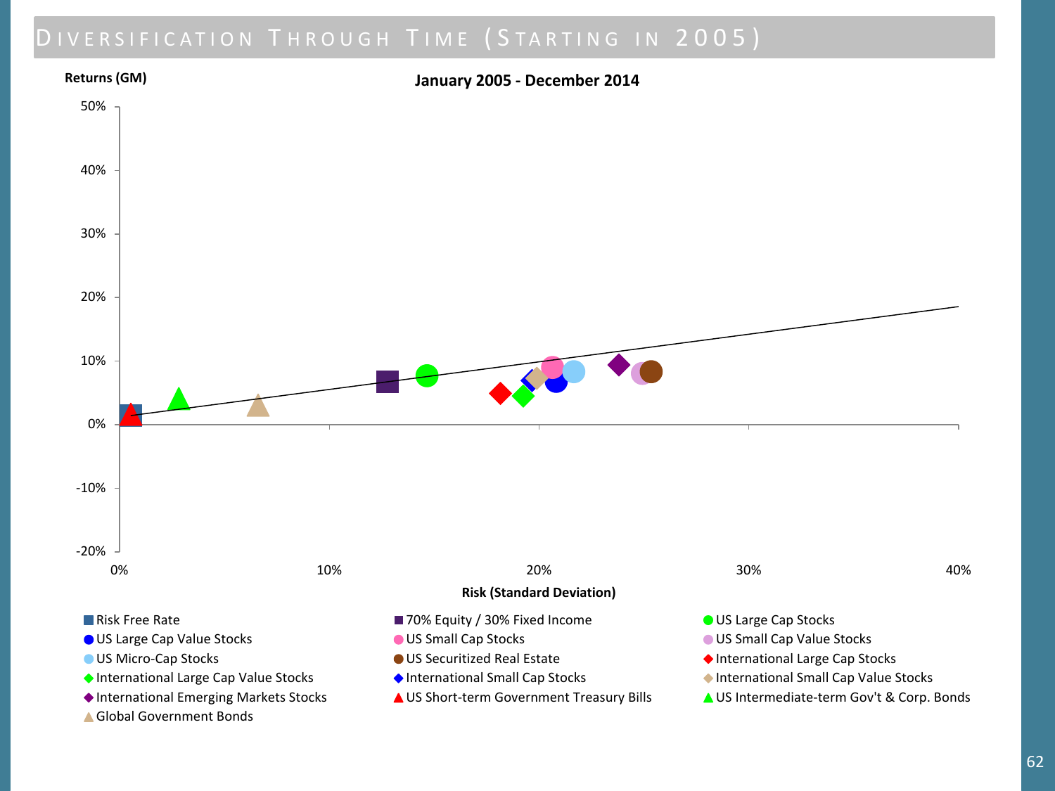# Diversification Through Time (Starting in 2005)

**January 2005 - December 2014**

Returns (GM)

50%
40%
30%
20%
10%
0%
-10%
-20%

0% 10% 20% 30% 40%

Risk (Standard Deviation)

- Risk Free Rate
- 70% Equity / 30% Fixed Income
- US Large Cap Stocks
- US Large Cap Value Stocks
- US Small Cap Stocks
- US Small Cap Value Stocks
- US Micro-Cap Stocks
- US Securitized Real Estate
- International Large Cap Stocks
- International Large Cap Value Stocks
- International Small Cap Stocks
- International Small Cap Value Stocks
- International Emerging Markets Stocks
- US Short-term Government Treasury Bills
- US Intermediate-term Gov't & Corp. Bonds
- Global Government Bonds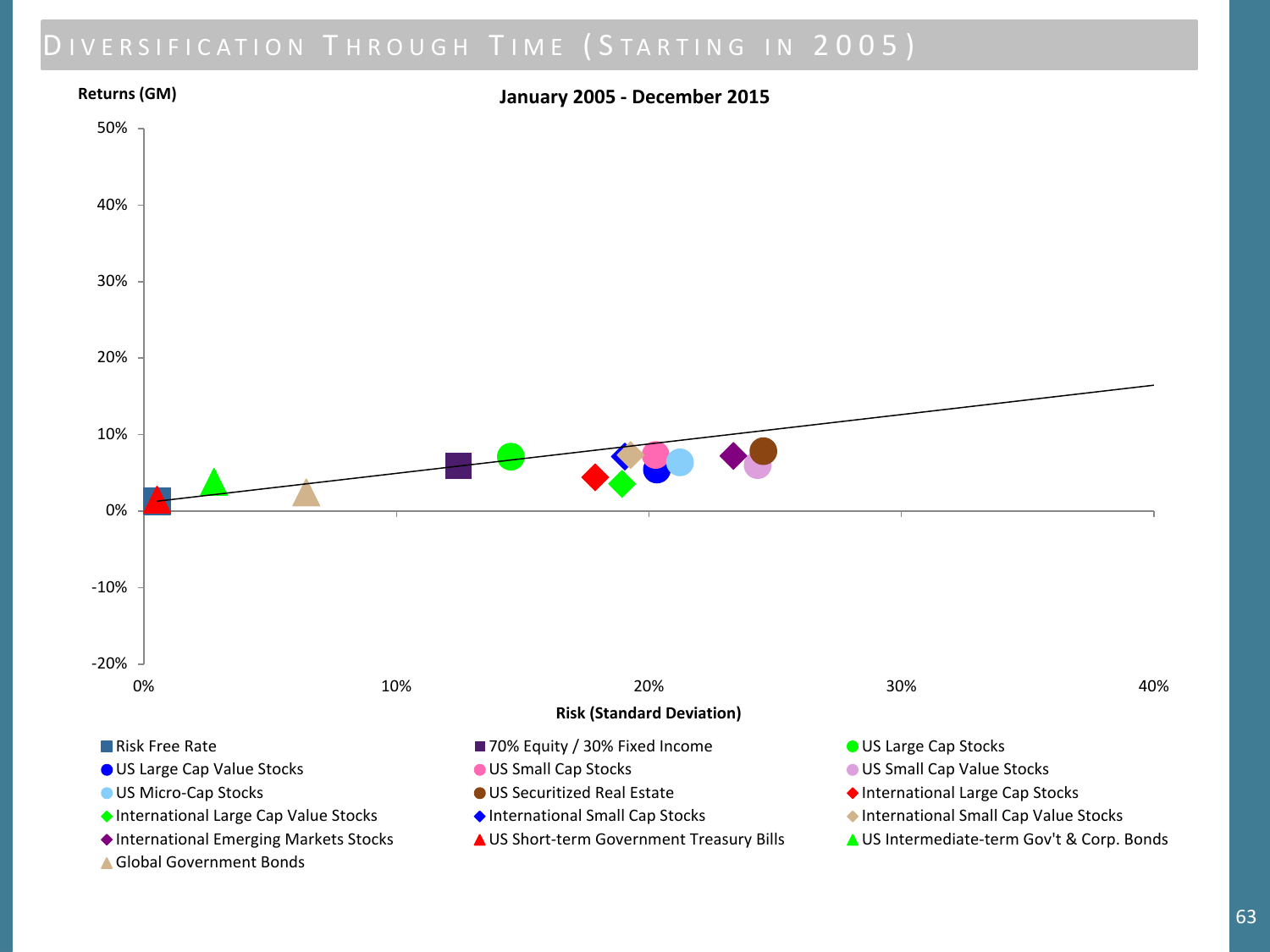# Diversification Through Time (Starting in 2005)

**Returns (GM)**

**January 2005 - December 2015**

50%

40%

30%

20%

10%

0%

-10%

-20%

0% 10% 20% 30% 40%

**Risk (Standard Deviation)**

- Risk Free Rate
- 70% Equity / 30% Fixed Income
- US Large Cap Stocks
- US Large Cap Value Stocks
- US Small Cap Stocks
- US Small Cap Value Stocks
- US Micro-Cap Stocks
- US Securitized Real Estate
- International Large Cap Stocks
- International Large Cap Value Stocks
- International Small Cap Stocks
- International Small Cap Value Stocks
- International Emerging Markets Stocks
- US Short-term Government Treasury Bills
- US Intermediate-term Gov't & Corp. Bonds
- Global Government Bonds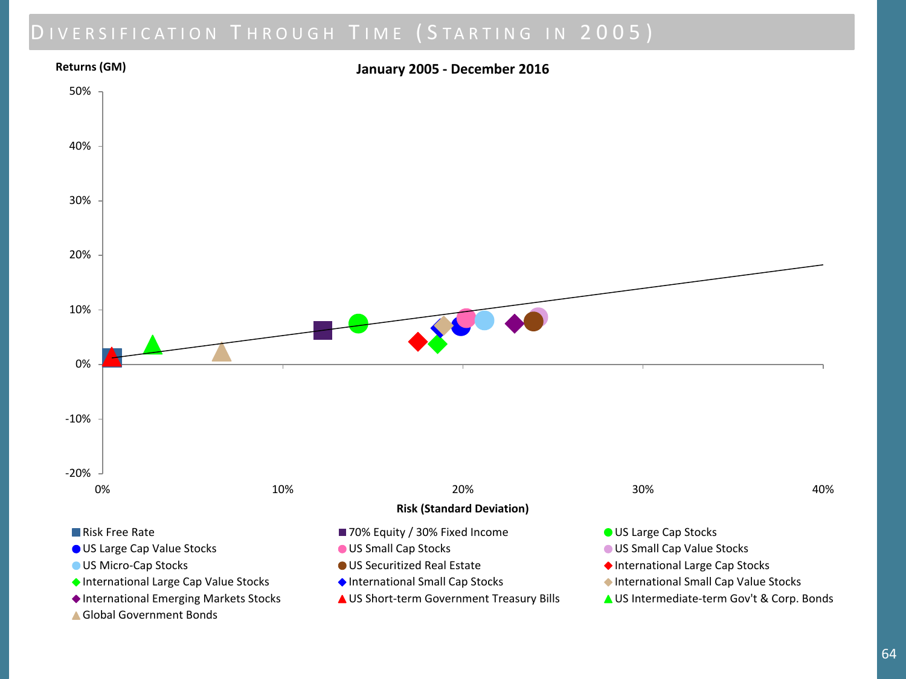# Diversification Through Time (Starting in 2005)

**January 2005 - December 2016**

Returns (GM)

50%
40%
30%
20%
10%
0%
-10%
-20%

0% 10% 20% 30% 40%

Risk (Standard Deviation)

- Risk Free Rate
- 70% Equity / 30% Fixed Income
- US Large Cap Stocks
- US Large Cap Value Stocks
- US Small Cap Stocks
- US Small Cap Value Stocks
- US Micro-Cap Stocks
- US Securitized Real Estate
- International Large Cap Stocks
- International Large Cap Value Stocks
- International Small Cap Stocks
- International Small Cap Value Stocks
- International Emerging Markets Stocks
- US Short-term Government Treasury Bills
- US Intermediate-term Gov't & Corp. Bonds
- Global Government Bonds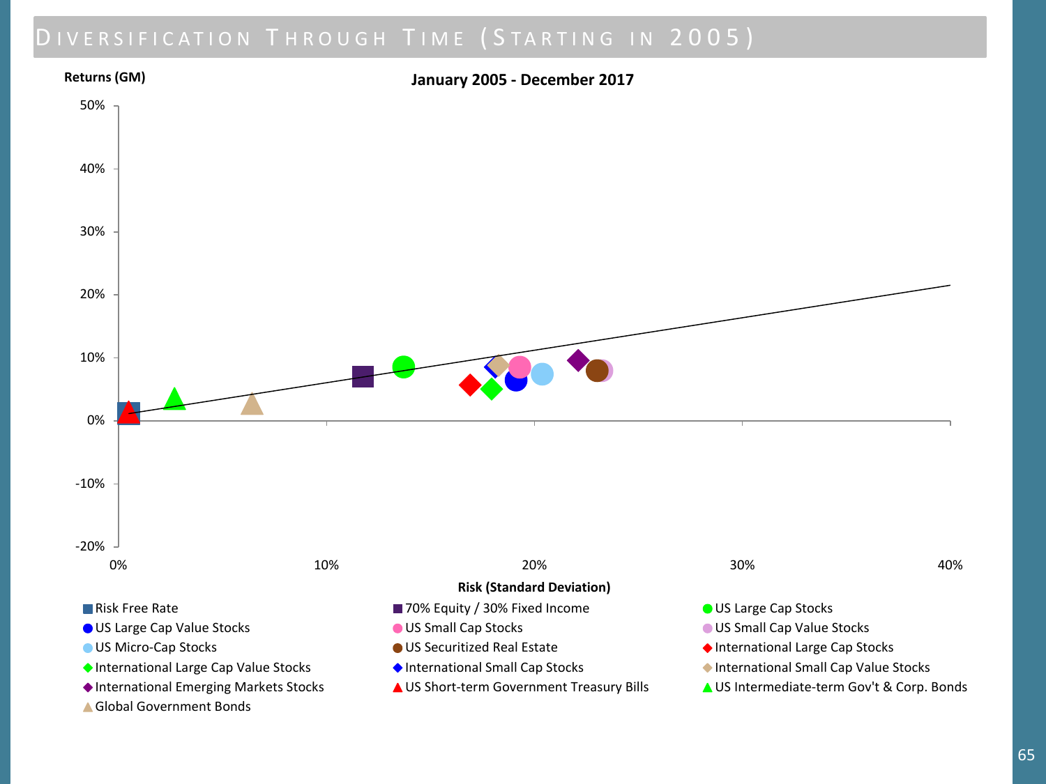# Diversification Through Time (Starting in 2005)

**January 2005 - December 2017**

**Returns (GM)**

50%
40%
30%
20%
10%
0%
-10%
-20%

0% 10% 20% 30% 40%

**Risk (Standard Deviation)**

- Risk Free Rate
- 70% Equity / 30% Fixed Income
- US Large Cap Stocks
- US Large Cap Value Stocks
- US Small Cap Stocks
- US Small Cap Value Stocks
- US Micro-Cap Stocks
- US Securitized Real Estate
- International Large Cap Stocks
- International Large Cap Value Stocks
- International Small Cap Stocks
- International Small Cap Value Stocks
- International Emerging Markets Stocks
- US Short-term Government Treasury Bills
- US Intermediate-term Gov't & Corp. Bonds
- Global Government Bonds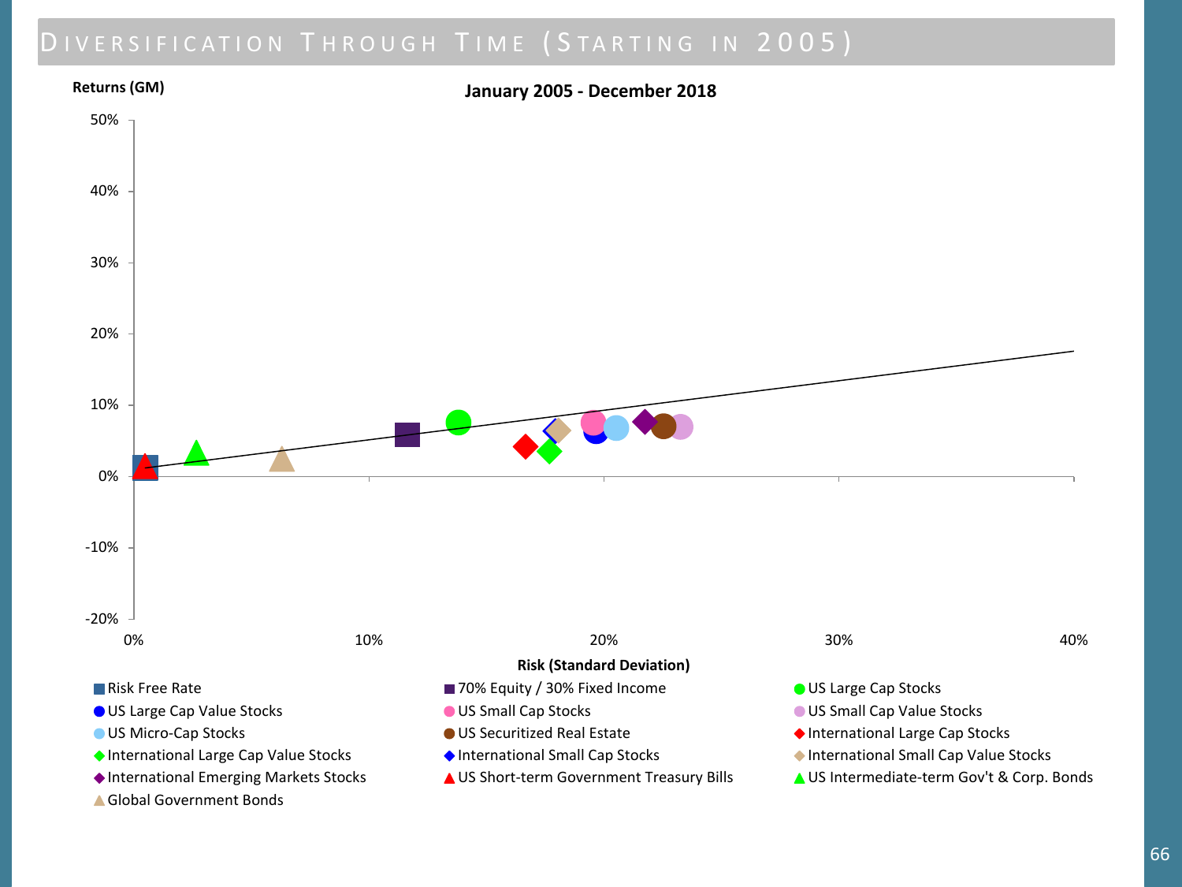# Diversification Through Time (Starting in 2005)

**January 2005 - December 2018**

Returns (GM)

50%
40%
30%
20%
10%
0%
-10%
-20%

0% 10% 20% 30% 40%

**Risk (Standard Deviation)**

- Risk Free Rate
- 70% Equity / 30% Fixed Income
- US Large Cap Stocks
- US Large Cap Value Stocks
- US Small Cap Stocks
- US Small Cap Value Stocks
- US Micro-Cap Stocks
- US Securitized Real Estate
- International Large Cap Stocks
- International Large Cap Value Stocks
- International Small Cap Stocks
- International Small Cap Value Stocks
- International Emerging Markets Stocks
- US Short-term Government Treasury Bills
- US Intermediate-term Gov't & Corp. Bonds
- Global Government Bonds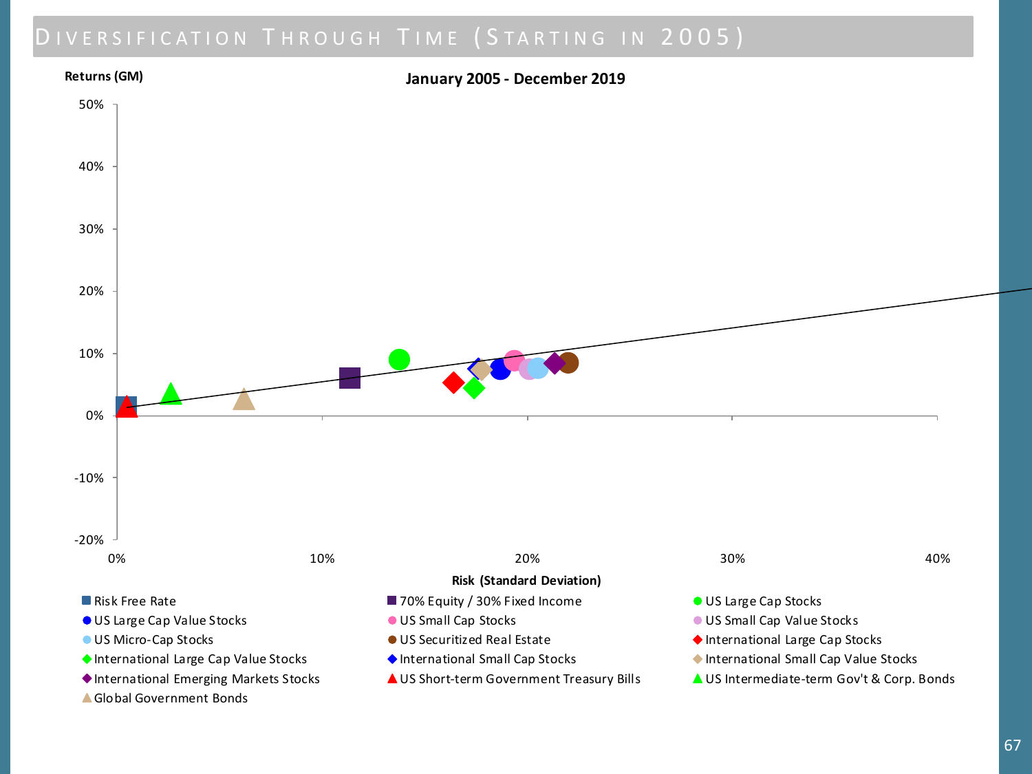# Diversification Through Time (Starting in 2005)

**January 2005 - December 2019**

Returns (GM)

50%
40%
30%
20%
10%
0%
-10%
-20%

0% 10% 20% 30% 40%

**Risk (Standard Deviation)**

- Risk Free Rate
- 70% Equity / 30% Fixed Income
- US Large Cap Stocks
- US Large Cap Value Stocks
- US Small Cap Stocks
- US Small Cap Value Stocks
- US Micro-Cap Stocks
- US Securitized Real Estate
- International Large Cap Stocks
- International Large Cap Value Stocks
- International Small Cap Stocks
- International Small Cap Value Stocks
- International Emerging Markets Stocks
- US Short-term Government Treasury Bills
- US Intermediate-term Gov't & Corp. Bonds
- Global Government Bonds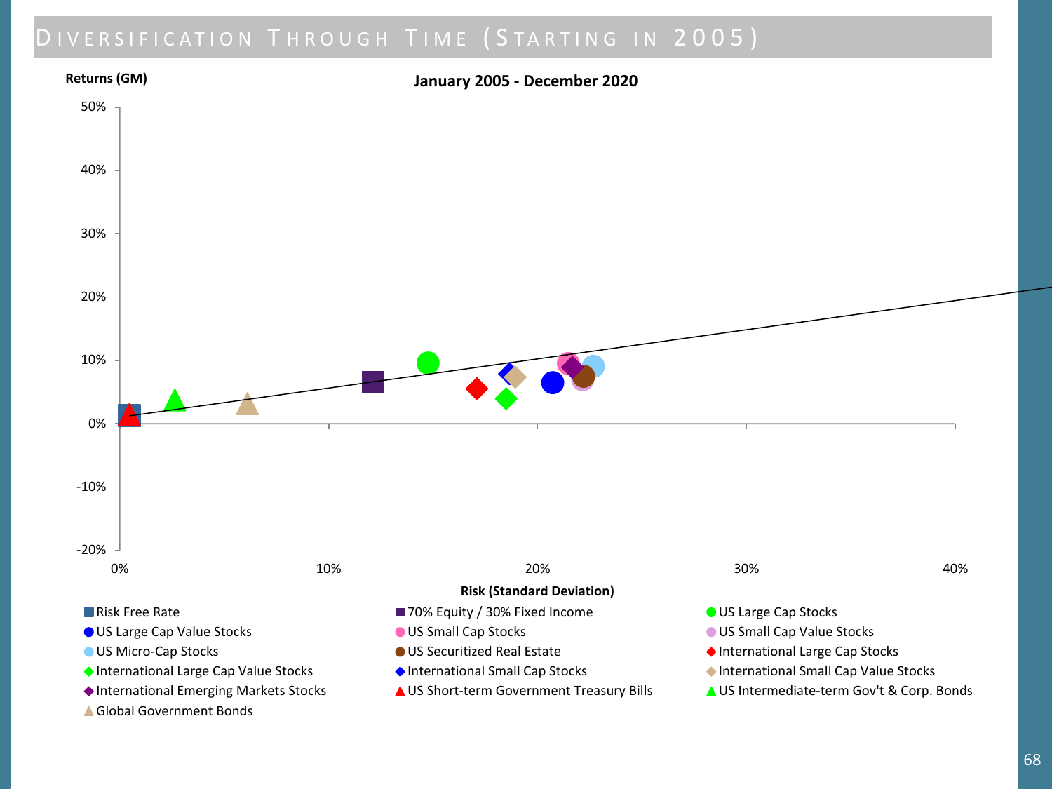# Diversification Through Time (Starting in 2005)

**January 2005 - December 2020**

Returns (GM)

50%

40%

30%

20%

10%

0%

-10%

-20%

0% 10% 20% 30% 40%

**Risk (Standard Deviation)**

- Risk Free Rate
- 70% Equity / 30% Fixed Income
- US Large Cap Stocks
- US Large Cap Value Stocks
- US Small Cap Stocks
- US Small Cap Value Stocks
- US Micro-Cap Stocks
- US Securitized Real Estate
- International Large Cap Stocks
- International Large Cap Value Stocks
- International Small Cap Stocks
- International Small Cap Value Stocks
- International Emerging Markets Stocks
- US Short-term Government Treasury Bills
- US Intermediate-term Gov't & Corp. Bonds
- Global Government Bonds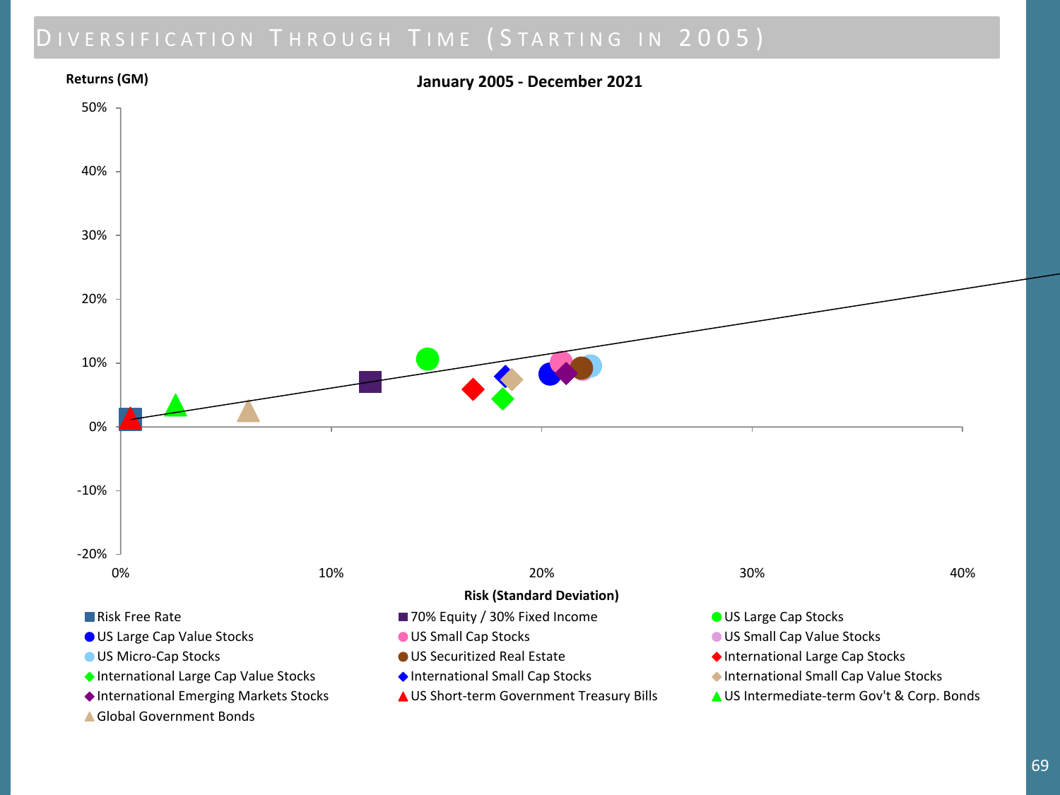# Diversification Through Time (Starting in 2005)

**January 2005 - December 2021**

Returns (GM)

50%
40%
30%
20%
10%
0%
-10%
-20%

0% 10% 20% 30% 40%

Risk (Standard Deviation)

- Risk Free Rate
- 70% Equity / 30% Fixed Income
- US Large Cap Stocks
- US Large Cap Value Stocks
- US Small Cap Stocks
- US Small Cap Value Stocks
- US Micro-Cap Stocks
- US Securitized Real Estate
- International Large Cap Stocks
- International Large Cap Value Stocks
- International Small Cap Stocks
- International Small Cap Value Stocks
- International Emerging Markets Stocks
- US Short-term Government Treasury Bills
- US Intermediate-term Gov't & Corp. Bonds
- Global Government Bonds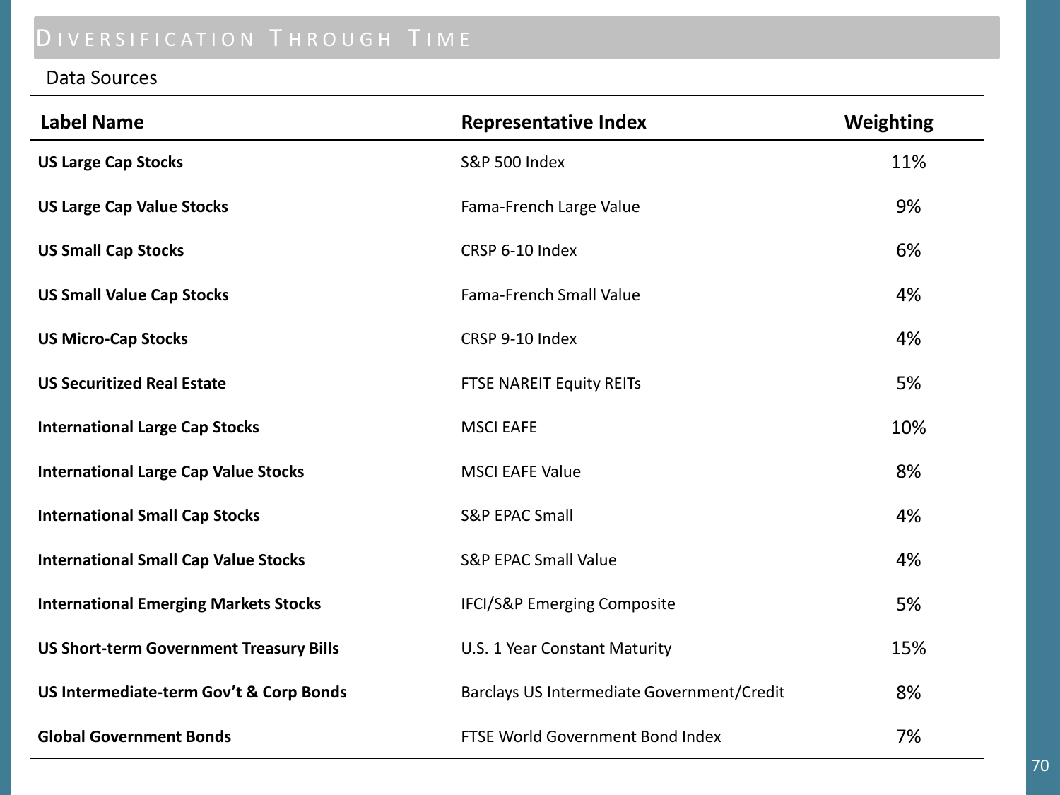# Diversification Through Time

Data Sources

| Label Name | Representative Index | Weighting |
| --- | --- | --- |
| **US Large Cap Stocks** | S&P 500 Index | 11% |
| **US Large Cap Value Stocks** | Fama-French Large Value | 9% |
| **US Small Cap Stocks** | CRSP 6-10 Index | 6% |
| **US Small Value Cap Stocks** | Fama-French Small Value | 4% |
| **US Micro-Cap Stocks** | CRSP 9-10 Index | 4% |
| **US Securitized Real Estate** | FTSE NAREIT Equity REITs | 5% |
| **International Large Cap Stocks** | MSCI EAFE | 10% |
| **International Large Cap Value Stocks** | MSCI EAFE Value | 8% |
| **International Small Cap Stocks** | S&P EPAC Small | 4% |
| **International Small Cap Value Stocks** | S&P EPAC Small Value | 4% |
| **International Emerging Markets Stocks** | IFCI/S&P Emerging Composite | 5% |
| **US Short-term Government Treasury Bills** | U.S. 1 Year Constant Maturity | 15% |
| **US Intermediate-term Gov't & Corp Bonds** | Barclays US Intermediate Government/Credit | 8% |
| **Global Government Bonds** | FTSE World Government Bond Index | 7% |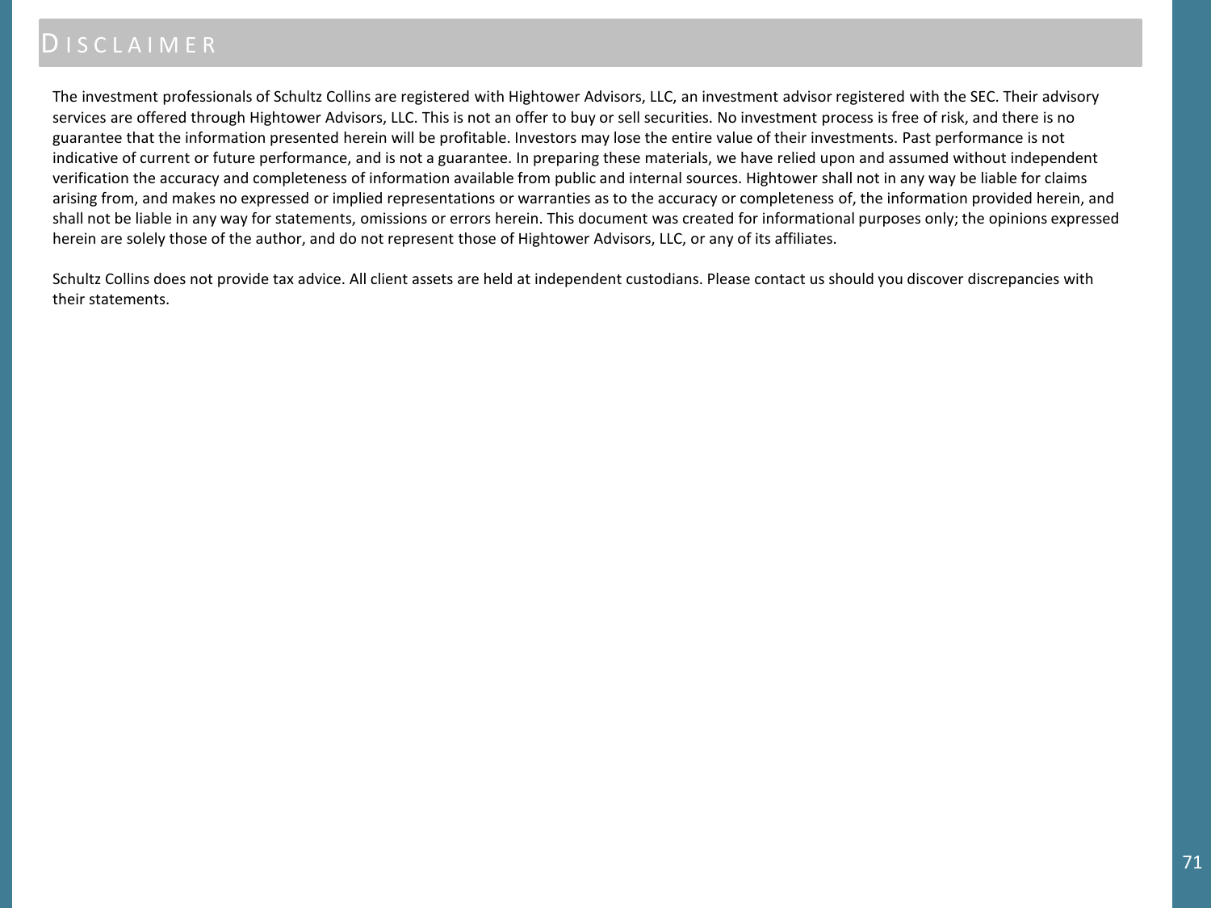# DISCLAIMER

The investment professionals of Schultz Collins are registered with Hightower Advisors, LLC, an investment advisor registered with the SEC. Their advisory services are offered through Hightower Advisors, LLC. This is not an offer to buy or sell securities. No investment process is free of risk, and there is no guarantee that the information presented herein will be profitable. Investors may lose the entire value of their investments. Past performance is not indicative of current or future performance, and is not a guarantee. In preparing these materials, we have relied upon and assumed without independent verification the accuracy and completeness of information available from public and internal sources. Hightower shall not in any way be liable for claims arising from, and makes no expressed or implied representations or warranties as to the accuracy or completeness of, the information provided herein, and shall not be liable in any way for statements, omissions or errors herein. This document was created for informational purposes only; the opinions expressed herein are solely those of the author, and do not represent those of Hightower Advisors, LLC, or any of its affiliates.

Schultz Collins does not provide tax advice. All client assets are held at independent custodians. Please contact us should you discover discrepancies with their statements.